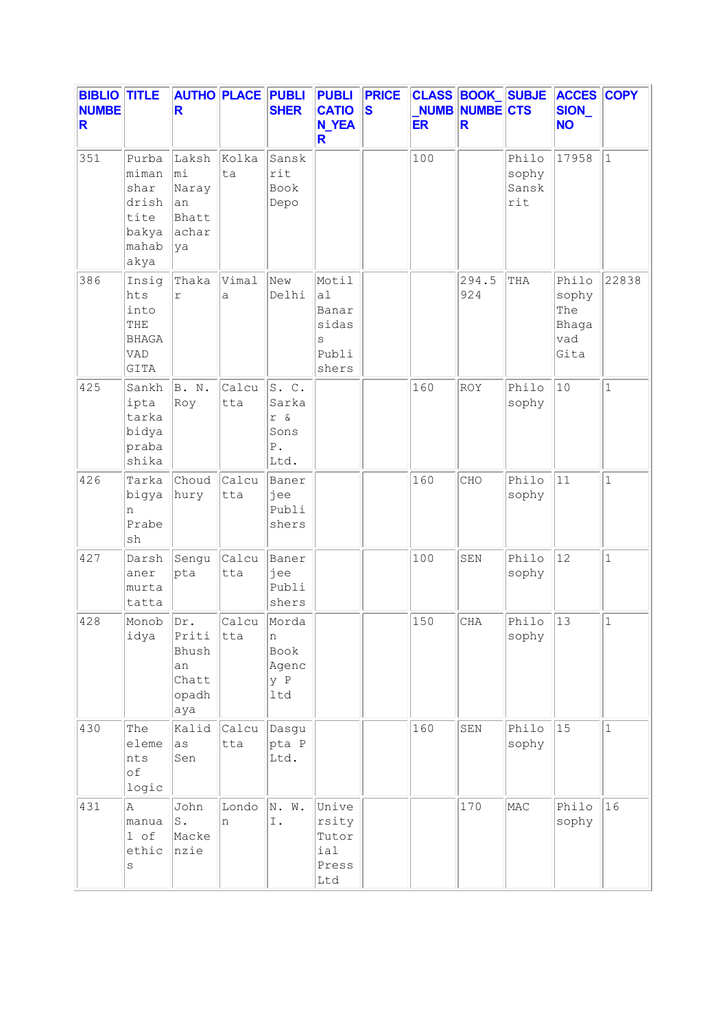| BIBLIO NUMBER | TITLE | AUTHOR | PLACE | PUBLISHER | PUBLICATION_YEAR | PRICES | CLASS_NUMBER | BOOK_NUMBER | SUBJECTS | ACCESSION_NO | COPY |
|---|---|---|---|---|---|---|---|---|---|---|---|
| 351 | Purbamimanshar drishtite bakyamahabakya | Lakshmi Narayan Bhattacharya | Kolkata | Sanskrit Book Depo | | | 100 | | Philosophy Sanskrit | 17958 | 1 |
| 386 | Insights into THE BHAGAVAD GITA | Thakar | Vimala | New Delhi | Motilal Banarsidass Publishers | | | 294.5924 | THA | Philosophy The Bhagavad Gita | 22838 |
| 425 | Sankhipta tarkabidya prabashika | B. N. Roy | Calcutta | S. C. Sarkar & Sons P. Ltd. | | | 160 | ROY | Philosophy | 10 | 1 |
| 426 | Tarkabigyan Prabesh | Choudhury | Calcutta | Banerjee Publishers | | | 160 | CHO | Philosophy | 11 | 1 |
| 427 | Darshaner murtatatta | Sengupta | Calcutta | Banerjee Publishers | | | 100 | SEN | Philosophy | 12 | 1 |
| 428 | Monobidya | Dr. Priti Bhushan Chattopadhaya | Calcutta | Mordan Book Agency P ltd | | | 150 | CHA | Philosophy | 13 | 1 |
| 430 | The elements of logic | Kalidas Sen | Calcutta | Dasgupta P Ltd. | | | 160 | SEN | Philosophy | 15 | 1 |
| 431 | A manual of ethics | John S. Mackenzie | London | N. W. I. | University Tutorial Press Ltd | | | 170 | MAC | Philosophy | 16 |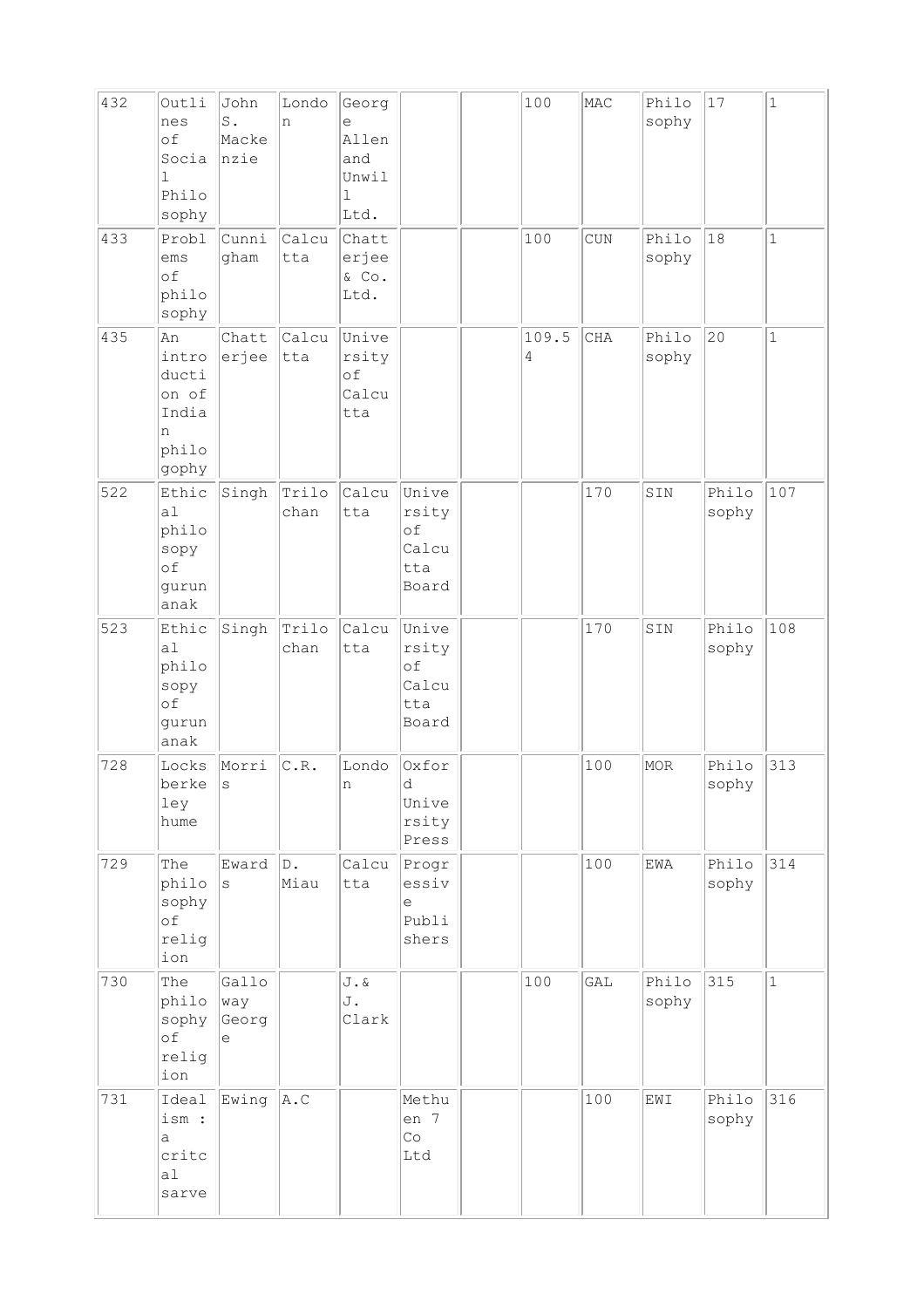| | | | | | | | | | | | |
|---|---|---|---|---|---|---|---|---|---|---|---|
| 432 | Outlines of Social Philosophy | John S. Mackenzie | London | George Allen and Unwill Ltd. | | | 100 | MAC | Philosophy | 17 | 1 |
| 433 | Problems of philosophy | Cunningham | Calcutta | Chatterjee & Co. Ltd. | | | 100 | CUN | Philosophy | 18 | 1 |
| 435 | An introduction of Indian philogophy | Chatterjee | Calcutta | University of Calcutta | | | 109.54 | CHA | Philosophy | 20 | 1 |
| 522 | Ethical philosopy of gurunanak | Singh | Trilochan | Calcutta | University of Calcutta Board | | | 170 | SIN | Philosophy | 107 |
| 523 | Ethical philosopy of gurunanak | Singh | Trilochan | Calcutta | University of Calcutta Board | | | 170 | SIN | Philosophy | 108 |
| 728 | Locks berkeley hume | Morris | C.R. | London | Oxford University Press | | | 100 | MOR | Philosophy | 313 |
| 729 | The philosophy of religion | Ewards | D. Miau | Calcutta | Progressive Publishers | | | 100 | EWA | Philosophy | 314 |
| 730 | The philosophy of religion | Galloway George | | J.& J. Clark | | | 100 | GAL | Philosophy | 315 | 1 |
| 731 | Idealism : a critcal sarve | Ewing | A.C | | Methuen 7 Co Ltd | | | 100 | EWI | Philosophy | 316 |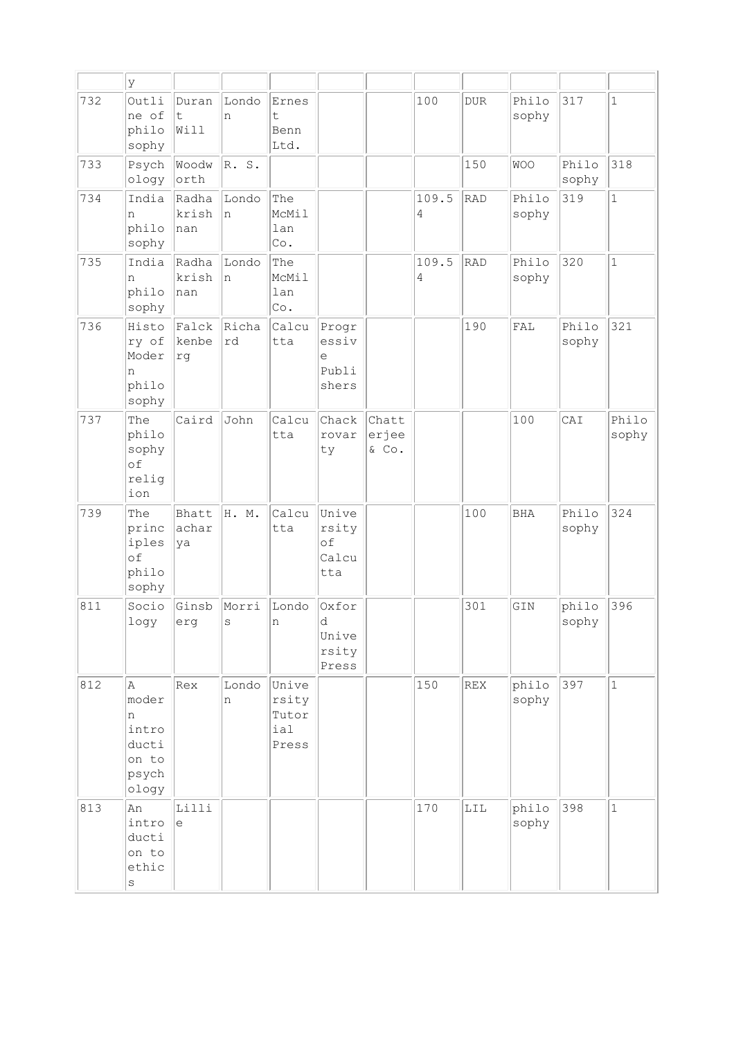| | y | | | | | | | | | | |
|---|---|---|---|---|---|---|---|---|---|---|---|
| 732 | Outline of philosophy | Durant | Will | London | Ernest Benn Ltd. | | | 100 | DUR | Philosophy | 317 | 1 |
| 733 | Psychology | Woodworth | R. S. | | | | | 150 | WOO | Philosophy | 318 |
| 734 | Indian philosophy | Radhakrishnan | London | The McMillan Co. | | | 109.54 | RAD | Philosophy | 319 | 1 |
| 735 | Indian philosophy | Radhakrishnan | London | The McMillan Co. | | | 109.54 | RAD | Philosophy | 320 | 1 |
| 736 | History of Modern philosophy | Falckenberg | Richard | Calcutta | Progressive Publishers | | | 190 | FAL | Philosophy | 321 |
| 737 | The philosophy of religion | Caird | John | Calcutta | Chackrovarty | Chatterjee & Co. | | | 100 | CAI | Philosophy |
| 739 | The principles of philosophy | Bhattacharya | H. M. | Calcutta | University of Calcutta | | | 100 | BHA | Philosophy | 324 |
| 811 | Sociology | Ginsberg | Morris | London | Oxford University Press | | | 301 | GIN | philosophy | 396 |
| 812 | A modern introduction to psychology | Rex | London | University Tutorial Press | | | 150 | REX | philosophy | 397 | 1 |
| 813 | An introduction to ethics | Lillie | | | | | 170 | LIL | philosophy | 398 | 1 |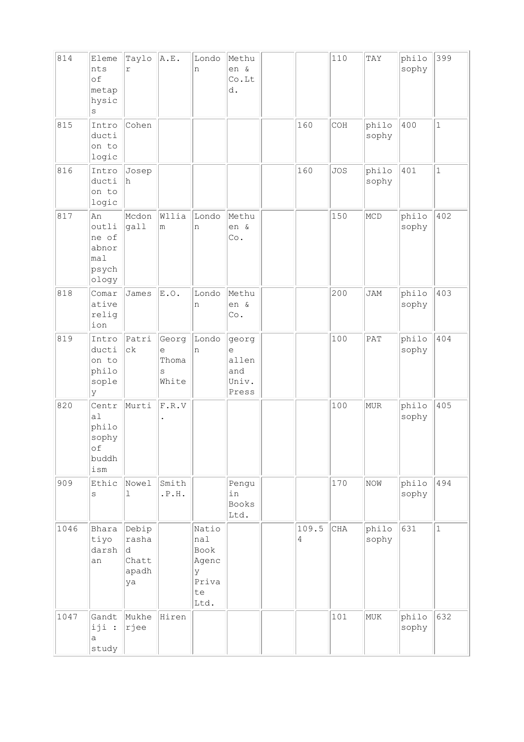| | | | | | | | | | | | |
|---|---|---|---|---|---|---|---|---|---|---|---|
| 814 | Elements of metaphysics | Taylor | A.E. | London | Methuen & Co.Ltd. | | | 110 | TAY | philosophy | 399 |
| 815 | Introduction to logic | Cohen | | | | | 160 | COH | philosophy | 400 | 1 |
| 816 | Introduction to logic | Joseph | | | | | 160 | JOS | philosophy | 401 | 1 |
| 817 | An outline of abnormal psychology | Mcdongall | Wllia m | London | Methuen & Co. | | | 150 | MCD | philosophy | 402 |
| 818 | Comarative religion | James | E.O. | London | Methuen & Co. | | | 200 | JAM | philosophy | 403 |
| 819 | Introduction to philosopley | Patrick | George Thomas White | London | george allen and Univ. Press | | | 100 | PAT | philosophy | 404 |
| 820 | Central philosophy of buddhism | Murti | F.R.V. | | | | | 100 | MUR | philosophy | 405 |
| 909 | Ethics | Nowell | Smith .P.H. | | Penguin Books Ltd. | | | 170 | NOW | philosophy | 494 |
| 1046 | Bharatiyo darshan | Debiprashad Chattapadhya | | National Book Agency Private Ltd. | | | 109.54 | CHA | philosophy | 631 | 1 |
| 1047 | Gandtiji : a study | Mukherjee | Hiren | | | | | 101 | MUK | philosophy | 632 |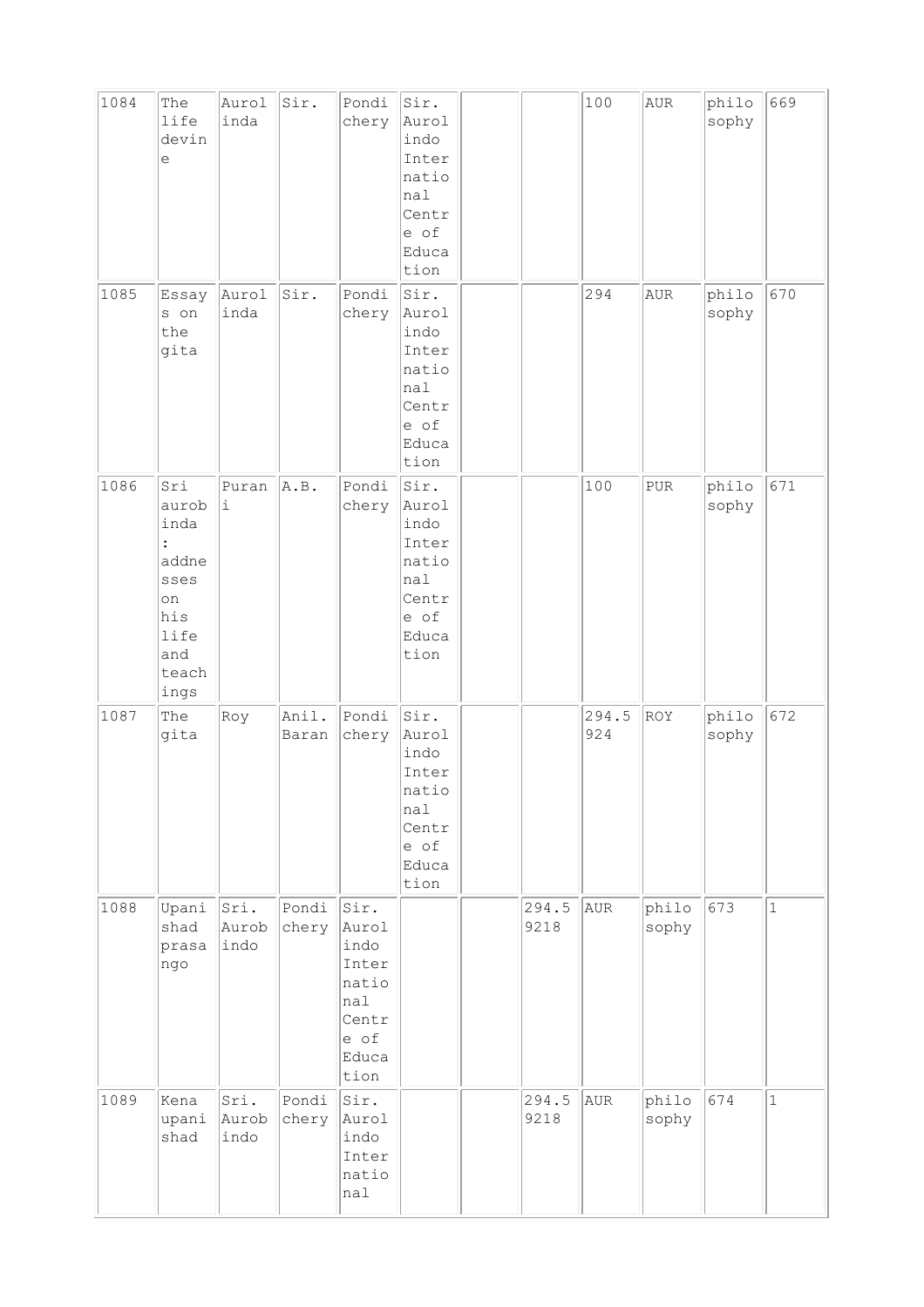| | | | | | | | | | | | |
|---|---|---|---|---|---|---|---|---|---|---|---|
| 1084 | The life devine | Aurolinda | Sir. | Pondichery | Sir. Aurolindo International Centre of Education | | | 100 | AUR | philosophy | 669 |
| 1085 | Essays on the gita | Aurolinda | Sir. | Pondichery | Sir. Aurolindo International Centre of Education | | | 294 | AUR | philosophy | 670 |
| 1086 | Sri aurobinda : addnesses on his life and teachings | Purani | A.B. | Pondichery | Sir. Aurolindo International Centre of Education | | | 100 | PUR | philosophy | 671 |
| 1087 | The gita | Roy | Anil. Baran | Pondichery | Sir. Aurolindo International Centre of Education | | | 294.5924 | ROY | philosophy | 672 |
| 1088 | Upanishad prasango | Sri. Aurobindo | Pondichery | Sir. Aurolindo International Centre of Education | | | 294.59218 | AUR | philosophy | 673 | 1 |
| 1089 | Kena upanishad | Sri. Aurobindo | Pondichery | Sir. Aurolindo International | | | 294.59218 | AUR | philosophy | 674 | 1 |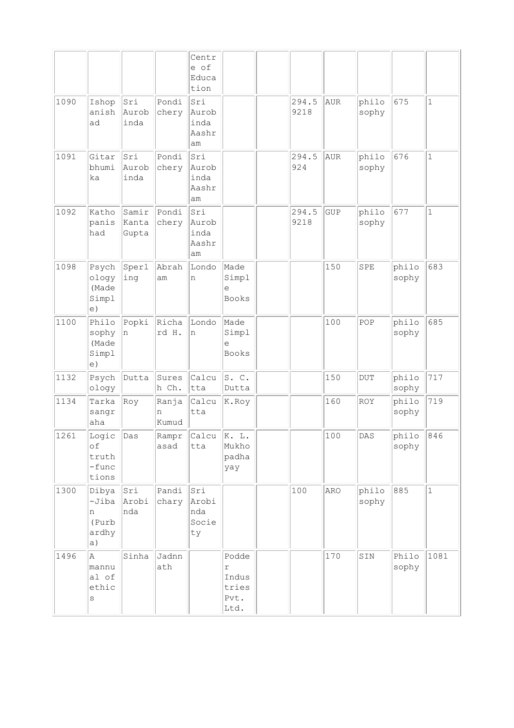| | | | | | | | | | | | |
|---|---|---|---|---|---|---|---|---|---|---|---|
| | | | | Centre of Education | | | | | | | |
| 1090 | Ishopanishad | Sri Aurobinda | Pondichery | Sri Aurobinda Aashram | | | 294.59218 | AUR | philosophy | 675 | 1 |
| 1091 | Gitarbhumika | Sri Aurobinda | Pondichery | Sri Aurobinda Aashram | | | 294.5924 | AUR | philosophy | 676 | 1 |
| 1092 | Kathopanishad | Samir Kanta Gupta | Pondichery | Sri Aurobinda Aashram | | | 294.59218 | GUP | philosophy | 677 | 1 |
| 1098 | Psychology (Made Simple) | Sperling | Abraham | London | Made Simple Books | | | 150 | SPE | philosophy | 683 |
| 1100 | Philosophy (Made Simple) | Popkin | Richard H. | London | Made Simple Books | | | 100 | POP | philosophy | 685 |
| 1132 | Psychology | Dutta | Suresh Ch. | Calcutta | S. C. Dutta | | | 150 | DUT | philosophy | 717 |
| 1134 | Tarkasangraha | Roy | Ranjan Kumud | Calcutta | K.Roy | | | 160 | ROY | philosophy | 719 |
| 1261 | Logic of truth-functions | Das | Ramprasad | Calcutta | K. L. Mukhopadhayay | | | 100 | DAS | philosophy | 846 |
| 1300 | Dibya-Jiban (Purbardhya) | Sri Arobinda | Pandichary | Sri Arobinda Society | | | 100 | ARO | philosophy | 885 | 1 |
| 1496 | A mannual of ethics | Sinha | Jadnnath | | Podder Industries Pvt. Ltd. | | | 170 | SIN | Philosophy | 1081 |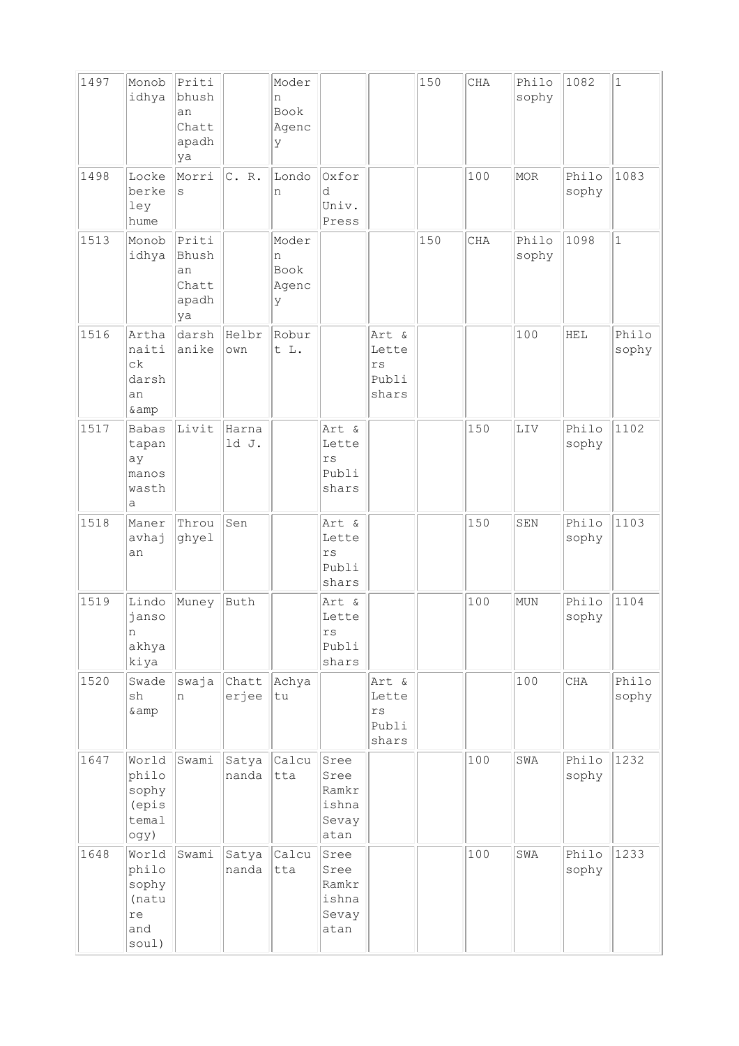| 1497 | Monobidhya | Pritibhushan Chattapadhya | | Modern Book Agency | | | 150 | CHA | Philosophy | 1082 | 1 |
|---|---|---|---|---|---|---|---|---|---|---|---|
| 1498 | Lockeberkeley hume | Morris | C. R. | London | Oxford Univ. Press | | | 100 | MOR | Philosophy | 1083 |
| 1513 | Monobidhya | Priti Bhushan Chattapadhya | | Modern Book Agency | | | 150 | CHA | Philosophy | 1098 | 1 |
| 1516 | Arthanaitick darshan &amp | darshanike | Helbrown | Robert L. | | Art & Letters Publishars | | | 100 | HEL | Philosophy |
| 1517 | Babastapanay manoswastha | Livit | Harnald J. | | Art & Letters Publishars | | | 150 | LIV | Philosophy | 1102 |
| 1518 | Maneravhajan | Throughyel | Sen | | Art & Letters Publishars | | | 150 | SEN | Philosophy | 1103 |
| 1519 | Lindojanson akhyakiya | Muney | Buth | | Art & Letters Publishars | | | 100 | MUN | Philosophy | 1104 |
| 1520 | Swadesh &amp | swajan | Chatterjee | Achyatu | | Art & Letters Publishars | | | 100 | CHA | Philosophy |
| 1647 | World philosophy (epistemalogy) | Swami | Satyananda | Calcutta | Sree Sree Ramkrishna Sevayatan | | | 100 | SWA | Philosophy | 1232 |
| 1648 | World philosophy (nature and soul) | Swami | Satyananda | Calcutta | Sree Sree Ramkrishna Sevayatan | | | 100 | SWA | Philosophy | 1233 |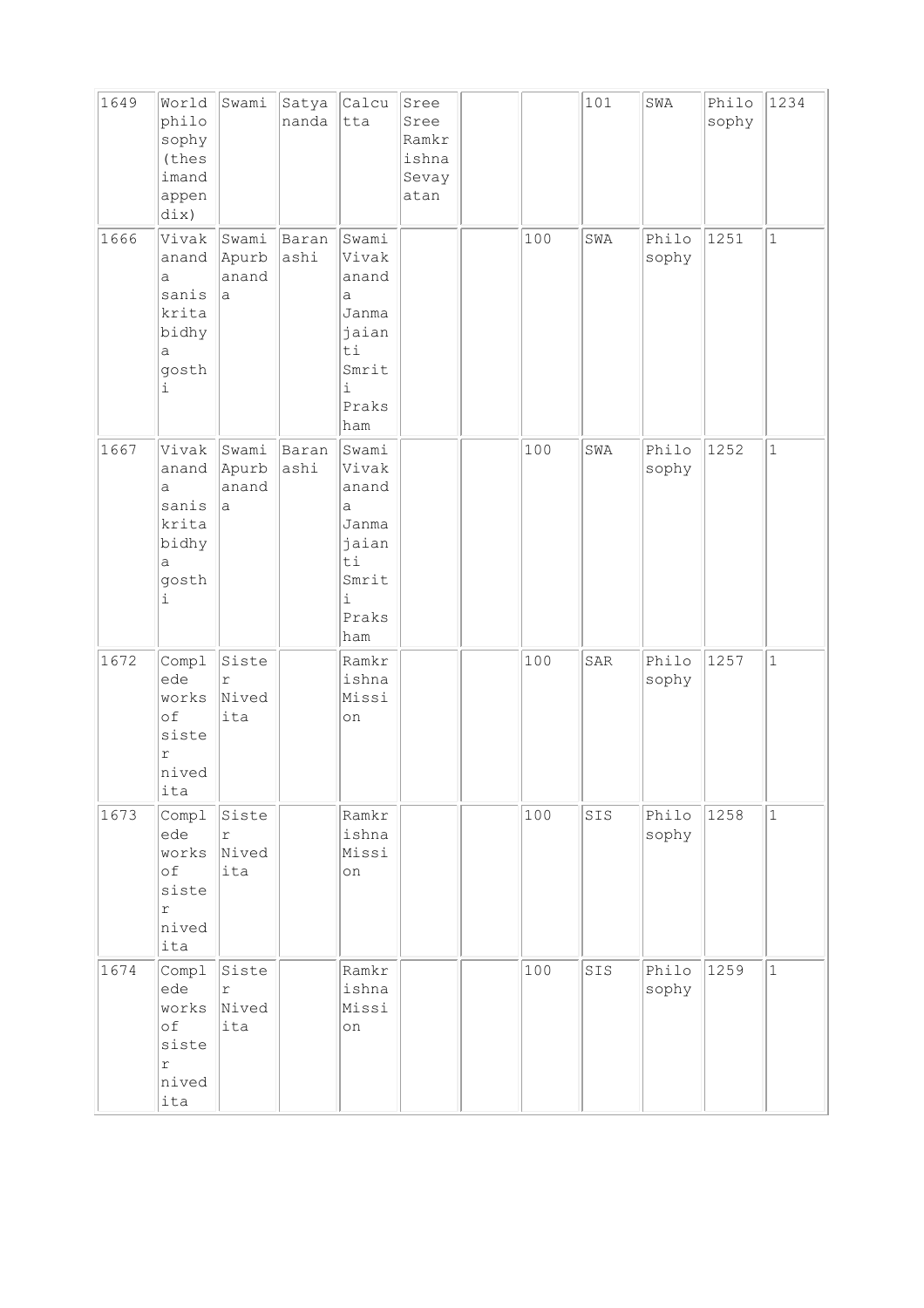| | | | | | | | | | | | |
|---|---|---|---|---|---|---|---|---|---|---|---|
| 1649 | World philosophy (thesimand appendix) | Swami | Satyananda | Calcutta | Sree Sree Ramkrishna Sevayatan | | | 101 | SWA | Philosophy | 1234 |
| 1666 | Vivakananda sanis kritabidhya gosthi | Swami Apurbananda | Baranashi | Swami Vivakananda Janmajaianti Smriti Praksham | | | 100 | SWA | Philosophy | 1251 | 1 |
| 1667 | Vivakananda sanis kritabidhya gosthi | Swami Apurbananda | Baranashi | Swami Vivakananda Janmajaianti Smriti Praksham | | | 100 | SWA | Philosophy | 1252 | 1 |
| 1672 | Complede works of sister nivedita | Sister Nivedita | | Ramkrishna Mission | | | 100 | SAR | Philosophy | 1257 | 1 |
| 1673 | Complede works of sister nivedita | Sister Nivedita | | Ramkrishna Mission | | | 100 | SIS | Philosophy | 1258 | 1 |
| 1674 | Complede works of sister nivedita | Sister Nivedita | | Ramkrishna Mission | | | 100 | SIS | Philosophy | 1259 | 1 |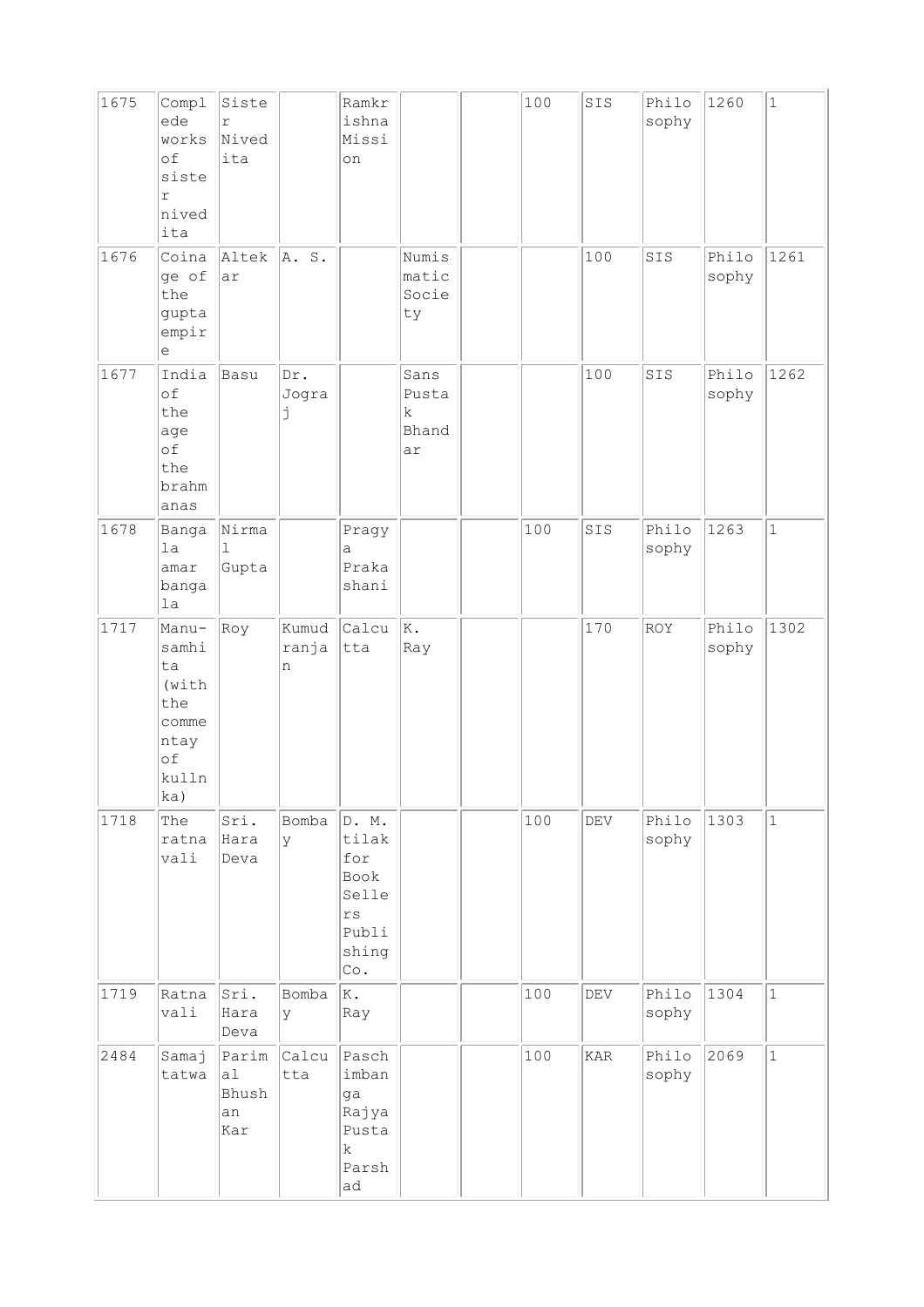| | | | | | | | | | | | |
|---|---|---|---|---|---|---|---|---|---|---|---|
| 1675 | Complede works of sister nivedita | Sister Nivedita | | Ramkrishna Mission | | | 100 | SIS | Philosophy | 1260 | 1 |
| 1676 | Coinage of the gupta empire | Altekar | A. S. | | Numismatic Society | | | 100 | SIS | Philosophy | 1261 |
| 1677 | India of the age of the brahmanas | Basu | Dr. Jograj | | Sans Pustak Bhandar | | | 100 | SIS | Philosophy | 1262 |
| 1678 | Bangla amar bangla | Nirmal Gupta | | Pragya Prakashani | | | 100 | SIS | Philosophy | 1263 | 1 |
| 1717 | Manu-samhita (with the commentay of kullnka) | Roy | Kumudranjan | Calcutta | K. Ray | | | 170 | ROY | Philosophy | 1302 |
| 1718 | The ratnavali | Sri. Hara Deva | Bombay | D. M. tilak for Book Sellers Publishing Co. | | | 100 | DEV | Philosophy | 1303 | 1 |
| 1719 | Ratnavali | Sri. Hara Deva | Bombay | K. Ray | | | 100 | DEV | Philosophy | 1304 | 1 |
| 2484 | Samajtatwa | Parimal Bhushan Kar | Calcutta | Paschimbanga Rajya Pustak Parshad | | | 100 | KAR | Philosophy | 2069 | 1 |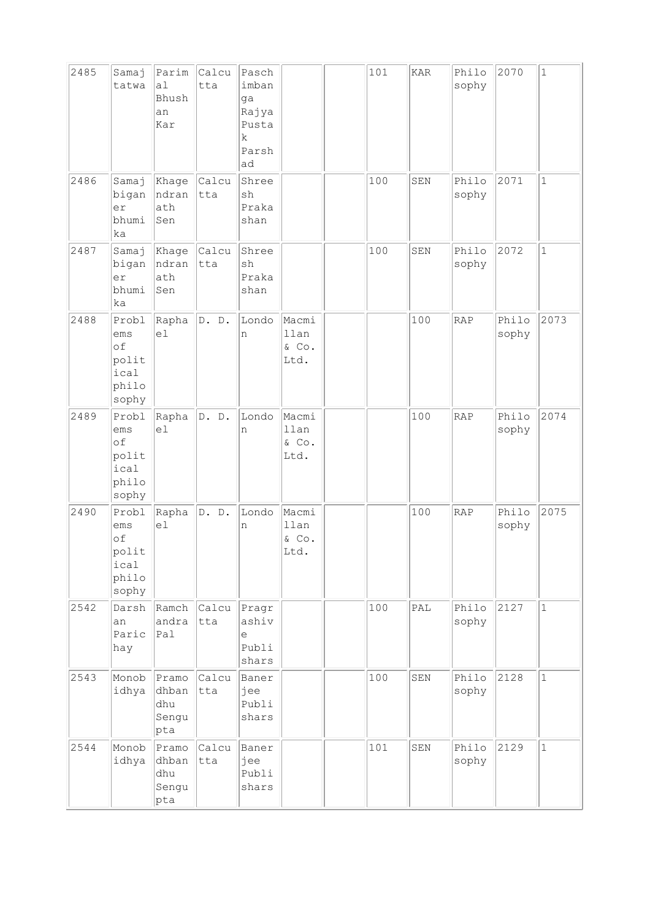| | | | | | | | | | | | |
|---|---|---|---|---|---|---|---|---|---|---|---|
| 2485 | Samaj tatwa | Parimal Bhushan Kar | Calcutta | Paschimbanga Rajya Pustak Parshad | | | 101 | KAR | Philosophy | 2070 | 1 |
| 2486 | Samaj biganer bhumika | Khagendranath Sen | Calcutta | Shreesh Prakashan | | | 100 | SEN | Philosophy | 2071 | 1 |
| 2487 | Samaj biganer bhumika | Khagendranath Sen | Calcutta | Shreesh Prakashan | | | 100 | SEN | Philosophy | 2072 | 1 |
| 2488 | Problems of political philosophy | Raphael | D. D. | London | Macmillan & Co. Ltd. | | | 100 | RAP | Philosophy | 2073 |
| 2489 | Problems of political philosophy | Raphael | D. D. | London | Macmillan & Co. Ltd. | | | 100 | RAP | Philosophy | 2074 |
| 2490 | Problems of political philosophy | Raphael | D. D. | London | Macmillan & Co. Ltd. | | | 100 | RAP | Philosophy | 2075 |
| 2542 | Darshan Parichay | Ramchandra Pal | Calcutta | Pragrashive Publishars | | | 100 | PAL | Philosophy | 2127 | 1 |
| 2543 | Monobidhya | Pramodhbandhu Sengupta | Calcutta | Banerjee Publishars | | | 100 | SEN | Philosophy | 2128 | 1 |
| 2544 | Monobidhya | Pramodhbandhu Sengupta | Calcutta | Banerjee Publishars | | | 101 | SEN | Philosophy | 2129 | 1 |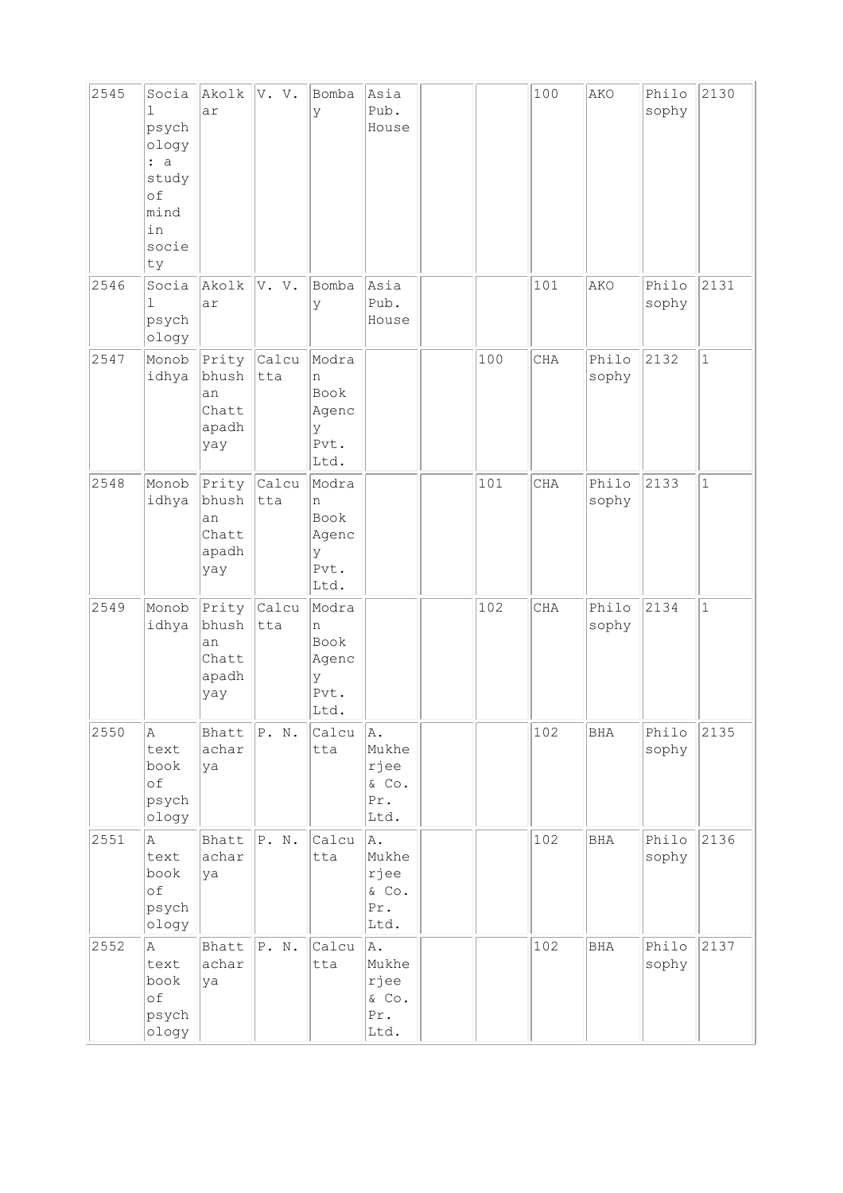| | | | | | | | | | | | |
|---|---|---|---|---|---|---|---|---|---|---|---|
| 2545 | Social psychology : a study of mind in society | Akolkar | V. V. | Bombay | Asia Pub. House | | | 100 | AKO | Philosophy | 2130 |
| 2546 | Social psychology | Akolkar | V. V. | Bombay | Asia Pub. House | | | 101 | AKO | Philosophy | 2131 |
| 2547 | Monobidhya | Pritybhushan Chattapadhyay | Calcutta | Modran Book Agency Pvt. Ltd. | | | 100 | CHA | Philosophy | 2132 | 1 |
| 2548 | Monobidhya | Pritybhushan Chattapadhyay | Calcutta | Modran Book Agency Pvt. Ltd. | | | 101 | CHA | Philosophy | 2133 | 1 |
| 2549 | Monobidhya | Pritybhushan Chattapadhyay | Calcutta | Modran Book Agency Pvt. Ltd. | | | 102 | CHA | Philosophy | 2134 | 1 |
| 2550 | A text book of psychology | Bhattacharya | P. N. | Calcutta | A. Mukherjee & Co. Pr. Ltd. | | | 102 | BHA | Philosophy | 2135 |
| 2551 | A text book of psychology | Bhattacharya | P. N. | Calcutta | A. Mukherjee & Co. Pr. Ltd. | | | 102 | BHA | Philosophy | 2136 |
| 2552 | A text book of psychology | Bhattacharya | P. N. | Calcutta | A. Mukherjee & Co. Pr. Ltd. | | | 102 | BHA | Philosophy | 2137 |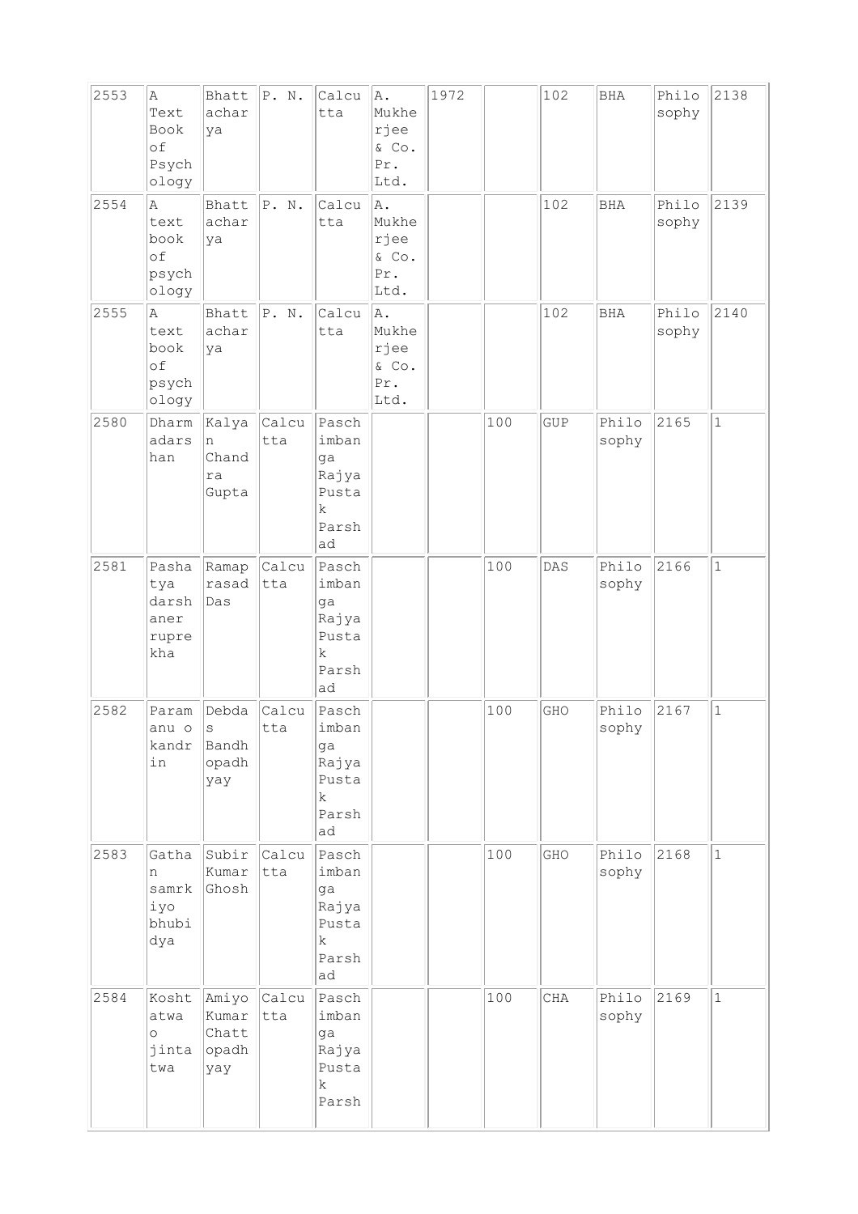| | | | | | | | | | | | |
|---|---|---|---|---|---|---|---|---|---|---|---|
| 2553 | A Text Book of Psychology | Bhattacharya | P. N. | Calcutta | A. Mukherjee & Co. Pr. Ltd. | 1972 | | 102 | BHA | Philosophy | 2138 |
| 2554 | A text book of psychology | Bhattacharya | P. N. | Calcutta | A. Mukherjee & Co. Pr. Ltd. | | | 102 | BHA | Philosophy | 2139 |
| 2555 | A text book of psychology | Bhattacharya | P. N. | Calcutta | A. Mukherjee & Co. Pr. Ltd. | | | 102 | BHA | Philosophy | 2140 |
| 2580 | Dharmadarshan | Kalyan Chandra Gupta | Calcutta | Paschimbanga Rajya Pustak Parshad | | | 100 | GUP | Philosophy | 2165 | 1 |
| 2581 | Pashatya darshaner ruprekha | Ramaprasad Das | Calcutta | Paschimbanga Rajya Pustak Parshad | | | 100 | DAS | Philosophy | 2166 | 1 |
| 2582 | Paramanu o kandrin | Debdas Bandhopadhyay | Calcutta | Paschimbanga Rajya Pustak Parshad | | | 100 | GHO | Philosophy | 2167 | 1 |
| 2583 | Gathan samrkiyo bhubidya | Subir Kumar Ghosh | Calcutta | Paschimbanga Rajya Pustak Parshad | | | 100 | GHO | Philosophy | 2168 | 1 |
| 2584 | Koshtatwa o jintatwa | Amiyo Kumar Chattopadhyay | Calcutta | Paschimbanga Rajya Pustak Parsh | | | 100 | CHA | Philosophy | 2169 | 1 |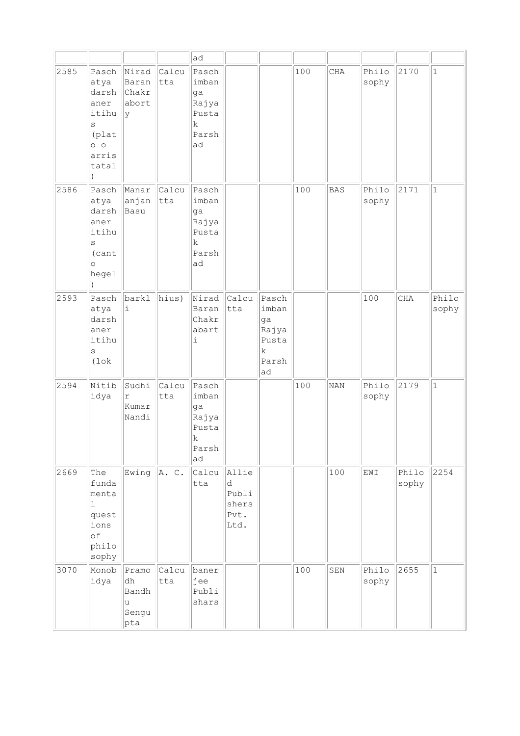|  |  |  |  | ad |  |  |  |  |  |  |  |
|---|---|---|---|---|---|---|---|---|---|---|---|
| 2585 | Paschatya darshaner itihus (plato o arristatal) | Nirad Baran Chakraborty | Calcutta | Paschimbanga Rajya Pustak Parshad |  |  | 100 | CHA | Philosophy | 2170 | 1 |
| 2586 | Paschatya darshaner itihus (canto hegel) | Manaranjan Basu | Calcutta | Paschimbanga Rajya Pustak Parshad |  |  | 100 | BAS | Philosophy | 2171 | 1 |
| 2593 | Paschatya darshaner itihus (lok | barkli | hius) | Nirad Baran Chakrabarti | Calcutta | Paschimbanga Rajya Pustak Parshad |  |  | 100 | CHA | Philosophy |
| 2594 | Nitibidya | Sudhir Kumar Nandi | Calcutta | Paschimbanga Rajya Pustak Parshad |  |  | 100 | NAN | Philosophy | 2179 | 1 |
| 2669 | The fundamental questions of philosophy | Ewing | A. C. | Calcutta | Allied Publishers Pvt. Ltd. |  |  | 100 | EWI | Philosophy | 2254 |
| 3070 | Monobidya | Pramodh Bandhu Sengupta | Calcutta | banerjee Publishars |  |  | 100 | SEN | Philosophy | 2655 | 1 |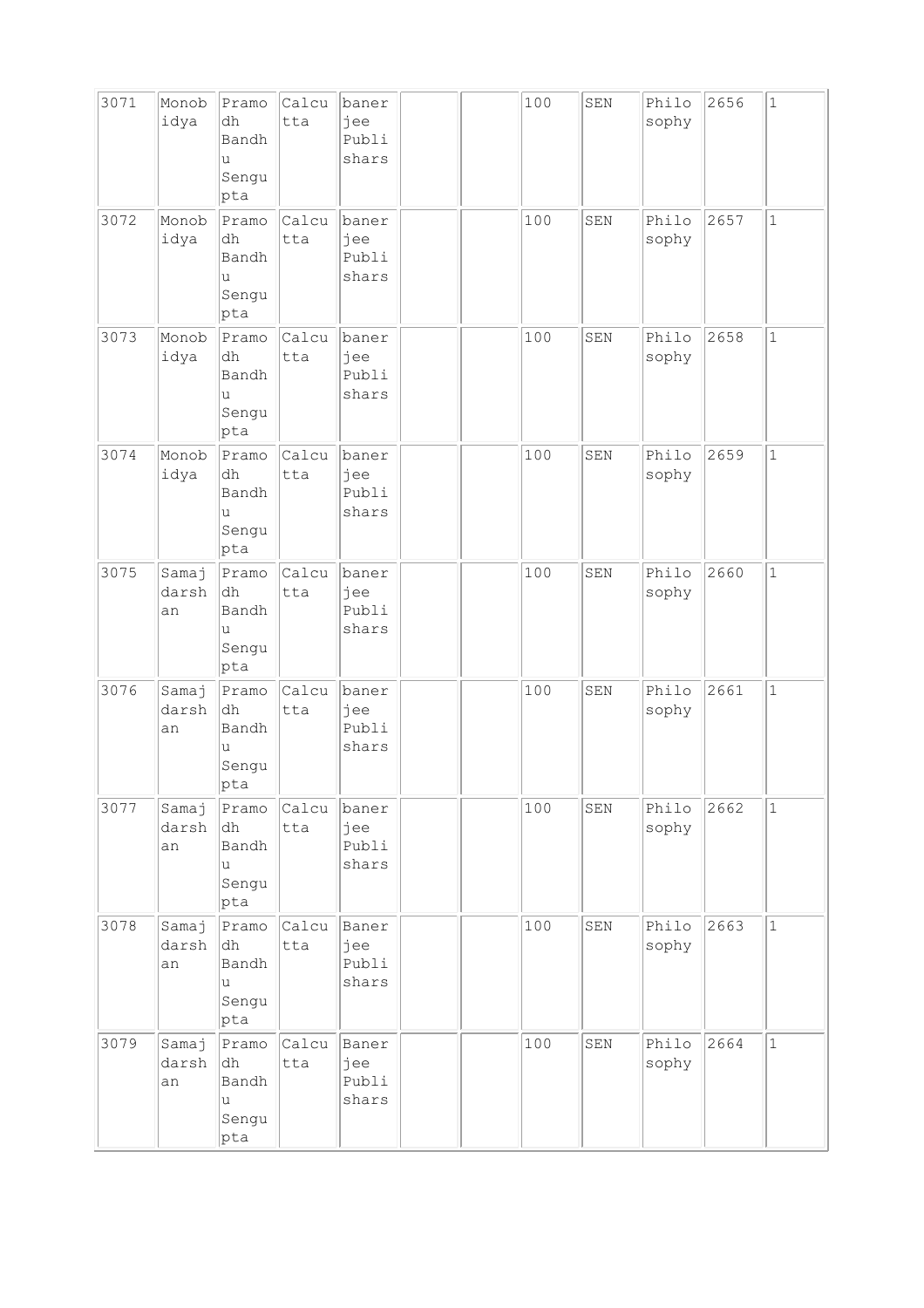| 3071 | Monobidya | Pramodh Bandhu Sengupta | Calcutta | banerjee Publishars | | | 100 | SEN | Philosophy | 2656 | 1 |
|---|---|---|---|---|---|---|---|---|---|---|---|
| 3072 | Monobidya | Pramodh Bandhu Sengupta | Calcutta | banerjee Publishars | | | 100 | SEN | Philosophy | 2657 | 1 |
| 3073 | Monobidya | Pramodh Bandhu Sengupta | Calcutta | banerjee Publishars | | | 100 | SEN | Philosophy | 2658 | 1 |
| 3074 | Monobidya | Pramodh Bandhu Sengupta | Calcutta | banerjee Publishars | | | 100 | SEN | Philosophy | 2659 | 1 |
| 3075 | Samajdarshan | Pramodh Bandhu Sengupta | Calcutta | banerjee Publishars | | | 100 | SEN | Philosophy | 2660 | 1 |
| 3076 | Samajdarshan | Pramodh Bandhu Sengupta | Calcutta | banerjee Publishars | | | 100 | SEN | Philosophy | 2661 | 1 |
| 3077 | Samajdarshan | Pramodh Bandhu Sengupta | Calcutta | banerjee Publishars | | | 100 | SEN | Philosophy | 2662 | 1 |
| 3078 | Samajdarshan | Pramodh Bandhu Sengupta | Calcutta | Banerjee Publishars | | | 100 | SEN | Philosophy | 2663 | 1 |
| 3079 | Samajdarshan | Pramodh Bandhu Sengupta | Calcutta | Banerjee Publishars | | | 100 | SEN | Philosophy | 2664 | 1 |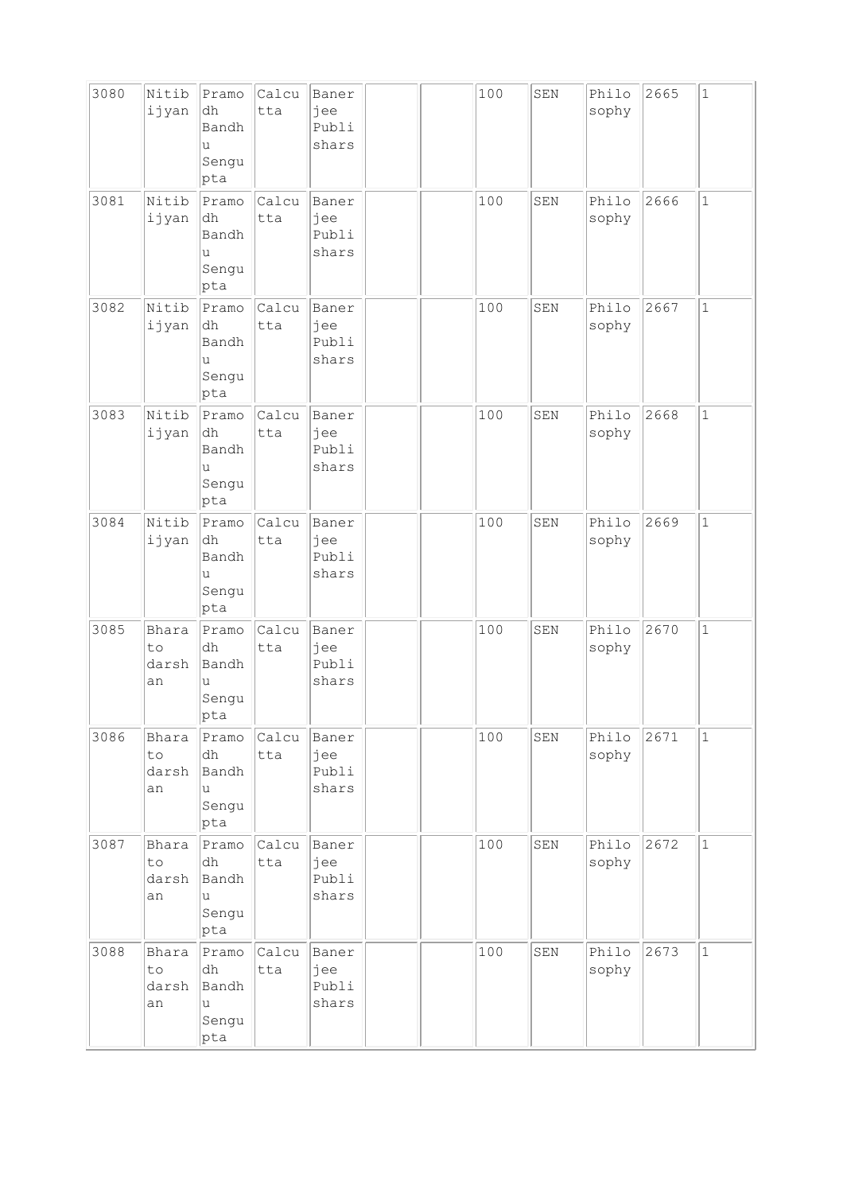| 3080 | Nitibijyan | Pramodh Bandhu Sengupta | Calcutta | Banerjee Publishars | | | 100 | SEN | Philosophy | 2665 | 1 |
|---|---|---|---|---|---|---|---|---|---|---|---|
| 3081 | Nitibijyan | Pramodh Bandhu Sengupta | Calcutta | Banerjee Publishars | | | 100 | SEN | Philosophy | 2666 | 1 |
| 3082 | Nitibijyan | Pramodh Bandhu Sengupta | Calcutta | Banerjee Publishars | | | 100 | SEN | Philosophy | 2667 | 1 |
| 3083 | Nitibijyan | Pramodh Bandhu Sengupta | Calcutta | Banerjee Publishars | | | 100 | SEN | Philosophy | 2668 | 1 |
| 3084 | Nitibijyan | Pramodh Bandhu Sengupta | Calcutta | Banerjee Publishars | | | 100 | SEN | Philosophy | 2669 | 1 |
| 3085 | Bharatodarshan | Pramodh Bandhu Sengupta | Calcutta | Banerjee Publishars | | | 100 | SEN | Philosophy | 2670 | 1 |
| 3086 | Bharatodarshan | Pramodh Bandhu Sengupta | Calcutta | Banerjee Publishars | | | 100 | SEN | Philosophy | 2671 | 1 |
| 3087 | Bharatodarshan | Pramodh Bandhu Sengupta | Calcutta | Banerjee Publishars | | | 100 | SEN | Philosophy | 2672 | 1 |
| 3088 | Bharatodarshan | Pramodh Bandhu Sengupta | Calcutta | Banerjee Publishars | | | 100 | SEN | Philosophy | 2673 | 1 |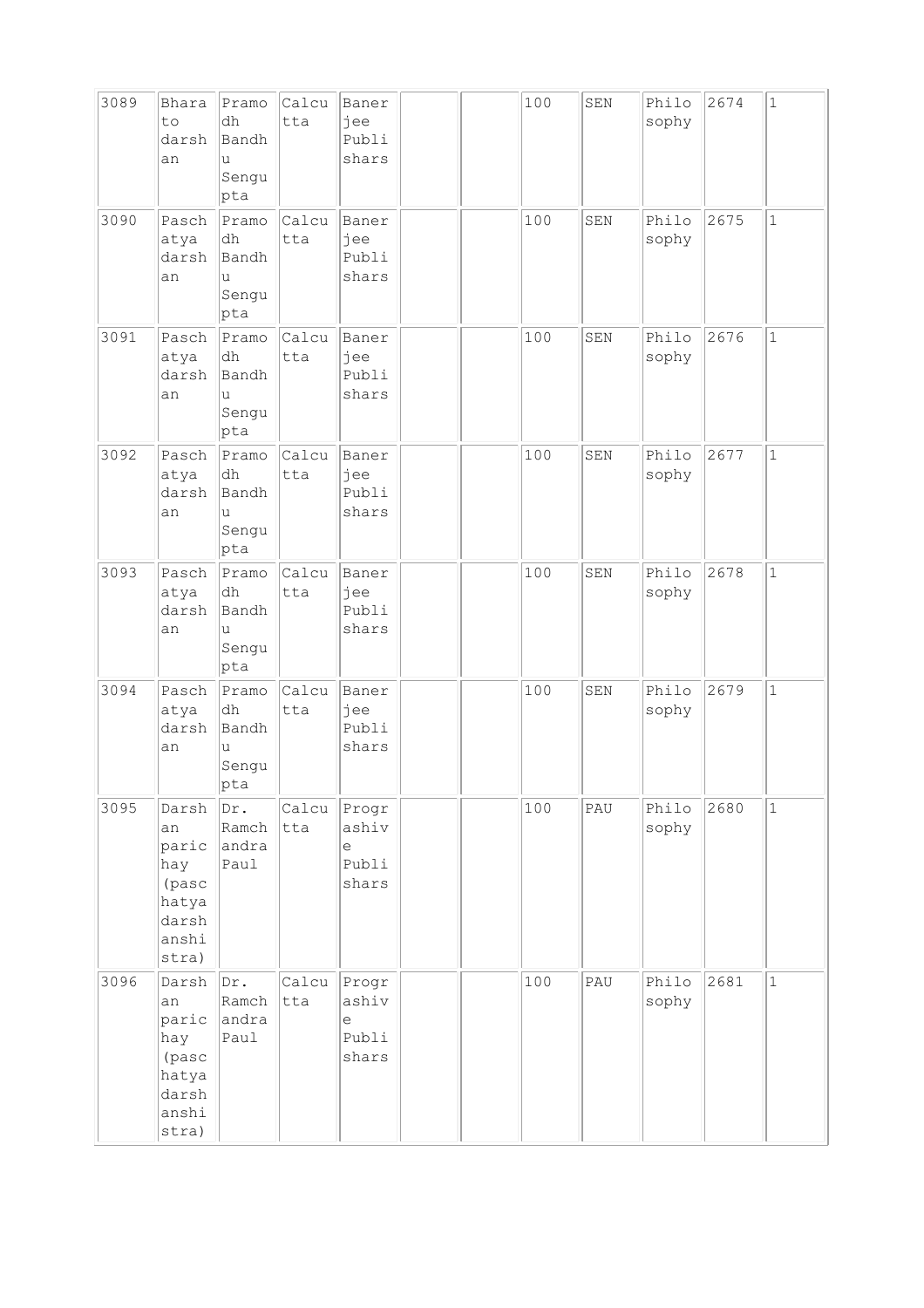| 3089 | Bharatodarshan | Pramodh Bandhu Sengupta | Calcutta | Banerjee Publishers | | | 100 | SEN | Philosophy | 2674 | 1 |
|---|---|---|---|---|---|---|---|---|---|---|---|
| 3090 | Paschatya darshan | Pramodh Bandhu Sengupta | Calcutta | Banerjee Publishers | | | 100 | SEN | Philosophy | 2675 | 1 |
| 3091 | Paschatya darshan | Pramodh Bandhu Sengupta | Calcutta | Banerjee Publishers | | | 100 | SEN | Philosophy | 2676 | 1 |
| 3092 | Paschatya darshan | Pramodh Bandhu Sengupta | Calcutta | Banerjee Publishers | | | 100 | SEN | Philosophy | 2677 | 1 |
| 3093 | Paschatya darshan | Pramodh Bandhu Sengupta | Calcutta | Banerjee Publishers | | | 100 | SEN | Philosophy | 2678 | 1 |
| 3094 | Paschatya darshan | Pramodh Bandhu Sengupta | Calcutta | Banerjee Publishers | | | 100 | SEN | Philosophy | 2679 | 1 |
| 3095 | Darshan parichay (paschatya darshanistra) | Dr. Ramchandra Paul | Calcutta | Prograshive Publishars | | | 100 | PAU | Philosophy | 2680 | 1 |
| 3096 | Darshan parichay (paschatya darshanistra) | Dr. Ramchandra Paul | Calcutta | Prograshive Publishars | | | 100 | PAU | Philosophy | 2681 | 1 |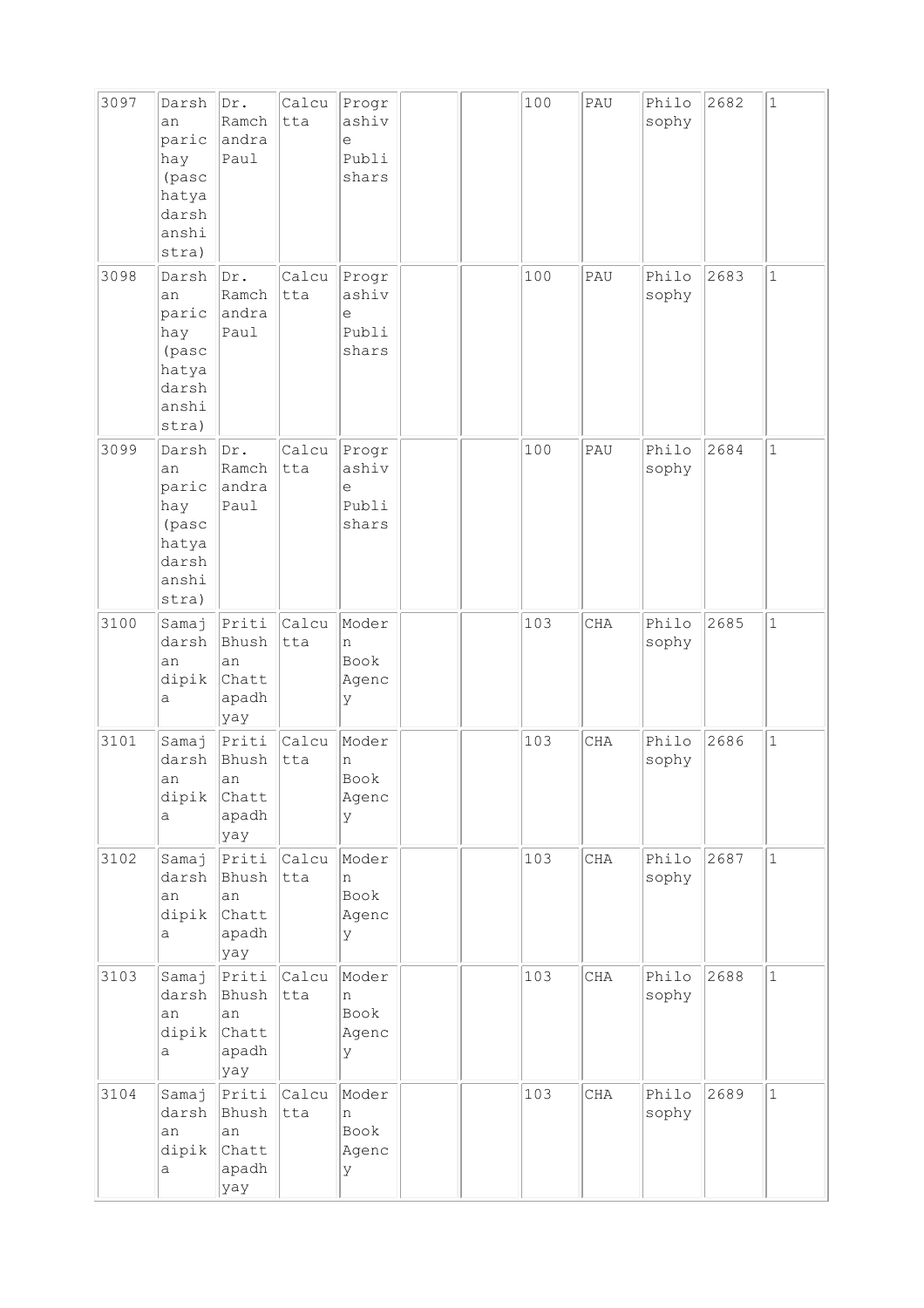| 3097 | Darshan parichay (paschatya darshanshistra) | Dr. Ramchandra Paul | Calcutta | Prograshive Publishars | | | 100 | PAU | Philosophy | 2682 | 1 |
|---|---|---|---|---|---|---|---|---|---|---|---|
| 3098 | Darshan parichay (paschatya darshanshistra) | Dr. Ramchandra Paul | Calcutta | Prograshive Publishars | | | 100 | PAU | Philosophy | 2683 | 1 |
| 3099 | Darshan parichay (paschatya darshanshistra) | Dr. Ramchandra Paul | Calcutta | Prograshive Publishars | | | 100 | PAU | Philosophy | 2684 | 1 |
| 3100 | Samajdarshan dipika | Priti Bhushan Chattapadhyay | Calcutta | Modern Book Agency | | | 103 | CHA | Philosophy | 2685 | 1 |
| 3101 | Samajdarshan dipika | Priti Bhushan Chattapadhyay | Calcutta | Modern Book Agency | | | 103 | CHA | Philosophy | 2686 | 1 |
| 3102 | Samajdarshan dipika | Priti Bhushan Chattapadhyay | Calcutta | Modern Book Agency | | | 103 | CHA | Philosophy | 2687 | 1 |
| 3103 | Samajdarshan dipika | Priti Bhushan Chattapadhyay | Calcutta | Modern Book Agency | | | 103 | CHA | Philosophy | 2688 | 1 |
| 3104 | Samajdarshan dipika | Priti Bhushan Chattapadhyay | Calcutta | Modern Book Agency | | | 103 | CHA | Philosophy | 2689 | 1 |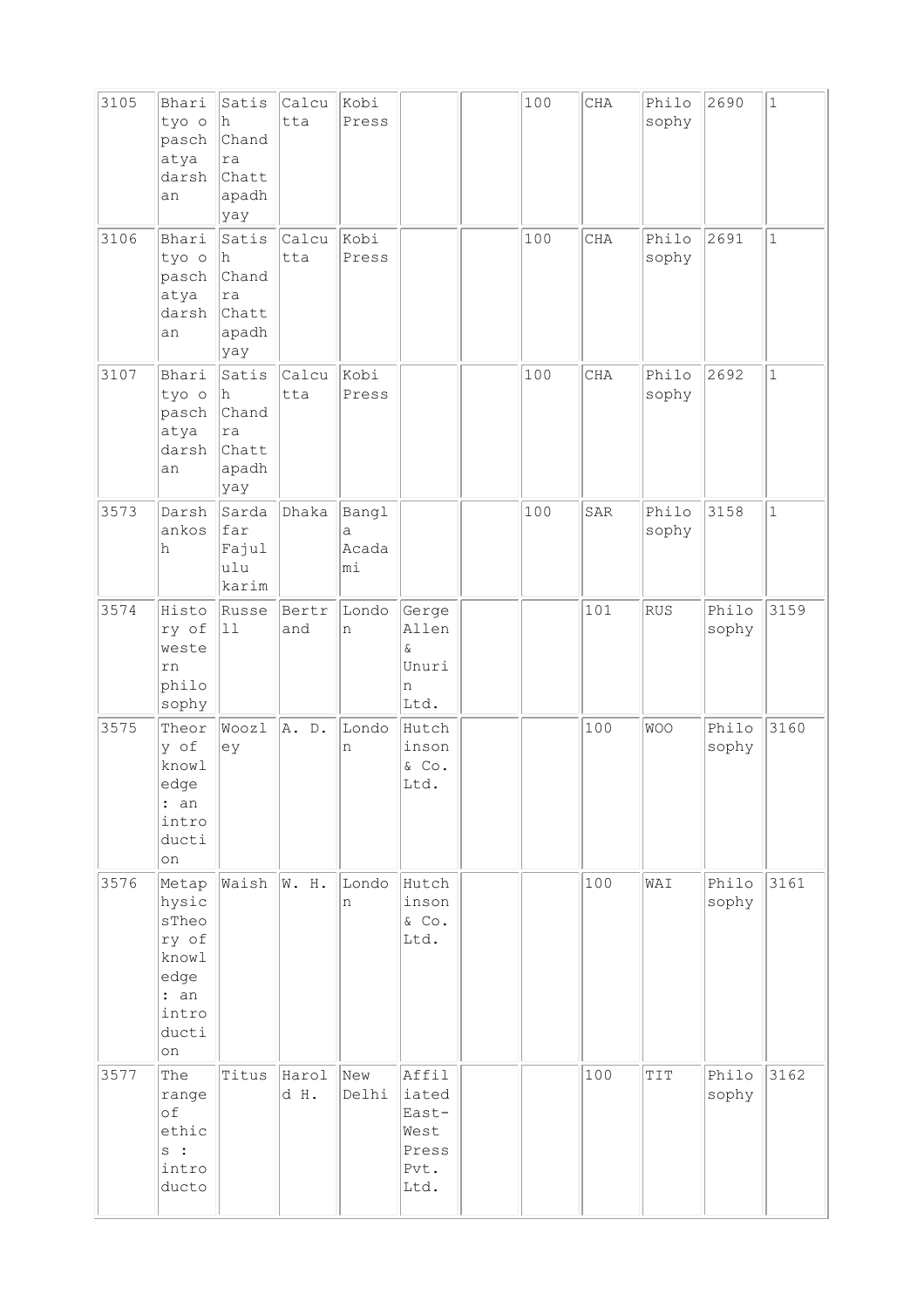| | | | | | | | | | | | |
|---|---|---|---|---|---|---|---|---|---|---|---|
| 3105 | Bharityo o paschatya darshan | Satish Chandra Chattapadhyay | Calcutta | Kobi Press | | | 100 | CHA | Philosophy | 2690 | 1 |
| 3106 | Bharityo o paschatya darshan | Satish Chandra Chattapadhyay | Calcutta | Kobi Press | | | 100 | CHA | Philosophy | 2691 | 1 |
| 3107 | Bharityo o paschatya darshan | Satish Chandra Chattapadhyay | Calcutta | Kobi Press | | | 100 | CHA | Philosophy | 2692 | 1 |
| 3573 | Darshankosh | Sardafar Fajululu karim | Dhaka | Bangla Acadami | | | 100 | SAR | Philosophy | 3158 | 1 |
| 3574 | History of western philosophy | Russell | Bertrand | London | Gerge Allen & Unurin Ltd. | | | 101 | RUS | Philosophy | 3159 |
| 3575 | Theory of knowledge : an introduction | Woozley | A. D. | London | Hutchinson & Co. Ltd. | | | 100 | WOO | Philosophy | 3160 |
| 3576 | Metaphysics Theory of knowledge : an introduction | Waish | W. H. | London | Hutchinson & Co. Ltd. | | | 100 | WAI | Philosophy | 3161 |
| 3577 | The range of ethics : introducto | Titus | Harold H. | New Delhi | Affiliated East-West Press Pvt. Ltd. | | | 100 | TIT | Philosophy | 3162 |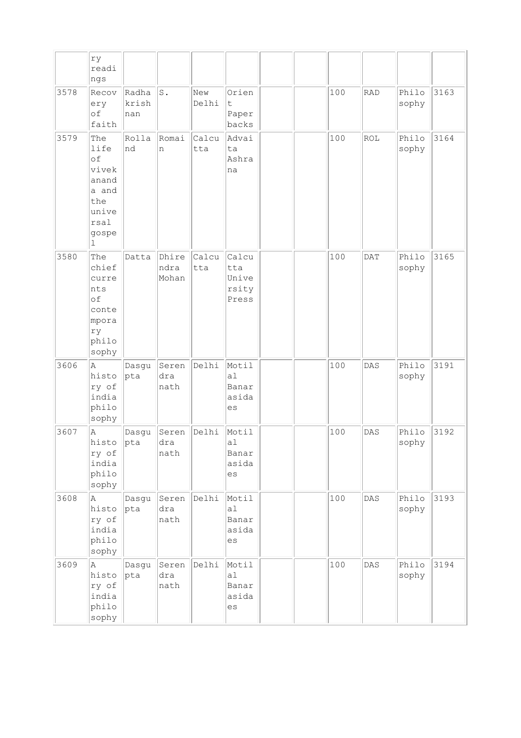| | ry readings | | | | | | | | | | |
|---|---|---|---|---|---|---|---|---|---|---|---|
| 3578 | Recovery of faith | Radhakrishnan | S. | New Delhi | Orient Paper backs | | | 100 | RAD | Philosophy | 3163 |
| 3579 | The life of vivekananda and the universal gospel | Rolland | Romain | Calcutta | Advaita Ashrana | | | 100 | ROL | Philosophy | 3164 |
| 3580 | The chief currents of contemporary philosophy | Datta | Dhirendra Mohan | Calcutta | Calcutta University Press | | | 100 | DAT | Philosophy | 3165 |
| 3606 | A history of india philosophy | Dasgupta | Serendranath | Delhi | Motilal Banarasidaes | | | 100 | DAS | Philosophy | 3191 |
| 3607 | A history of india philosophy | Dasgupta | Serendranath | Delhi | Motilal Banarasidaes | | | 100 | DAS | Philosophy | 3192 |
| 3608 | A history of india philosophy | Dasgupta | Serendranath | Delhi | Motilal Banarasidaes | | | 100 | DAS | Philosophy | 3193 |
| 3609 | A history of india philosophy | Dasgupta | Serendranath | Delhi | Motilal Banarasidaes | | | 100 | DAS | Philosophy | 3194 |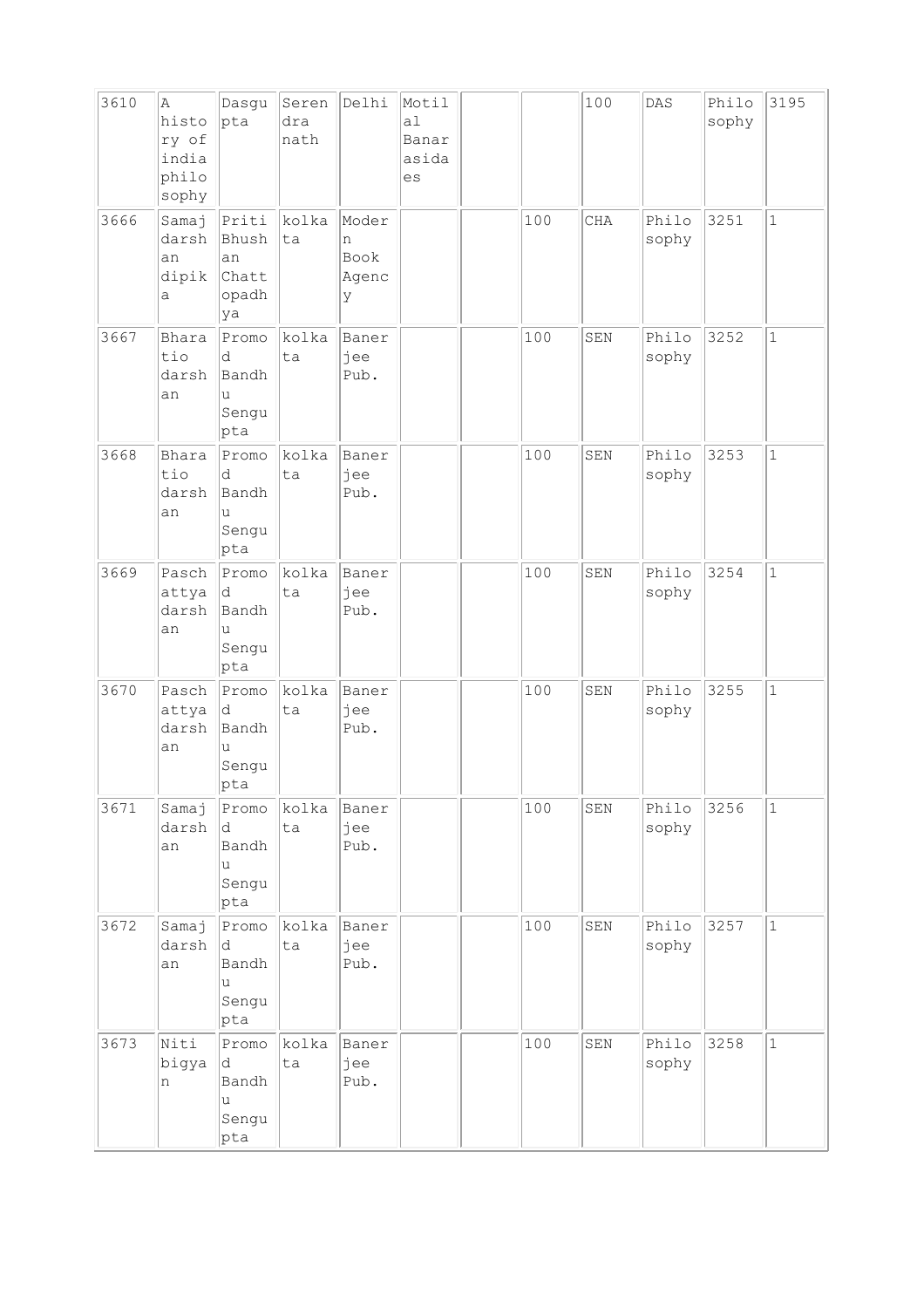| | | | | | | | | | | | |
|---|---|---|---|---|---|---|---|---|---|---|---|
| 3610 | A history of india philosophy | Dasgupta | Serendranath | Delhi | Motilal Banarasidaes | | | 100 | DAS | Philosophy | 3195 |
| 3666 | Samajdarshan dipika | Priti Bhushan Chattopadhya | kolkata | Modern Book Agency | | | 100 | CHA | Philosophy | 3251 | 1 |
| 3667 | Bharatio darshan | Promod Bandhu Sengupta | kolkata | Banerjee Pub. | | | 100 | SEN | Philosophy | 3252 | 1 |
| 3668 | Bharatio darshan | Promod Bandhu Sengupta | kolkata | Banerjee Pub. | | | 100 | SEN | Philosophy | 3253 | 1 |
| 3669 | Paschattya darshan | Promod Bandhu Sengupta | kolkata | Banerjee Pub. | | | 100 | SEN | Philosophy | 3254 | 1 |
| 3670 | Paschattya darshan | Promod Bandhu Sengupta | kolkata | Banerjee Pub. | | | 100 | SEN | Philosophy | 3255 | 1 |
| 3671 | Samajdarshan | Promod Bandhu Sengupta | kolkata | Banerjee Pub. | | | 100 | SEN | Philosophy | 3256 | 1 |
| 3672 | Samajdarshan | Promod Bandhu Sengupta | kolkata | Banerjee Pub. | | | 100 | SEN | Philosophy | 3257 | 1 |
| 3673 | Niti bigyan | Promod Bandhu Sengupta | kolkata | Banerjee Pub. | | | 100 | SEN | Philosophy | 3258 | 1 |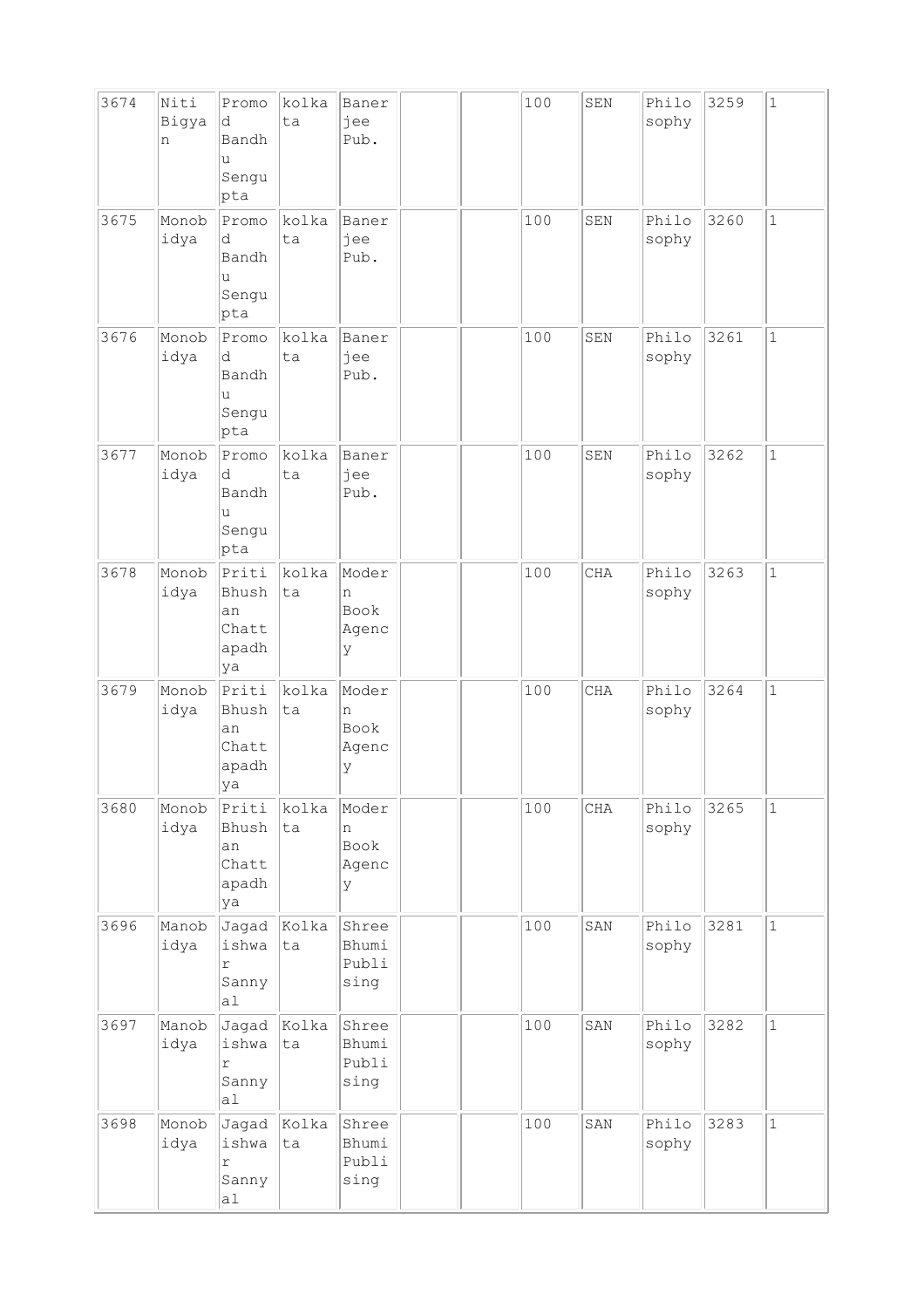| 3674 | Niti Bigyan | Promod Bandhu Sengupta | kolkata | Banerjee Pub. | | | 100 | SEN | Philosophy | 3259 | 1 |
|---|---|---|---|---|---|---|---|---|---|---|---|
| 3675 | Monobidya | Promod Bandhu Sengupta | kolkata | Banerjee Pub. | | | 100 | SEN | Philosophy | 3260 | 1 |
| 3676 | Monobidya | Promod Bandhu Sengupta | kolkata | Banerjee Pub. | | | 100 | SEN | Philosophy | 3261 | 1 |
| 3677 | Monobidya | Promod Bandhu Sengupta | kolkata | Banerjee Pub. | | | 100 | SEN | Philosophy | 3262 | 1 |
| 3678 | Monobidya | Priti Bhushan Chattapadhya | kolkata | Modern Book Agency | | | 100 | CHA | Philosophy | 3263 | 1 |
| 3679 | Monobidya | Priti Bhushan Chattapadhya | kolkata | Modern Book Agency | | | 100 | CHA | Philosophy | 3264 | 1 |
| 3680 | Monobidya | Priti Bhushan Chattapadhya | kolkata | Modern Book Agency | | | 100 | CHA | Philosophy | 3265 | 1 |
| 3696 | Manobidya | Jagadishwar Sannyal | Kolkata | Shree Bhumi Publising | | | 100 | SAN | Philosophy | 3281 | 1 |
| 3697 | Manobidya | Jagadishwar Sannyal | Kolkata | Shree Bhumi Publising | | | 100 | SAN | Philosophy | 3282 | 1 |
| 3698 | Monobidya | Jagadishwar Sannyal | Kolkata | Shree Bhumi Publising | | | 100 | SAN | Philosophy | 3283 | 1 |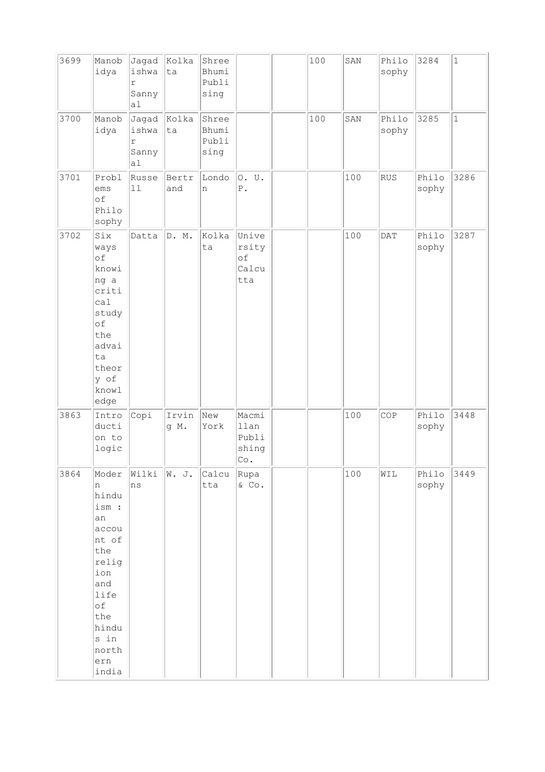| 3699 | Manobidya | Jagadishwar Sannyal | Kolkata | Shree Bhumi Publising | | | 100 | SAN | Philosophy | 3284 | 1 |
|---|---|---|---|---|---|---|---|---|---|---|---|
| 3700 | Manobidya | Jagadishwar Sannyal | Kolkata | Shree Bhumi Publising | | | 100 | SAN | Philosophy | 3285 | 1 |
| 3701 | Problems of Philosophy | Russell | Bertrand | London | O. U. P. | | | 100 | RUS | Philosophy | 3286 |
| 3702 | Six ways of knowing a critical study of the advaita theory of knowledge | Datta | D. M. | Kolkata | University of Calcutta | | | 100 | DAT | Philosophy | 3287 |
| 3863 | Introduction to logic | Copi | Irving M. | New York | Macmillan Publishing Co. | | | 100 | COP | Philosophy | 3448 |
| 3864 | Modern hinduism : an account of the religion and life of the hindus in northern india | Wilkins | W. J. | Calcutta | Rupa & Co. | | | 100 | WIL | Philosophy | 3449 |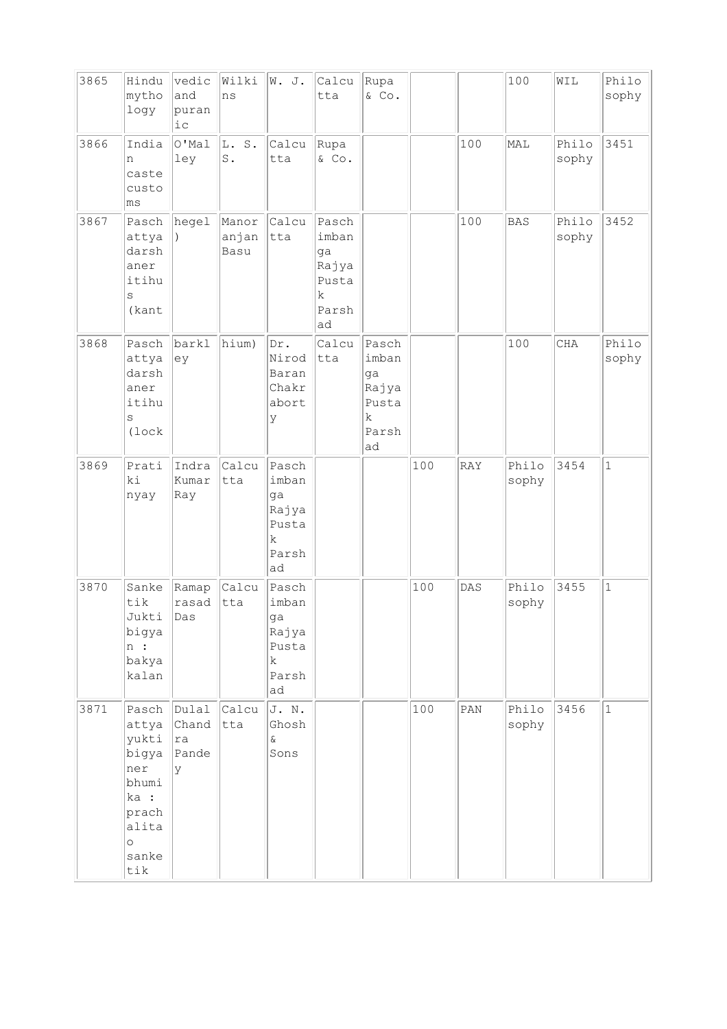| 3865 | Hindu mythology | vedic and puranic | Wilkins | W. J. | Calcutta | Rupa & Co. | | | 100 | WIL | Philosophy |
|---|---|---|---|---|---|---|---|---|---|---|---|
| 3866 | Indian caste customs | O'Malley | L. S. S. | Calcutta | Rupa & Co. | | | 100 | MAL | Philosophy | 3451 |
| 3867 | Paschattya darshaner itihus (kant | hegel ) | Manoranjan Basu | Calcutta | Paschimbanga Rajya Pustak Parshad | | | 100 | BAS | Philosophy | 3452 |
| 3868 | Paschattya darshaner itihus (lock | barkley | hium) | Dr. Nirod Baran Chakraborty | Calcutta | Paschimbanga Rajya Pustak Parshad | | | 100 | CHA | Philosophy |
| 3869 | Pratiki nyay | Indra Kumar Ray | Calcutta | Paschimbanga Rajya Pustak Parshad | | | 100 | RAY | Philosophy | 3454 | 1 |
| 3870 | Sanketik Jukti bigyan : bakyakalan | Ramaprasad Das | Calcutta | Paschimbanga Rajya Pustak Parshad | | | 100 | DAS | Philosophy | 3455 | 1 |
| 3871 | Paschattya yukti bigyaner bhumika : prachalitao sanketik | Dulal Chandra Pandey | Calcutta | J. N. Ghosh & Sons | | | 100 | PAN | Philosophy | 3456 | 1 |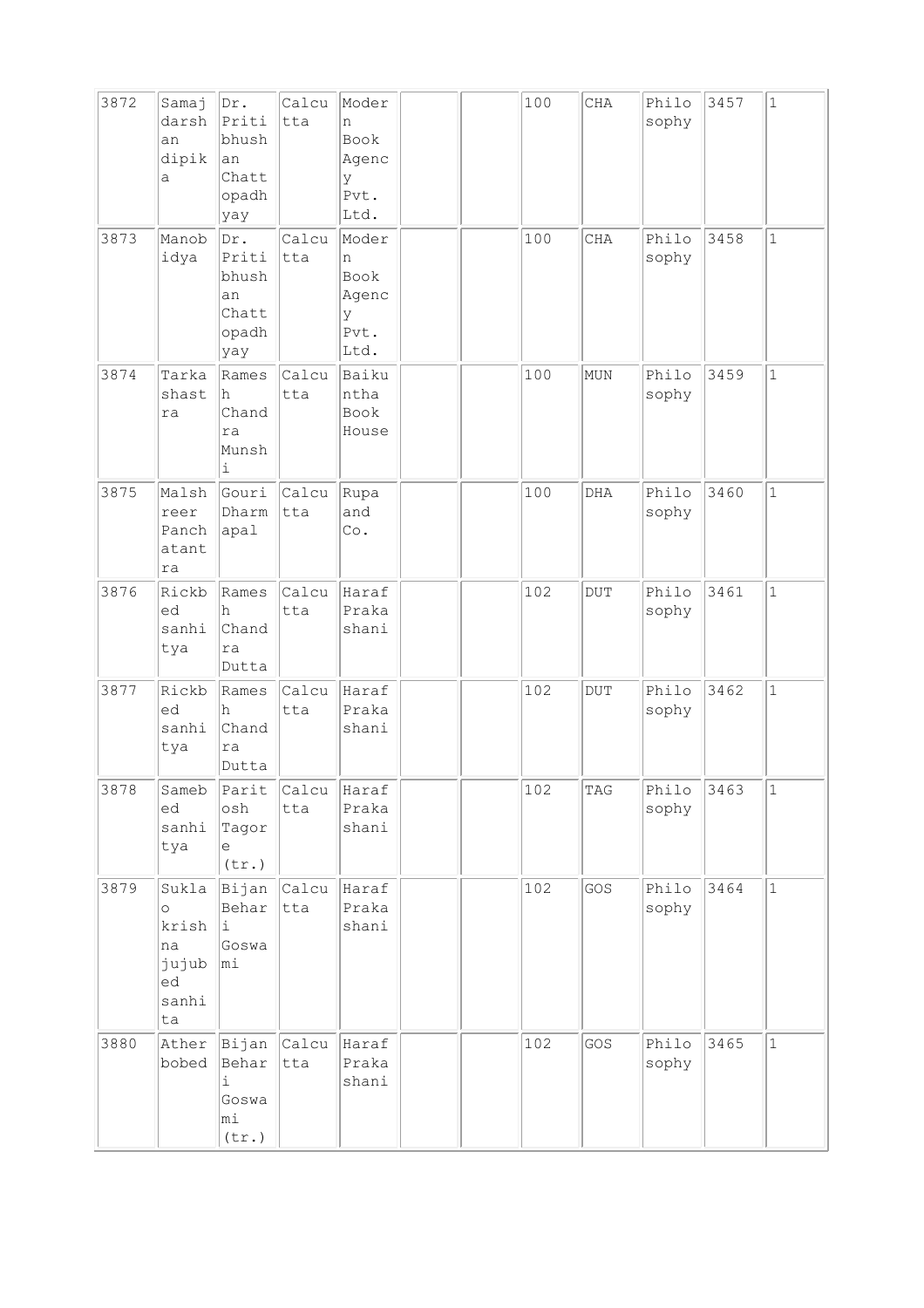| 3872 | Samajdarshan dipika | Dr. Pritibhushan Chattopadhyay | Calcutta | Modern Book Agency Pvt. Ltd. | | | 100 | CHA | Philosophy | 3457 | 1 |
|---|---|---|---|---|---|---|---|---|---|---|---|
| 3873 | Manobidya | Dr. Pritibhushan Chattopadhyay | Calcutta | Modern Book Agency Pvt. Ltd. | | | 100 | CHA | Philosophy | 3458 | 1 |
| 3874 | Tarkashastra | Ramesh Chandra Munshi | Calcutta | Baikuntha Book House | | | 100 | MUN | Philosophy | 3459 | 1 |
| 3875 | Malshreer Panchatantra | Gouri Dharmapal | Calcutta | Rupa and Co. | | | 100 | DHA | Philosophy | 3460 | 1 |
| 3876 | Rickbed sanhitya | Ramesh Chandra Dutta | Calcutta | Haraf Prakashani | | | 102 | DUT | Philosophy | 3461 | 1 |
| 3877 | Rickbed sanhitya | Ramesh Chandra Dutta | Calcutta | Haraf Prakashani | | | 102 | DUT | Philosophy | 3462 | 1 |
| 3878 | Samebed sanhitya | Paritosh Tagore (tr.) | Calcutta | Haraf Prakashani | | | 102 | TAG | Philosophy | 3463 | 1 |
| 3879 | Suklao krishna jujubed sanhita | Bijan Behari Goswami | Calcutta | Haraf Prakashani | | | 102 | GOS | Philosophy | 3464 | 1 |
| 3880 | Atherbobed | Bijan Behari Goswami (tr.) | Calcutta | Haraf Prakashani | | | 102 | GOS | Philosophy | 3465 | 1 |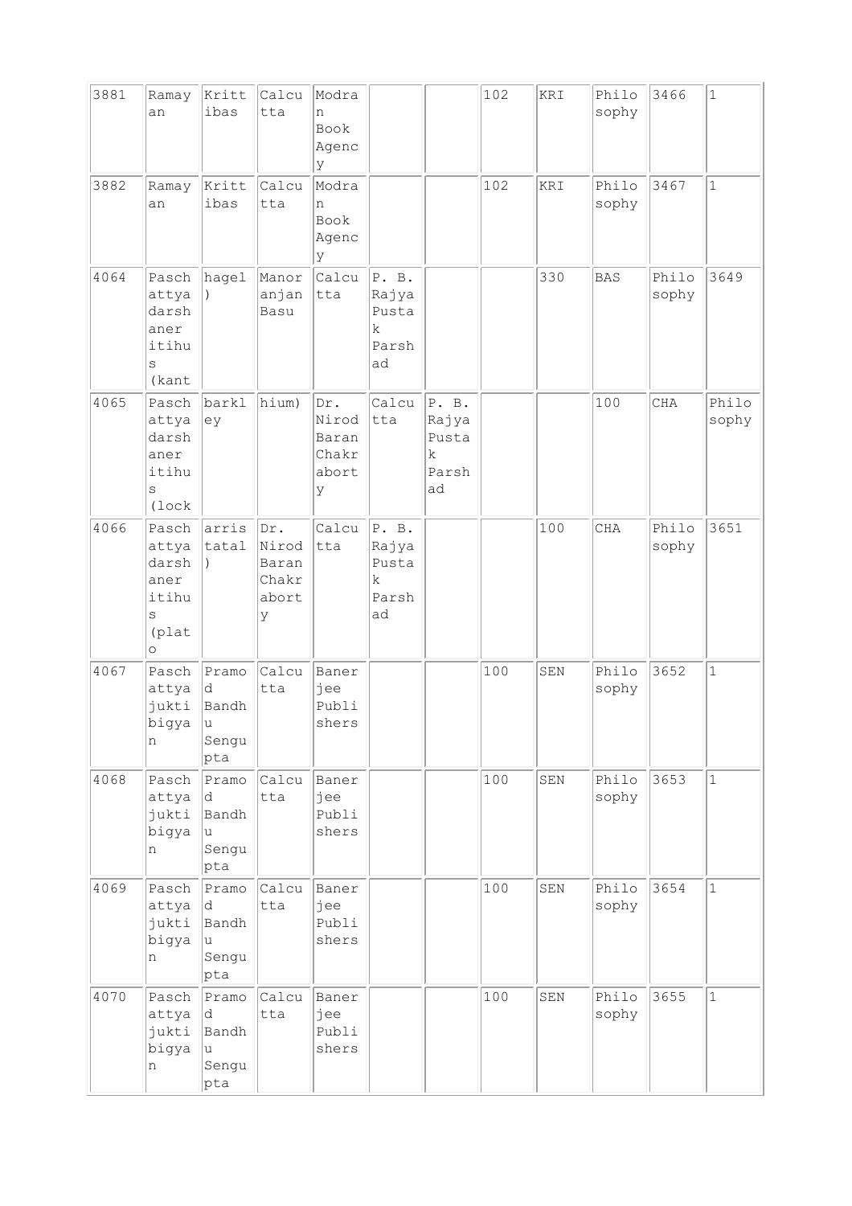| 3881 | Ramayan | Krittibas | Calcutta | Modran Book Agency | | | 102 | KRI | Philosophy | 3466 | 1 |
|---|---|---|---|---|---|---|---|---|---|---|---|
| 3882 | Ramayan | Krittibas | Calcutta | Modran Book Agency | | | 102 | KRI | Philosophy | 3467 | 1 |
| 4064 | Paschattya darshaner itihus (kant | hagel ) | Manoranjan Basu | Calcutta | P. B. Rajya Pustak Parshad | | | 330 | BAS | Philosophy | 3649 |
| 4065 | Paschattya darshaner itihus (lock | barkley | hium) | Dr. Nirod Baran Chakraborty | Calcutta | P. B. Rajya Pustak Parshad | | | 100 | CHA | Philosophy |
| 4066 | Paschattya darshaner itihus (plato | arristatal ) | Dr. Nirod Baran Chakraborty | Calcutta | P. B. Rajya Pustak Parshad | | | 100 | CHA | Philosophy | 3651 |
| 4067 | Paschattya juktibigyan | Pramod Bandhu Sengupta | Calcutta | Banerjee Publishers | | | 100 | SEN | Philosophy | 3652 | 1 |
| 4068 | Paschattya juktibigyan | Pramod Bandhu Sengupta | Calcutta | Banerjee Publishers | | | 100 | SEN | Philosophy | 3653 | 1 |
| 4069 | Paschattya juktibigyan | Pramod Bandhu Sengupta | Calcutta | Banerjee Publishers | | | 100 | SEN | Philosophy | 3654 | 1 |
| 4070 | Paschattya juktibigyan | Pramod Bandhu Sengupta | Calcutta | Banerjee Publishers | | | 100 | SEN | Philosophy | 3655 | 1 |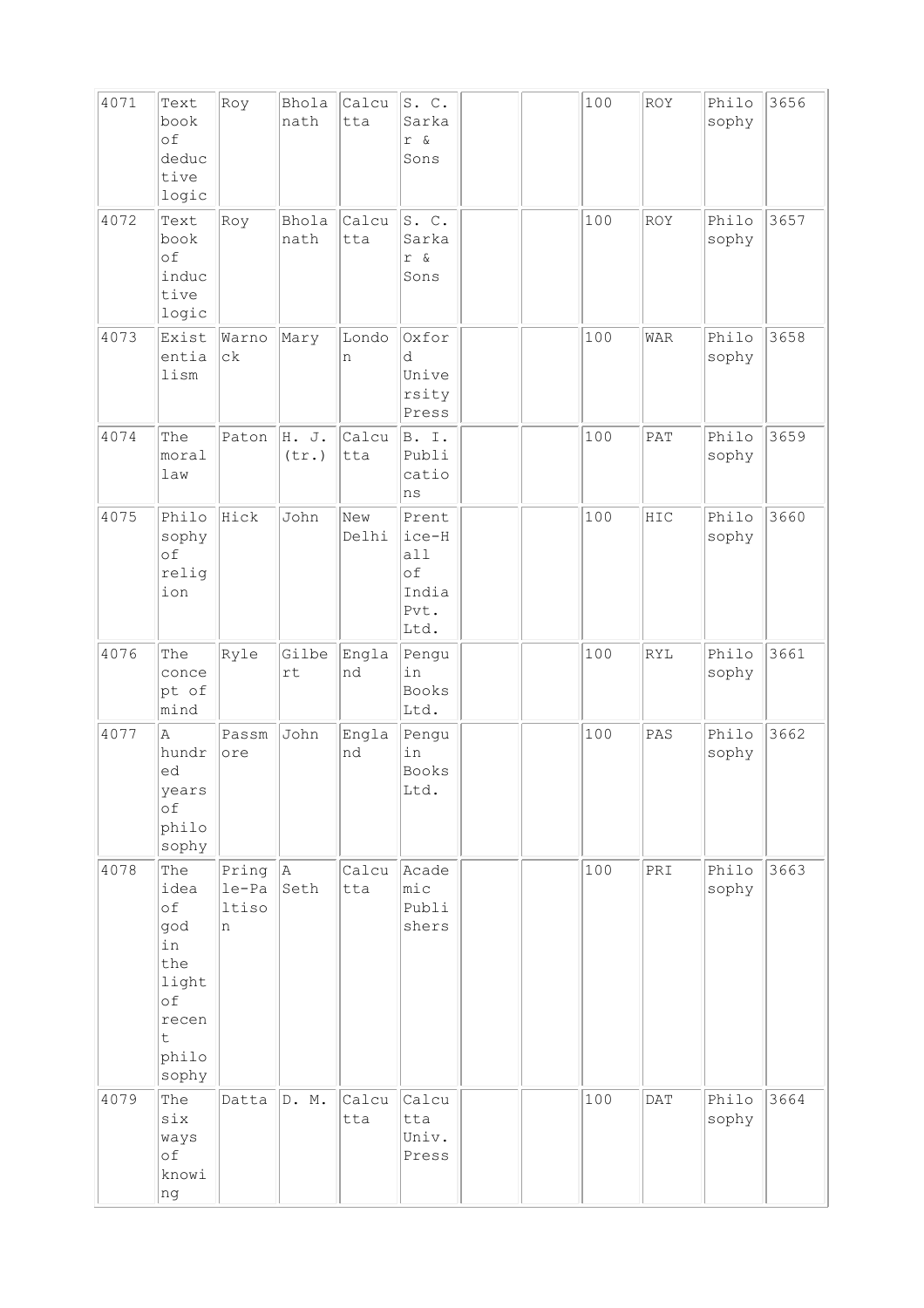| 4071 | Text book of deductive logic | Roy | Bholanath | Calcutta | S. C. Sarkar & Sons | | | 100 | ROY | Philosophy | 3656 |
|---|---|---|---|---|---|---|---|---|---|---|---|
| 4072 | Text book of inductive logic | Roy | Bholanath | Calcutta | S. C. Sarkar & Sons | | | 100 | ROY | Philosophy | 3657 |
| 4073 | Existentialism | Warnock | Mary | London | Oxford University Press | | | 100 | WAR | Philosophy | 3658 |
| 4074 | The moral law | Paton | H. J. (tr.) | Calcutta | B. I. Publications | | | 100 | PAT | Philosophy | 3659 |
| 4075 | Philosophy of religion | Hick | John | New Delhi | Prentice-Hall of India Pvt. Ltd. | | | 100 | HIC | Philosophy | 3660 |
| 4076 | The concept of mind | Ryle | Gilbert | England | Penguin Books Ltd. | | | 100 | RYL | Philosophy | 3661 |
| 4077 | A hundred years of philosophy | Passmore | John | England | Penguin Books Ltd. | | | 100 | PAS | Philosophy | 3662 |
| 4078 | The idea of god in the light of recent philosophy | Pringle-Paltison | A Seth | Calcutta | Academic Publishers | | | 100 | PRI | Philosophy | 3663 |
| 4079 | The six ways of knowing | Datta | D. M. | Calcutta | Calcutta Univ. Press | | | 100 | DAT | Philosophy | 3664 |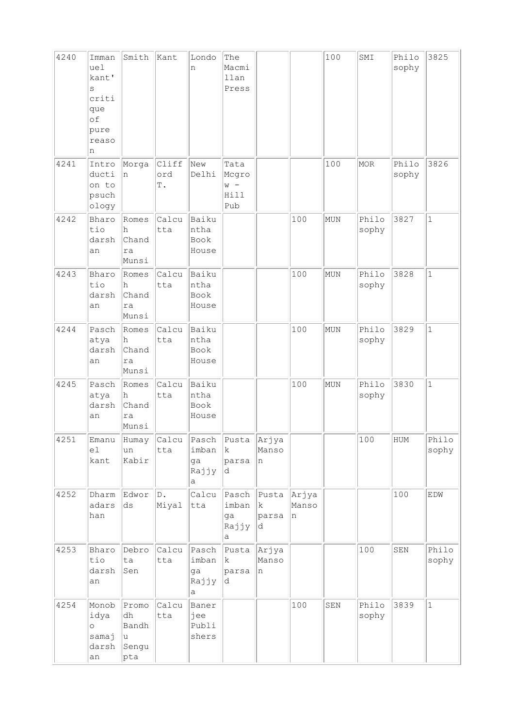| | | | | | | | | | | | |
|---|---|---|---|---|---|---|---|---|---|---|---|
| 4240 | Immanuel kant's critique of pure reason | Smith | Kant | London | The Macmillan Press | | | 100 | SMI | Philosophy | 3825 |
| 4241 | Introduction to psuchology | Morgan | Clifford T. | New Delhi | Tata Mcgrow - Hill Pub | | | 100 | MOR | Philosophy | 3826 |
| 4242 | Bharotio darshan | Romesh Chandra Munsi | Calcutta | Baikuntha Book House | | | 100 | MUN | Philosophy | 3827 | 1 |
| 4243 | Bharotio darshan | Romesh Chandra Munsi | Calcutta | Baikuntha Book House | | | 100 | MUN | Philosophy | 3828 | 1 |
| 4244 | Paschatya darshan | Romesh Chandra Munsi | Calcutta | Baikuntha Book House | | | 100 | MUN | Philosophy | 3829 | 1 |
| 4245 | Paschatya darshan | Romesh Chandra Munsi | Calcutta | Baikuntha Book House | | | 100 | MUN | Philosophy | 3830 | 1 |
| 4251 | Emanuel kant | Humayun Kabir | Calcutta | Paschimbanga Rajjya | Pustak parsad | Arjya Manson | | | 100 | HUM | Philosophy |
| 4252 | Dharmadarshan | Edwords | D. Miyal | Calcutta | Paschimbanga Rajjya | Pustak parsad | Arjya Manson | | | 100 | EDW |
| 4253 | Bharotio darshan | Debrota Sen | Calcutta | Paschimbanga Rajjya | Pustak parsad | Arjya Manson | | | 100 | SEN | Philosophy |
| 4254 | Monobidya o samaj darshan | Promodh Bandhu Sengupta | Calcutta | Banerjee Publishers | | | 100 | SEN | Philosophy | 3839 | 1 |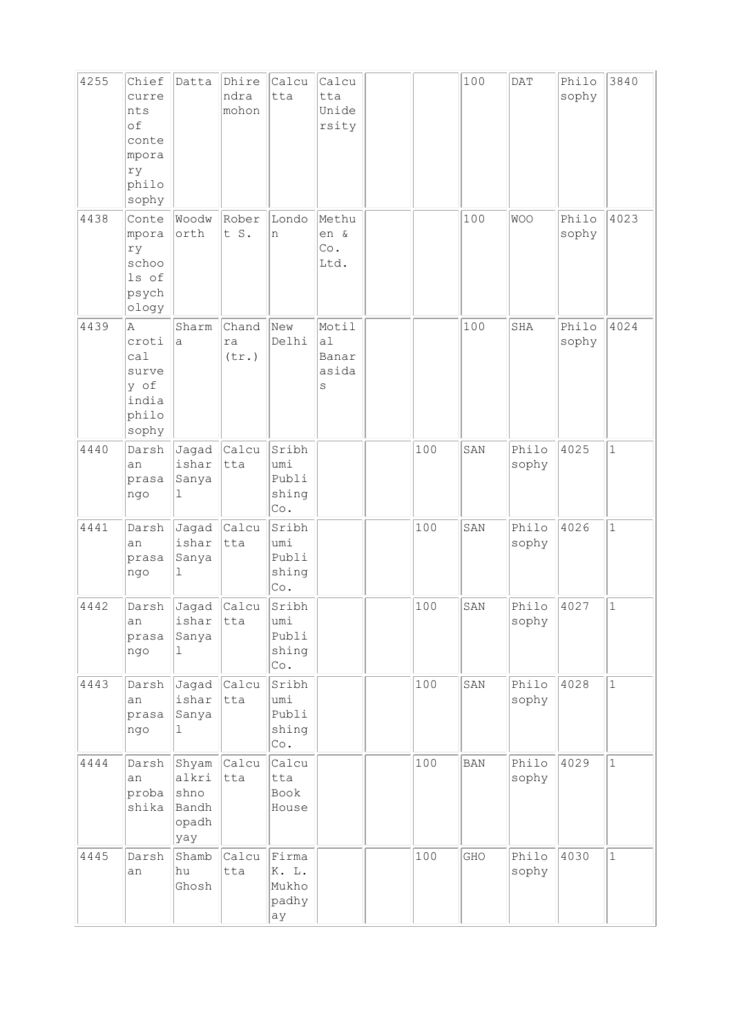| | | | | | | | | | | | |
|---|---|---|---|---|---|---|---|---|---|---|---|
| 4255 | Chief currents of contemporary philosophy | Datta | Dhirendramohon | Calcutta | Calcutta Uniderstiy | | | 100 | DAT | Philosophy | 3840 |
| 4438 | Contemporary schools of psychology | Woodworth | Robert S. | London | Methuen & Co. Ltd. | | | 100 | WOO | Philosophy | 4023 |
| 4439 | A crotical survey of india philosophy | Sharma | Chandra (tr.) | New Delhi | Motilal Banarasidas | | | 100 | SHA | Philosophy | 4024 |
| 4440 | Darshan prasango | Jagadishar Sanyal | Calcutta | Sribhumi Publishing Co. | | | 100 | SAN | Philosophy | 4025 | 1 |
| 4441 | Darshan prasango | Jagadishar Sanyal | Calcutta | Sribhumi Publishing Co. | | | 100 | SAN | Philosophy | 4026 | 1 |
| 4442 | Darshan prasango | Jagadishar Sanyal | Calcutta | Sribhumi Publishing Co. | | | 100 | SAN | Philosophy | 4027 | 1 |
| 4443 | Darshan prasango | Jagadishar Sanyal | Calcutta | Sribhumi Publishing Co. | | | 100 | SAN | Philosophy | 4028 | 1 |
| 4444 | Darshan probashika | Shyamalkrishno Bandhopadhyay | Calcutta | Calcutta Book House | | | 100 | BAN | Philosophy | 4029 | 1 |
| 4445 | Darshan | Shambhu Ghosh | Calcutta | Firma K. L. Mukhopadhyay | | | 100 | GHO | Philosophy | 4030 | 1 |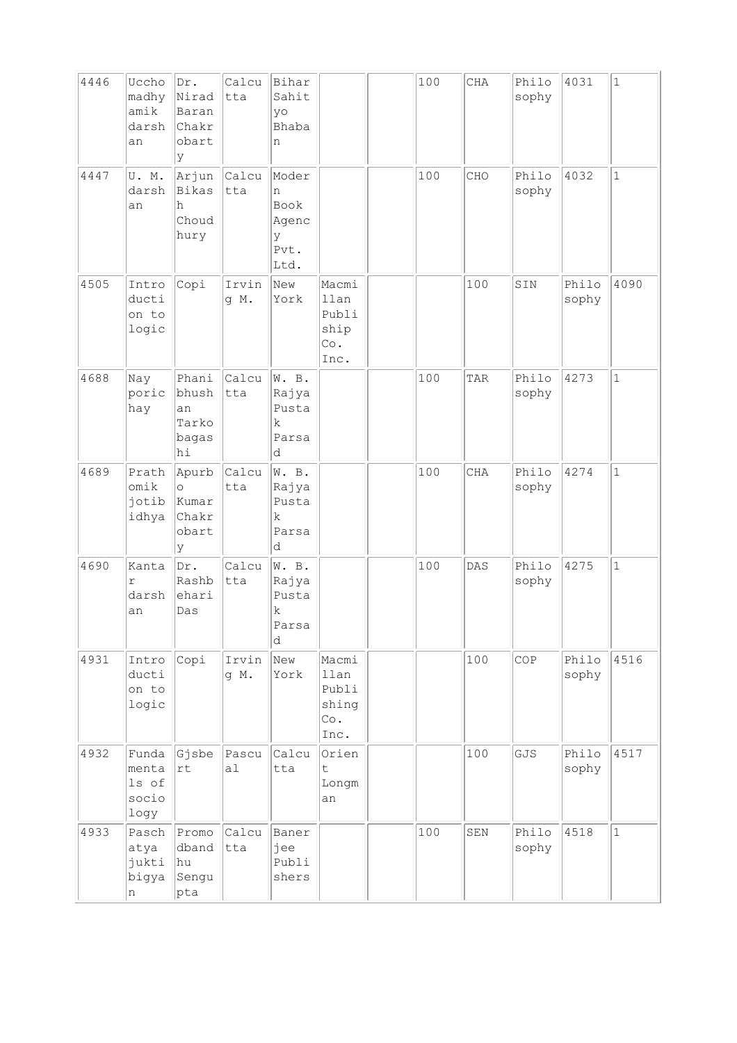| 4446 | Ucchomadhyamik darshan | Dr. Nirad Baran Chakrobarty | Calcutta | Bihar Sahityo Bhaban | | | 100 | CHA | Philosophy | 4031 | 1 |
|---|---|---|---|---|---|---|---|---|---|---|---|
| 4447 | U. M. darshan | Arjun Bikash Choudhury | Calcutta | Modern Book Agency Pvt. Ltd. | | | 100 | CHO | Philosophy | 4032 | 1 |
| 4505 | Introduction to logic | Copi | Irving M. | New York | Macmillan Publiship Co. Inc. | | | 100 | SIN | Philosophy | 4090 |
| 4688 | Nay poric hay | Phanibhushan Tarkobagashi | Calcutta | W. B. Rajya Pustak Parsad | | | 100 | TAR | Philosophy | 4273 | 1 |
| 4689 | Prathomik jotibidhya | Apurbo Kumar Chakrobarty | Calcutta | W. B. Rajya Pustak Parsad | | | 100 | CHA | Philosophy | 4274 | 1 |
| 4690 | Kantar darshan | Dr. Rashbehari Das | Calcutta | W. B. Rajya Pustak Parsad | | | 100 | DAS | Philosophy | 4275 | 1 |
| 4931 | Introduction to logic | Copi | Irving M. | New York | Macmillan Publishing Co. Inc. | | | 100 | COP | Philosophy | 4516 |
| 4932 | Fundamentals of sociology | Gjsbert | Pascual | Calcutta | Orient Longman | | | 100 | GJS | Philosophy | 4517 |
| 4933 | Paschatya jukti bigyan | Promodbandhu Sengupta | Calcutta | Banerjee Publishers | | | 100 | SEN | Philosophy | 4518 | 1 |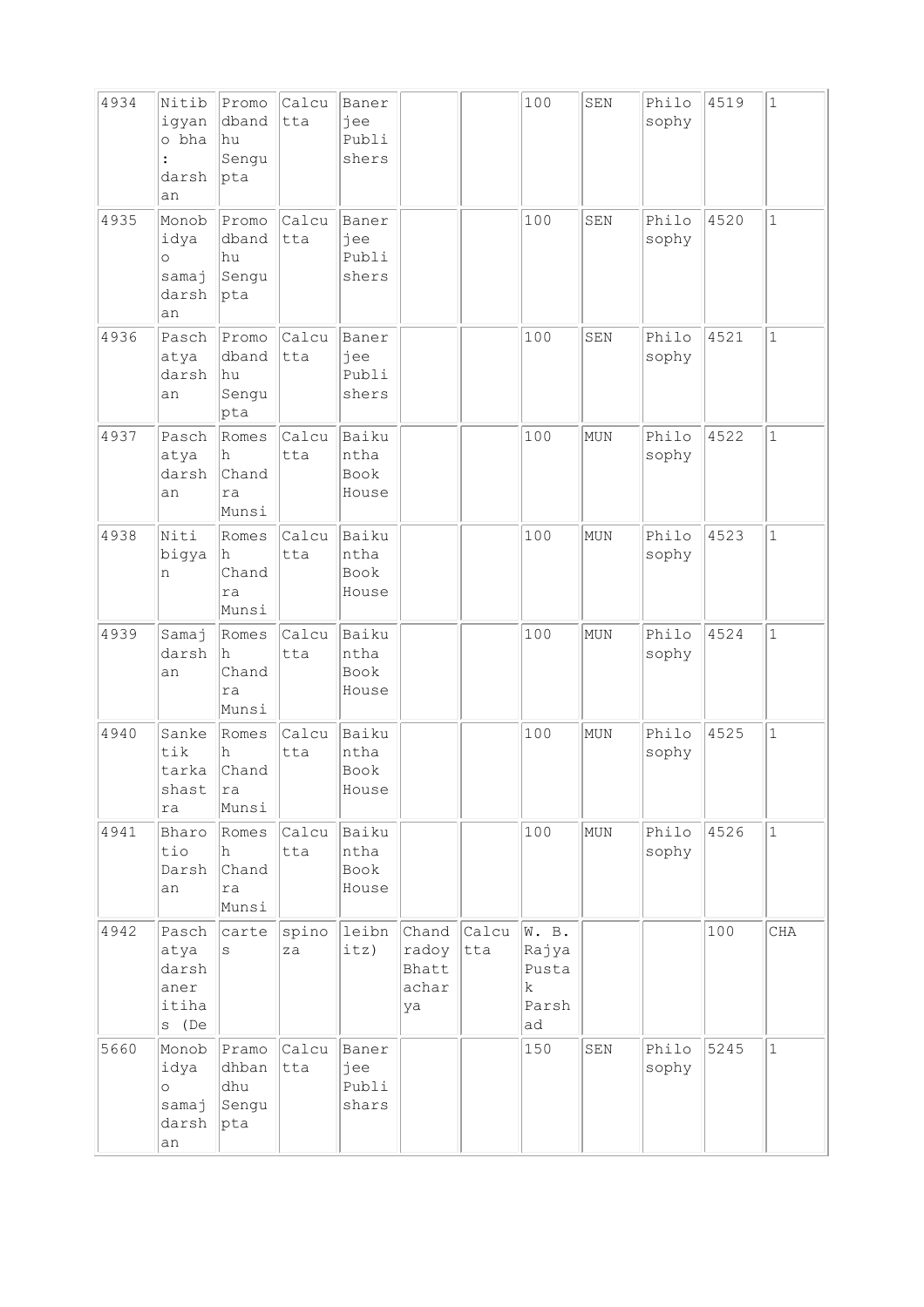| | | | | | | | | | | | |
|---|---|---|---|---|---|---|---|---|---|---|---|
| 4934 | Nitibigyano bha : darshan | Promodbandhu Sengupta | Calcutta | Banerjee Publishers | | | 100 | SEN | Philosophy | 4519 | 1 |
| 4935 | Monobidya o samaj darshan | Promodbandhu Sengupta | Calcutta | Banerjee Publishers | | | 100 | SEN | Philosophy | 4520 | 1 |
| 4936 | Paschatya darshan | Promodbandhu Sengupta | Calcutta | Banerjee Publishers | | | 100 | SEN | Philosophy | 4521 | 1 |
| 4937 | Paschatya darshan | Romesh Chandra Munsi | Calcutta | Baikuntha Book House | | | 100 | MUN | Philosophy | 4522 | 1 |
| 4938 | Niti bigyan | Romesh Chandra Munsi | Calcutta | Baikuntha Book House | | | 100 | MUN | Philosophy | 4523 | 1 |
| 4939 | Samaj darshan | Romesh Chandra Munsi | Calcutta | Baikuntha Book House | | | 100 | MUN | Philosophy | 4524 | 1 |
| 4940 | Sanketik tarka shastra | Romesh Chandra Munsi | Calcutta | Baikuntha Book House | | | 100 | MUN | Philosophy | 4525 | 1 |
| 4941 | Bharotio Darshan | Romesh Chandra Munsi | Calcutta | Baikuntha Book House | | | 100 | MUN | Philosophy | 4526 | 1 |
| 4942 | Paschatya darshaner itihas (De | cartes | spinoza | leibnitz) | Chandradoy Bhattacharya | Calcutta | W. B. Rajya Pustak Parshad | | | 100 | CHA |
| 5660 | Monobidya o samaj darshan | Pramodhbandhu Sengupta | Calcutta | Banerjee Publishars | | | 150 | SEN | Philosophy | 5245 | 1 |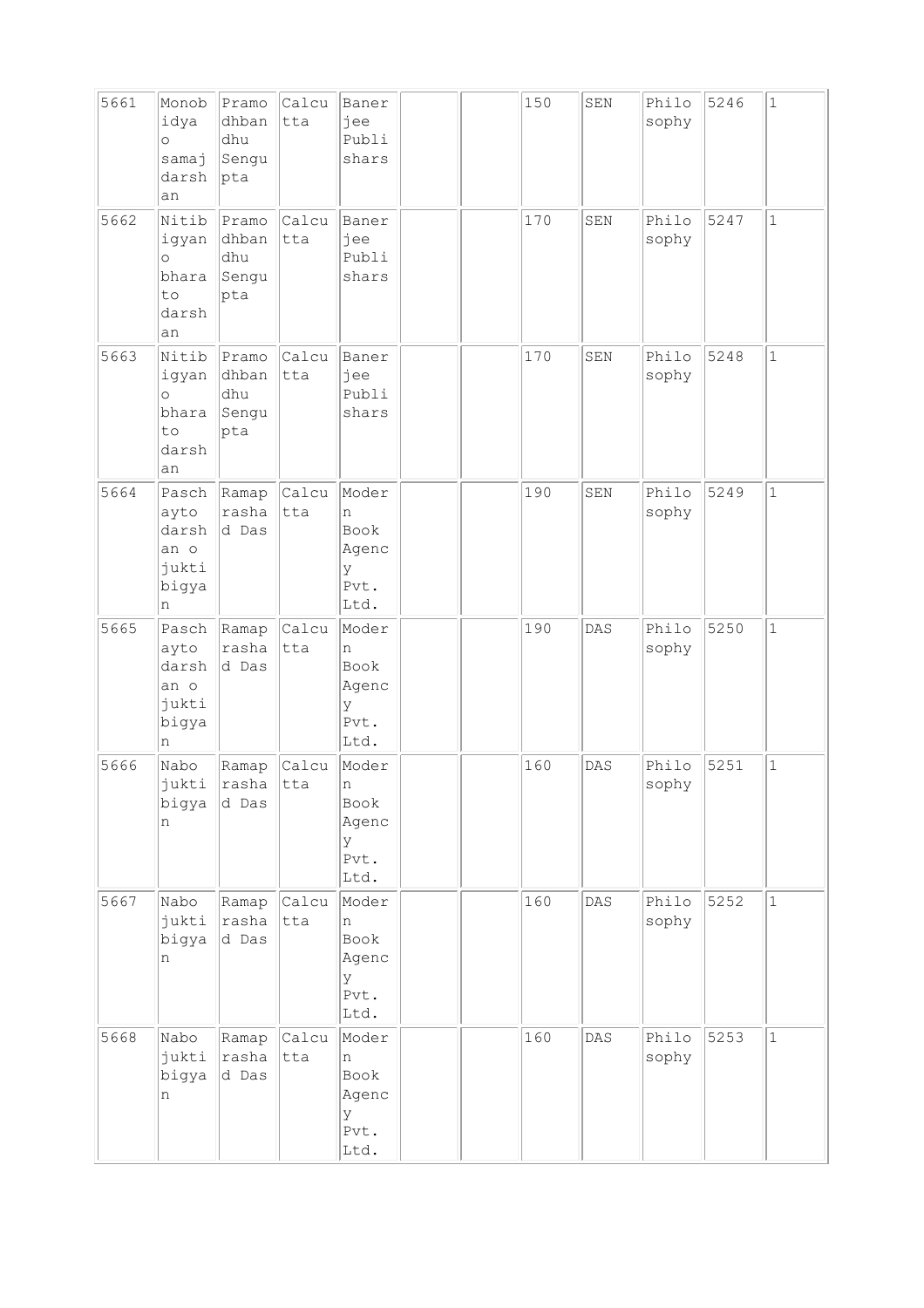| 5661 | Monobidya o samaj darshan | Pramodhbandhu Sengupta | Calcutta | Banerjee Publishers | | | 150 | SEN | Philosophy | 5246 | 1 |
|---|---|---|---|---|---|---|---|---|---|---|---|
| 5662 | Nitibigyan o bharato darshan | Pramodhbandhu Sengupta | Calcutta | Banerjee Publishers | | | 170 | SEN | Philosophy | 5247 | 1 |
| 5663 | Nitibigyan o bharato darshan | Pramodhbandhu Sengupta | Calcutta | Banerjee Publishers | | | 170 | SEN | Philosophy | 5248 | 1 |
| 5664 | Paschayto darshan o juktibigyan | Ramaprashad Das | Calcutta | Modern Book Agency Pvt. Ltd. | | | 190 | SEN | Philosophy | 5249 | 1 |
| 5665 | Paschayto darshan o juktibigyan | Ramaprashad Das | Calcutta | Modern Book Agency Pvt. Ltd. | | | 190 | DAS | Philosophy | 5250 | 1 |
| 5666 | Nabo juktibigyan | Ramaprashad Das | Calcutta | Modern Book Agency Pvt. Ltd. | | | 160 | DAS | Philosophy | 5251 | 1 |
| 5667 | Nabo juktibigyan | Ramaprashad Das | Calcutta | Modern Book Agency Pvt. Ltd. | | | 160 | DAS | Philosophy | 5252 | 1 |
| 5668 | Nabo juktibigyan | Ramaprashad Das | Calcutta | Modern Book Agency Pvt. Ltd. | | | 160 | DAS | Philosophy | 5253 | 1 |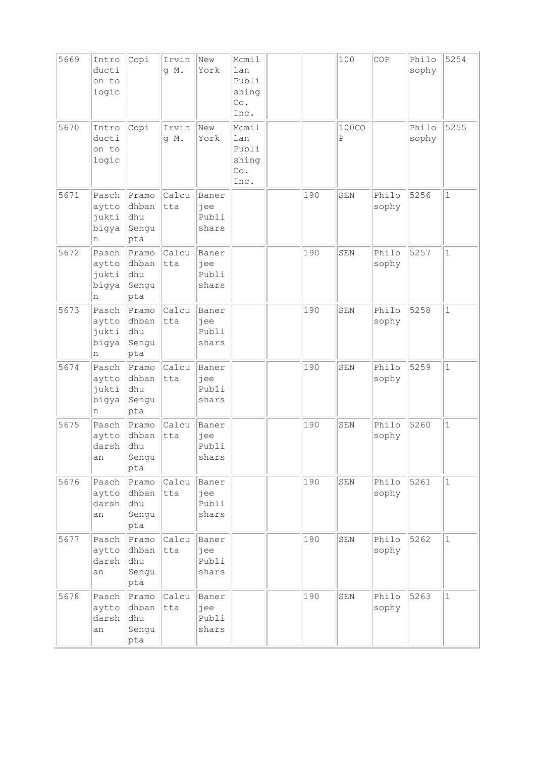| | | | | | | | | | | | |
|---|---|---|---|---|---|---|---|---|---|---|---|
| 5669 | Introduction to logic | Copi | Irving M. | New York | Mcmillan Publishing Co. Inc. | | | 100 | COP | Philosophy | 5254 |
| 5670 | Introduction to logic | Copi | Irving M. | New York | Mcmillan Publishing Co. Inc. | | | 100COP | | Philosophy | 5255 |
| 5671 | Paschaytto juktibigyan | Pramodhbandhu Sengupta | Calcutta | Banerjee Publishers | | | 190 | SEN | Philosophy | 5256 | 1 |
| 5672 | Paschaytto juktibigyan | Pramodhbandhu Sengupta | Calcutta | Banerjee Publishers | | | 190 | SEN | Philosophy | 5257 | 1 |
| 5673 | Paschaytto juktibigyan | Pramodhbandhu Sengupta | Calcutta | Banerjee Publishers | | | 190 | SEN | Philosophy | 5258 | 1 |
| 5674 | Paschaytto juktibigyan | Pramodhbandhu Sengupta | Calcutta | Banerjee Publishers | | | 190 | SEN | Philosophy | 5259 | 1 |
| 5675 | Paschaytto darshan | Pramodhbandhu Sengupta | Calcutta | Banerjee Publishers | | | 190 | SEN | Philosophy | 5260 | 1 |
| 5676 | Paschaytto darshan | Pramodhbandhu Sengupta | Calcutta | Banerjee Publishers | | | 190 | SEN | Philosophy | 5261 | 1 |
| 5677 | Paschaytto darshan | Pramodhbandhu Sengupta | Calcutta | Banerjee Publishers | | | 190 | SEN | Philosophy | 5262 | 1 |
| 5678 | Paschaytto darshan | Pramodhbandhu Sengupta | Calcutta | Banerjee Publishers | | | 190 | SEN | Philosophy | 5263 | 1 |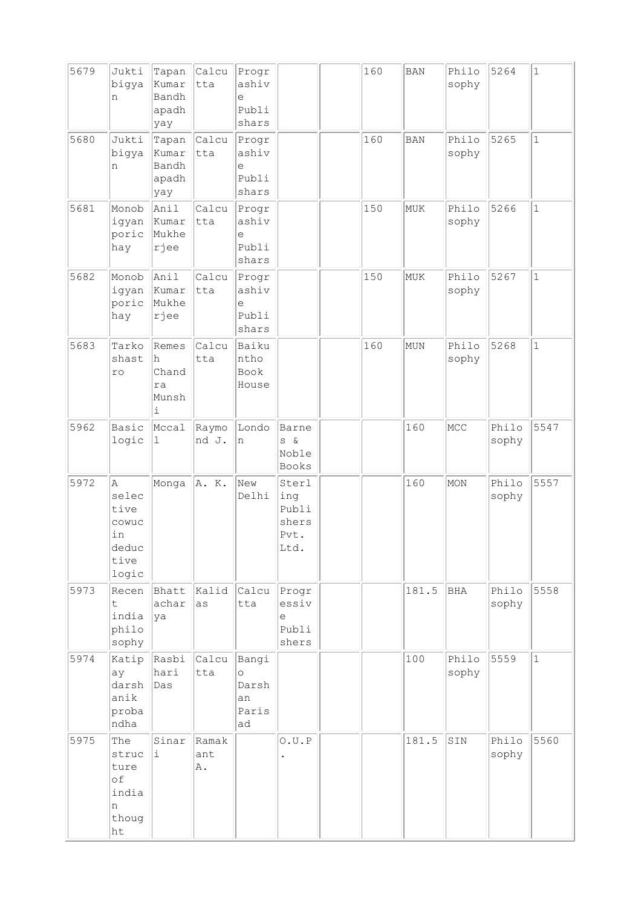| | | | | | | | | | | | |
|---|---|---|---|---|---|---|---|---|---|---|---|
| 5679 | Juktibigyan | Tapan Kumar Bandhapadhyay | Calcutta | Prograshive Publishars | | | 160 | BAN | Philosophy | 5264 | 1 |
| 5680 | Juktibigyan | Tapan Kumar Bandhapadhyay | Calcutta | Prograshive Publishars | | | 160 | BAN | Philosophy | 5265 | 1 |
| 5681 | Monobigyan poric hay | Anil Kumar Mukherjee | Calcutta | Prograshive Publishars | | | 150 | MUK | Philosophy | 5266 | 1 |
| 5682 | Monobigyan poric hay | Anil Kumar Mukherjee | Calcutta | Prograshive Publishars | | | 150 | MUK | Philosophy | 5267 | 1 |
| 5683 | Tarkoshastro | Remesh Chandra Munshi | Calcutta | Baikuntho Book House | | | 160 | MUN | Philosophy | 5268 | 1 |
| 5962 | Basic logic | Mccall | Raymond J. | London | Barnes & Noble Books | | | 160 | MCC | Philosophy | 5547 |
| 5972 | A selective cowuc in deductive logic | Monga | A. K. | New Delhi | Sterling Publishers Pvt. Ltd. | | | 160 | MON | Philosophy | 5557 |
| 5973 | Recent india philosophy | Bhattacharya | Kalidas | Calcutta | Progressive Publishers | | | 181.5 | BHA | Philosophy | 5558 |
| 5974 | Katipay darshanik probandha | Rasbihari Das | Calcutta | Bangio Darshan Parisad | | | | 100 | Philosophy | 5559 | 1 |
| 5975 | The structure of indian thought | Sinari | Ramakant A. | | O.U.P. | | | 181.5 | SIN | Philosophy | 5560 |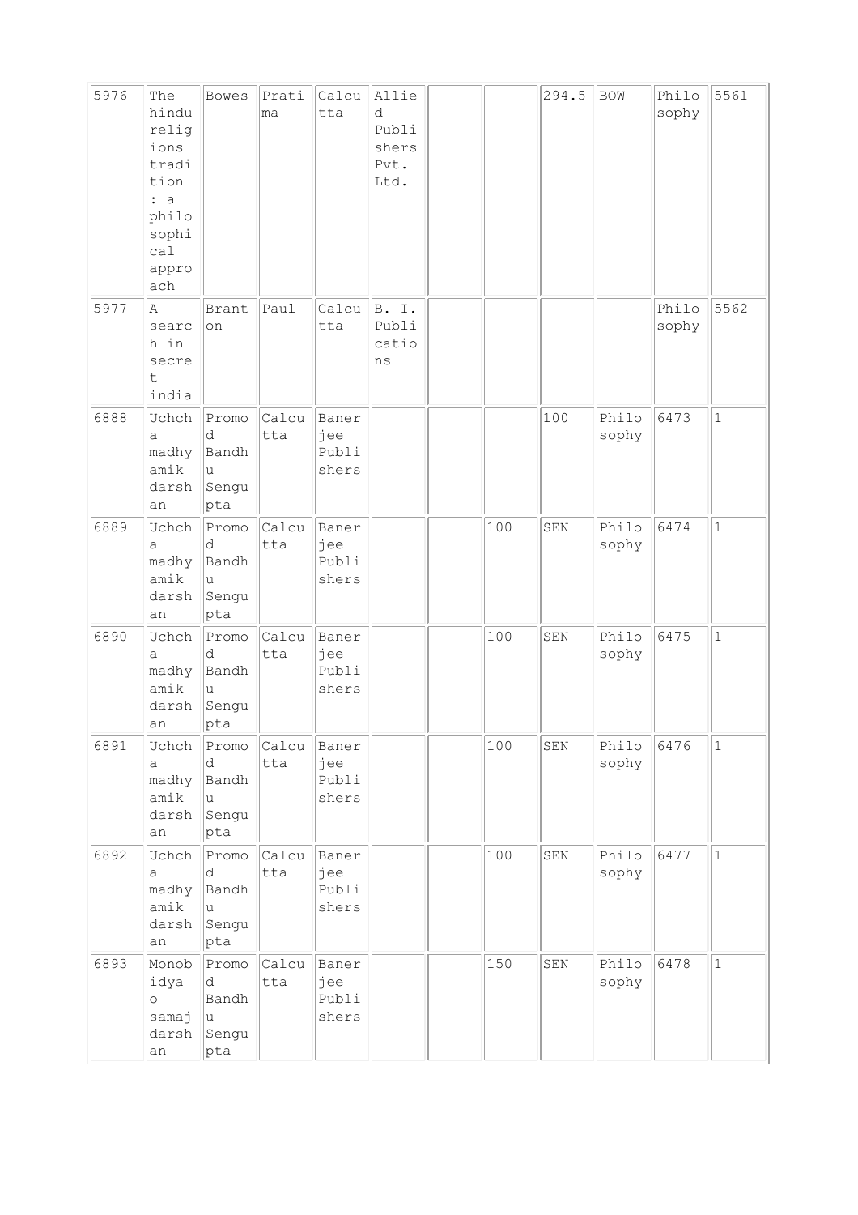| | | | | | | | | | | | |
|---|---|---|---|---|---|---|---|---|---|---|---|
| 5976 | The hindu religions tradition : a philosophical approach | Bowes | Pratima | Calcutta | Allied Publishers Pvt. Ltd. | | | 294.5 | BOW | Philosophy | 5561 |
| 5977 | A search in secret india | Branton | Paul | Calcutta | B. I. Publications | | | | | Philosophy | 5562 |
| 6888 | Uchcha madhyamik darshan | Promod Bandhu Sengupta | Calcutta | Banerjee Publishers | | | | 100 | Philosophy | 6473 | 1 |
| 6889 | Uchcha madhyamik darshan | Promod Bandhu Sengupta | Calcutta | Banerjee Publishers | | | 100 | SEN | Philosophy | 6474 | 1 |
| 6890 | Uchcha madhyamik darshan | Promod Bandhu Sengupta | Calcutta | Banerjee Publishers | | | 100 | SEN | Philosophy | 6475 | 1 |
| 6891 | Uchcha madhyamik darshan | Promod Bandhu Sengupta | Calcutta | Banerjee Publishers | | | 100 | SEN | Philosophy | 6476 | 1 |
| 6892 | Uchcha madhyamik darshan | Promod Bandhu Sengupta | Calcutta | Banerjee Publishers | | | 100 | SEN | Philosophy | 6477 | 1 |
| 6893 | Monobidya o samaj darshan | Promod Bandhu Sengupta | Calcutta | Banerjee Publishers | | | 150 | SEN | Philosophy | 6478 | 1 |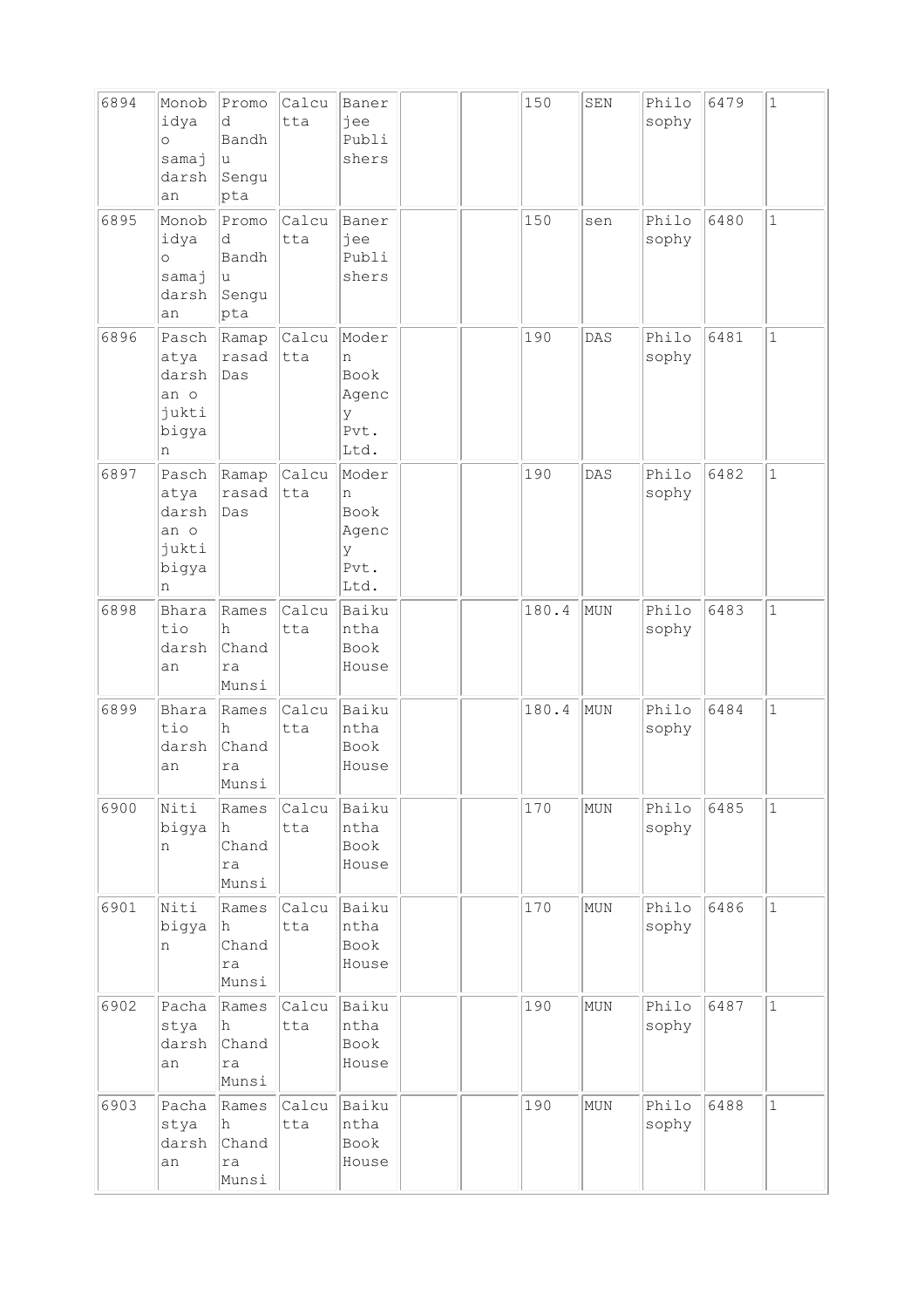| 6894 | Monobidya o samaj darshan | Promod Bandhu Sengupta | Calcutta | Banerjee Publishers | | | 150 | SEN | Philosophy | 6479 | 1 |
|---|---|---|---|---|---|---|---|---|---|---|---|
| 6895 | Monobidya o samaj darshan | Promod Bandhu Sengupta | Calcutta | Banerjee Publishers | | | 150 | sen | Philosophy | 6480 | 1 |
| 6896 | Paschatya darshan o juktibigyan | Ramaprasad Das | Calcutta | Modern Book Agency Pvt. Ltd. | | | 190 | DAS | Philosophy | 6481 | 1 |
| 6897 | Paschatya darshan o juktibigyan | Ramaprasad Das | Calcutta | Modern Book Agency Pvt. Ltd. | | | 190 | DAS | Philosophy | 6482 | 1 |
| 6898 | Bharatio darshan | Ramesh Chandra Munsi | Calcutta | Baikuntha Book House | | | 180.4 | MUN | Philosophy | 6483 | 1 |
| 6899 | Bharatio darshan | Ramesh Chandra Munsi | Calcutta | Baikuntha Book House | | | 180.4 | MUN | Philosophy | 6484 | 1 |
| 6900 | Niti bigyan | Ramesh Chandra Munsi | Calcutta | Baikuntha Book House | | | 170 | MUN | Philosophy | 6485 | 1 |
| 6901 | Niti bigyan | Ramesh Chandra Munsi | Calcutta | Baikuntha Book House | | | 170 | MUN | Philosophy | 6486 | 1 |
| 6902 | Pachastya darshan | Ramesh Chandra Munsi | Calcutta | Baikuntha Book House | | | 190 | MUN | Philosophy | 6487 | 1 |
| 6903 | Pachastya darshan | Ramesh Chandra Munsi | Calcutta | Baikuntha Book House | | | 190 | MUN | Philosophy | 6488 | 1 |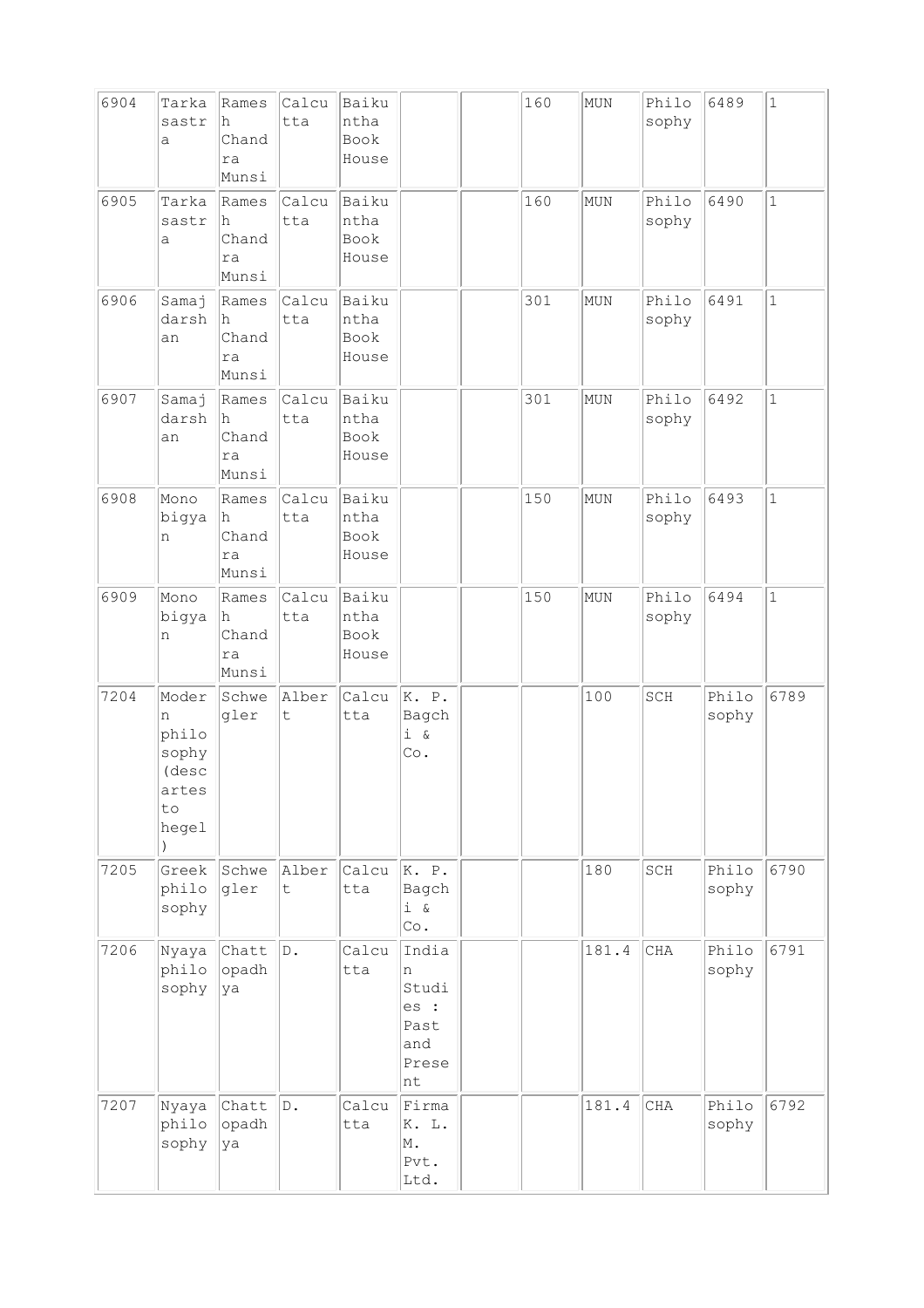| | | | | | | | | | | | |
|---|---|---|---|---|---|---|---|---|---|---|---|
| 6904 | Tarkasastra | Ramesh Chandra Munsi | Calcutta | Baikuntha Book House | | | 160 | MUN | Philosophy | 6489 | 1 |
| 6905 | Tarkasastra | Ramesh Chandra Munsi | Calcutta | Baikuntha Book House | | | 160 | MUN | Philosophy | 6490 | 1 |
| 6906 | Samajdarshan | Ramesh Chandra Munsi | Calcutta | Baikuntha Book House | | | 301 | MUN | Philosophy | 6491 | 1 |
| 6907 | Samajdarshan | Ramesh Chandra Munsi | Calcutta | Baikuntha Book House | | | 301 | MUN | Philosophy | 6492 | 1 |
| 6908 | Monobigyan | Ramesh Chandra Munsi | Calcutta | Baikuntha Book House | | | 150 | MUN | Philosophy | 6493 | 1 |
| 6909 | Monobigyan | Ramesh Chandra Munsi | Calcutta | Baikuntha Book House | | | 150 | MUN | Philosophy | 6494 | 1 |
| 7204 | Modern philosophy (descartes to hegel) | Schwegler | Albert | Calcutta | K. P. Bagchi & Co. | | | 100 | SCH | Philosophy | 6789 |
| 7205 | Greek philosophy | Schwegler | Albert | Calcutta | K. P. Bagchi & Co. | | | 180 | SCH | Philosophy | 6790 |
| 7206 | Nyaya philosophy | Chattopadhya | D. | Calcutta | Indian Studies : Past and Present | | | 181.4 | CHA | Philosophy | 6791 |
| 7207 | Nyaya philosophy | Chattopadhya | D. | Calcutta | Firma K. L. M. Pvt. Ltd. | | | 181.4 | CHA | Philosophy | 6792 |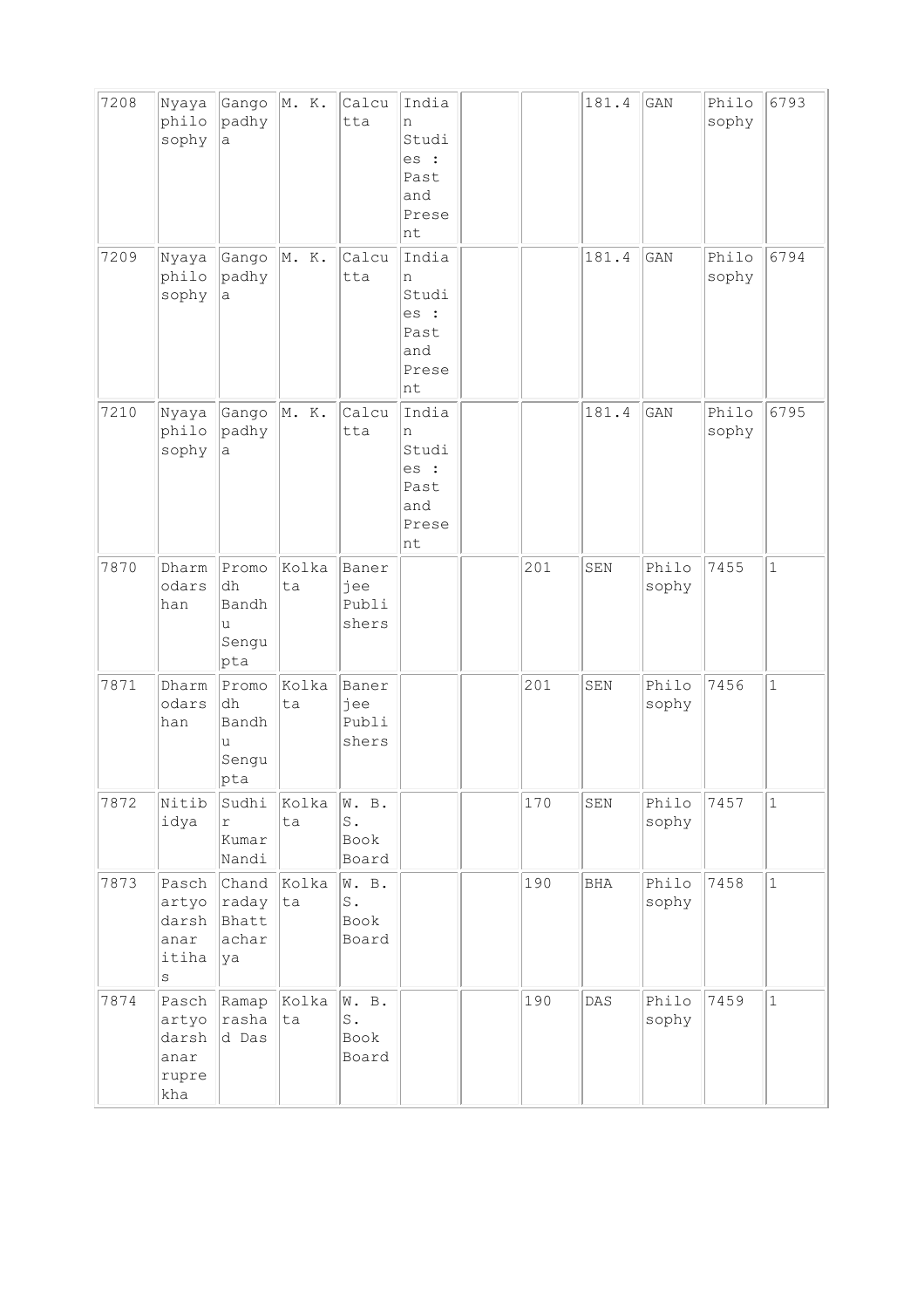| | | | | | | | | | | | |
|---|---|---|---|---|---|---|---|---|---|---|---|
| 7208 | Nyaya philosophy | Gangopadhya | M. K. | Calcutta | Indian Studies : Past and Present | | | 181.4 | GAN | Philosophy | 6793 |
| 7209 | Nyaya philosophy | Gangopadhya | M. K. | Calcutta | Indian Studies : Past and Present | | | 181.4 | GAN | Philosophy | 6794 |
| 7210 | Nyaya philosophy | Gangopadhya | M. K. | Calcutta | Indian Studies : Past and Present | | | 181.4 | GAN | Philosophy | 6795 |
| 7870 | Dharmodarshan | Promodh Bandhu Sengupta | Kolkata | Banerjee Publishers | | | 201 | SEN | Philosophy | 7455 | 1 |
| 7871 | Dharmodarshan | Promodh Bandhu Sengupta | Kolkata | Banerjee Publishers | | | 201 | SEN | Philosophy | 7456 | 1 |
| 7872 | Nitibidya | Sudhir Kumar Nandi | Kolkata | W. B. S. Book Board | | | 170 | SEN | Philosophy | 7457 | 1 |
| 7873 | Paschartyo darshanar itihas | Chandraday Bhattacharya | Kolkata | W. B. S. Book Board | | | 190 | BHA | Philosophy | 7458 | 1 |
| 7874 | Paschartyo darshanar ruprekha | Ramaprashad Das | Kolkata | W. B. S. Book Board | | | 190 | DAS | Philosophy | 7459 | 1 |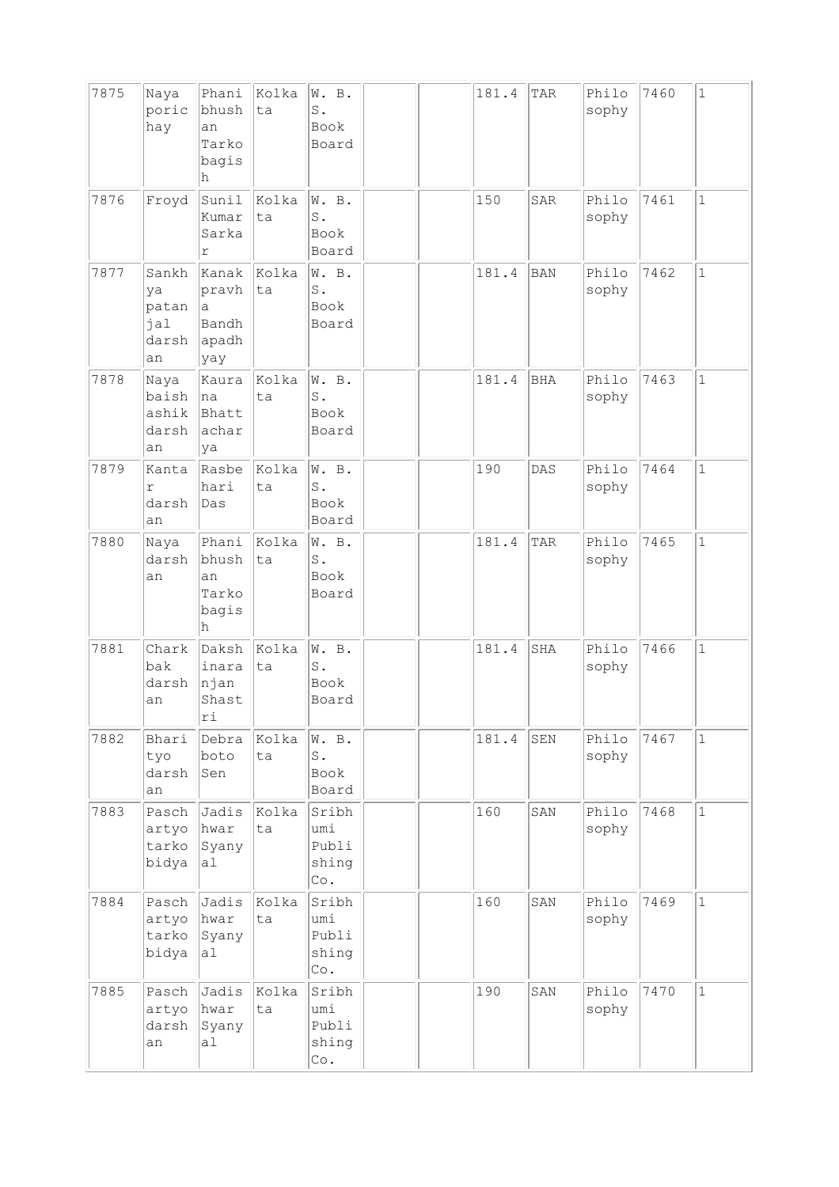| 7875 | Naya poricha y | Phanibhushan Tarkobagish | Kolkata | W. B. S. Book Board | | | 181.4 | TAR | Philosophy | 7460 | 1 |
|---|---|---|---|---|---|---|---|---|---|---|---|
| 7876 | Froyd | Sunil Kumar Sarkar | Kolkata | W. B. S. Book Board | | | 150 | SAR | Philosophy | 7461 | 1 |
| 7877 | Sankhya patanjal darshan | Kanakpravha Bandhapadhyay | Kolkata | W. B. S. Book Board | | | 181.4 | BAN | Philosophy | 7462 | 1 |
| 7878 | Naya baishashik darshan | Kaurana Bhattacharya | Kolkata | W. B. S. Book Board | | | 181.4 | BHA | Philosophy | 7463 | 1 |
| 7879 | Kantar darshan | Rasbehari Das | Kolkata | W. B. S. Book Board | | | 190 | DAS | Philosophy | 7464 | 1 |
| 7880 | Naya darshan | Phanibhushan Tarkobagish | Kolkata | W. B. S. Book Board | | | 181.4 | TAR | Philosophy | 7465 | 1 |
| 7881 | Charkbak darshan | Dakshinaranjan Shastri | Kolkata | W. B. S. Book Board | | | 181.4 | SHA | Philosophy | 7466 | 1 |
| 7882 | Bharityo darshan | Debraboto Sen | Kolkata | W. B. S. Book Board | | | 181.4 | SEN | Philosophy | 7467 | 1 |
| 7883 | Paschartyo tarkobidya | Jadishwar Syanyal | Kolkata | Sribhumi Publishing Co. | | | 160 | SAN | Philosophy | 7468 | 1 |
| 7884 | Paschartyo tarkobidya | Jadishwar Syanyal | Kolkata | Sribhumi Publishing Co. | | | 160 | SAN | Philosophy | 7469 | 1 |
| 7885 | Paschartyo darshan | Jadishwar Syanyal | Kolkata | Sribhumi Publishing Co. | | | 190 | SAN | Philosophy | 7470 | 1 |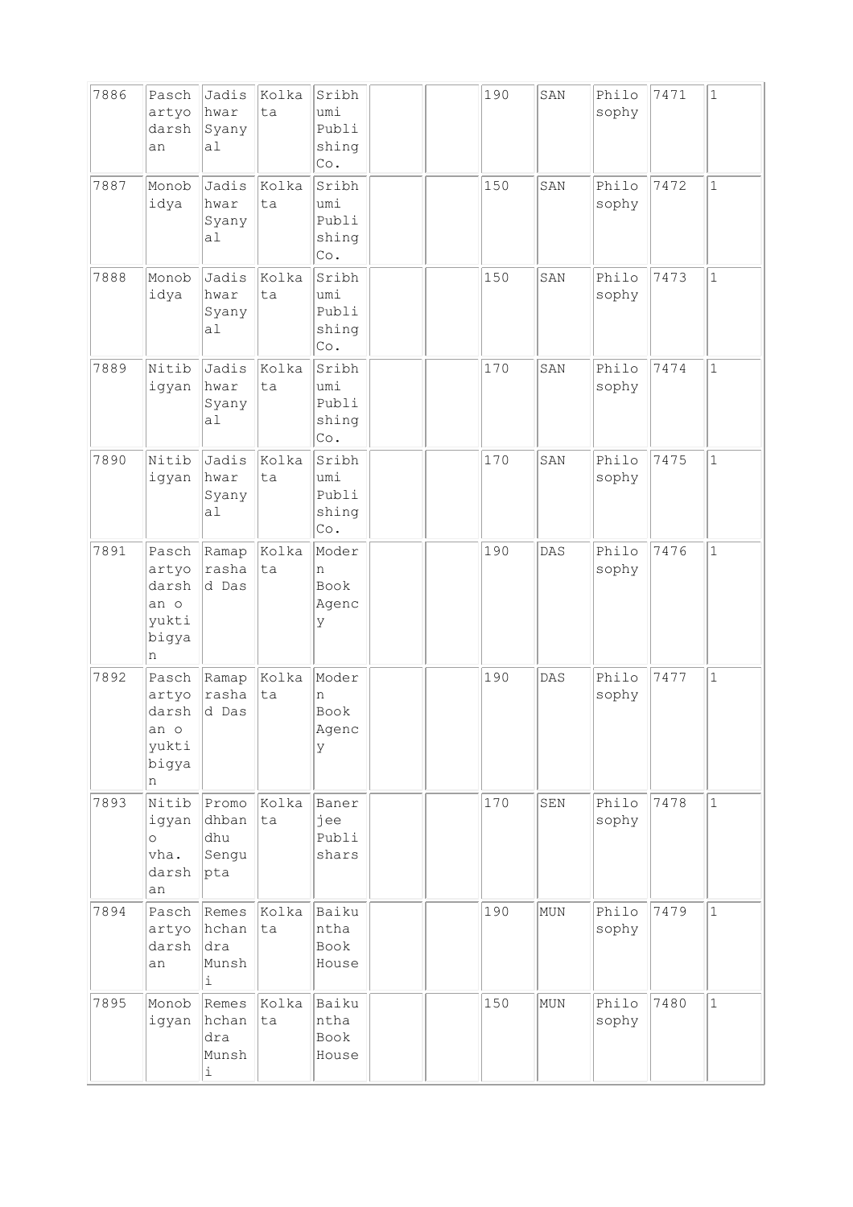| 7886 | Paschartyodarshan | Jadishwar Syanyal | Kolkata | Sribhumi Publishing Co. | | | 190 | SAN | Philosophy | 7471 | 1 |
|---|---|---|---|---|---|---|---|---|---|---|---|
| 7887 | Monobidya | Jadishwar Syanyal | Kolkata | Sribhumi Publishing Co. | | | 150 | SAN | Philosophy | 7472 | 1 |
| 7888 | Monobidya | Jadishwar Syanyal | Kolkata | Sribhumi Publishing Co. | | | 150 | SAN | Philosophy | 7473 | 1 |
| 7889 | Nitibigyan | Jadishwar Syanyal | Kolkata | Sribhumi Publishing Co. | | | 170 | SAN | Philosophy | 7474 | 1 |
| 7890 | Nitibigyan | Jadishwar Syanyal | Kolkata | Sribhumi Publishing Co. | | | 170 | SAN | Philosophy | 7475 | 1 |
| 7891 | Paschartyodarshan o yuktibigyan | Ramaprashad Das | Kolkata | Modern Book Agency | | | 190 | DAS | Philosophy | 7476 | 1 |
| 7892 | Paschartyodarshan o yuktibigyan | Ramaprashad Das | Kolkata | Modern Book Agency | | | 190 | DAS | Philosophy | 7477 | 1 |
| 7893 | Nitibigyan o vha. darshan | Promodhbandhu Sengupta | Kolkata | Banerjee Publishars | | | 170 | SEN | Philosophy | 7478 | 1 |
| 7894 | Paschartyodarshan | Remeshchandra Munshi | Kolkata | Baikuntha Book House | | | 190 | MUN | Philosophy | 7479 | 1 |
| 7895 | Monobigyan | Remeshchandra Munshi | Kolkata | Baikuntha Book House | | | 150 | MUN | Philosophy | 7480 | 1 |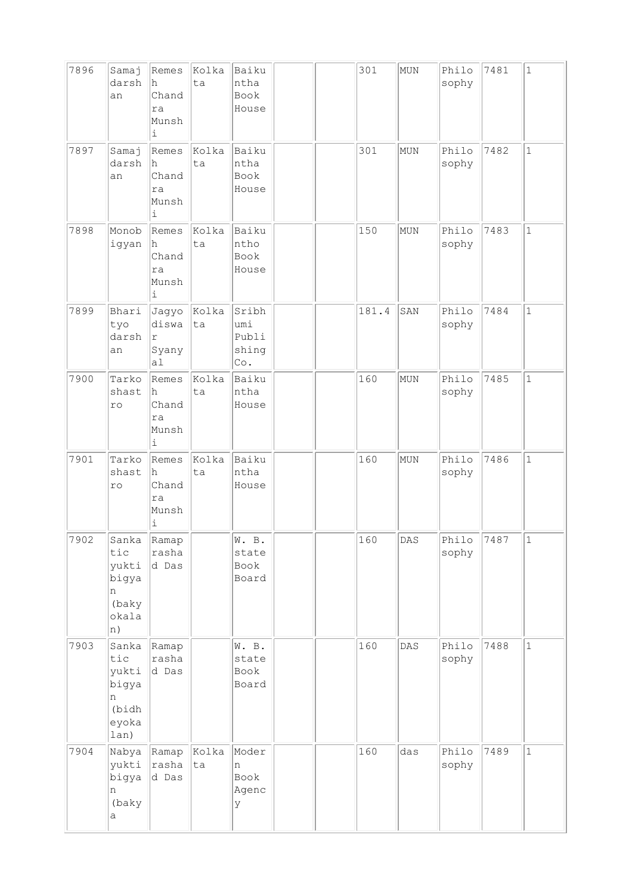| 7896 | Samajdarshan | Remesh Chandra Munshi | Kolkata | Baikuntha Book House | | | 301 | MUN | Philosophy | 7481 | 1 |
|---|---|---|---|---|---|---|---|---|---|---|---|
| 7897 | Samajdarshan | Remesh Chandra Munshi | Kolkata | Baikuntha Book House | | | 301 | MUN | Philosophy | 7482 | 1 |
| 7898 | Monobigyan | Remesh Chandra Munshi | Kolkata | Baikuntho Book House | | | 150 | MUN | Philosophy | 7483 | 1 |
| 7899 | Bharityo darshan | Jagyodiswar Syanyal | Kolkata | Sribhumi Publishing Co. | | | 181.4 | SAN | Philosophy | 7484 | 1 |
| 7900 | Tarkoshastro | Remesh Chandra Munshi | Kolkata | Baikuntha House | | | 160 | MUN | Philosophy | 7485 | 1 |
| 7901 | Tarkoshastro | Remesh Chandra Munshi | Kolkata | Baikuntha House | | | 160 | MUN | Philosophy | 7486 | 1 |
| 7902 | Sankatic yuktibigyan (bakyokalan) | Ramaprashad Das | | W. B. state Book Board | | | 160 | DAS | Philosophy | 7487 | 1 |
| 7903 | Sankatic yuktibigyan (bidheyokalan) | Ramaprashad Das | | W. B. state Book Board | | | 160 | DAS | Philosophy | 7488 | 1 |
| 7904 | Nabyayuktibigyan (bakya | Ramaprashad Das | Kolkata | Modern Book Agency | | | 160 | das | Philosophy | 7489 | 1 |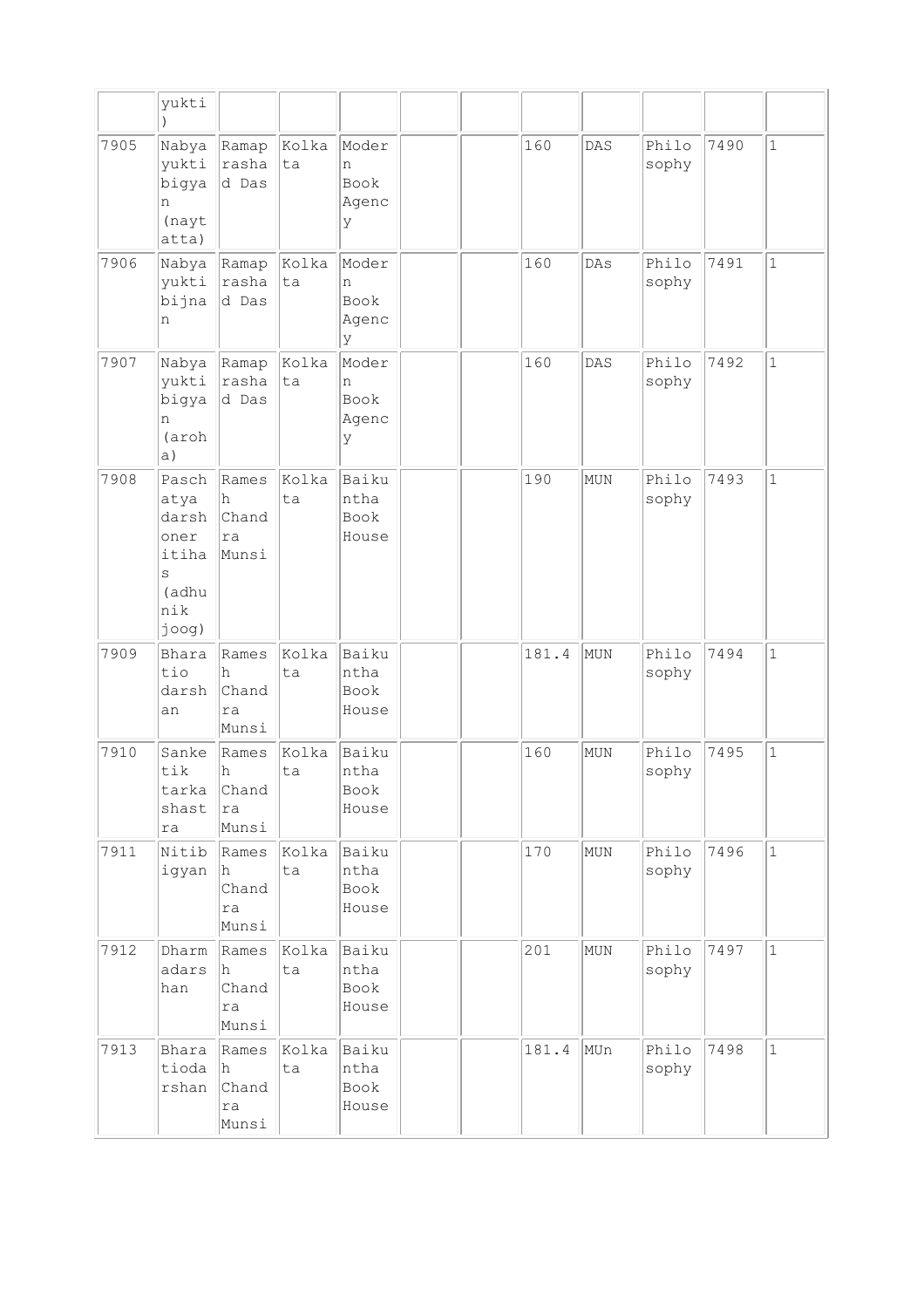| | yukti) | | | | | | | | | | |
|---|---|---|---|---|---|---|---|---|---|---|---|
| 7905 | Nabyayukti bigyan (nayt atta) | Ramaprasad Das | Kolkata | Modern Book Agency | | | 160 | DAS | Philosophy | 7490 | 1 |
| 7906 | Nabyayukti bijnan | Ramaprasad Das | Kolkata | Modern Book Agency | | | 160 | DAs | Philosophy | 7491 | 1 |
| 7907 | Nabyayukti bigyan (aroha) | Ramaprasad Das | Kolkata | Modern Book Agency | | | 160 | DAS | Philosophy | 7492 | 1 |
| 7908 | Paschatya darshoner itihas (adhunik joog) | Ramesh Chandra Munsi | Kolkata | Baikuntha Book House | | | 190 | MUN | Philosophy | 7493 | 1 |
| 7909 | Bharatio darshan | Ramesh Chandra Munsi | Kolkata | Baikuntha Book House | | | 181.4 | MUN | Philosophy | 7494 | 1 |
| 7910 | Sanketik tarkashastra | Ramesh Chandra Munsi | Kolkata | Baikuntha Book House | | | 160 | MUN | Philosophy | 7495 | 1 |
| 7911 | Nitibigyan | Ramesh Chandra Munsi | Kolkata | Baikuntha Book House | | | 170 | MUN | Philosophy | 7496 | 1 |
| 7912 | Dharmadarshan | Ramesh Chandra Munsi | Kolkata | Baikuntha Book House | | | 201 | MUN | Philosophy | 7497 | 1 |
| 7913 | Bharatiodarshan | Ramesh Chandra Munsi | Kolkata | Baikuntha Book House | | | 181.4 | MUn | Philosophy | 7498 | 1 |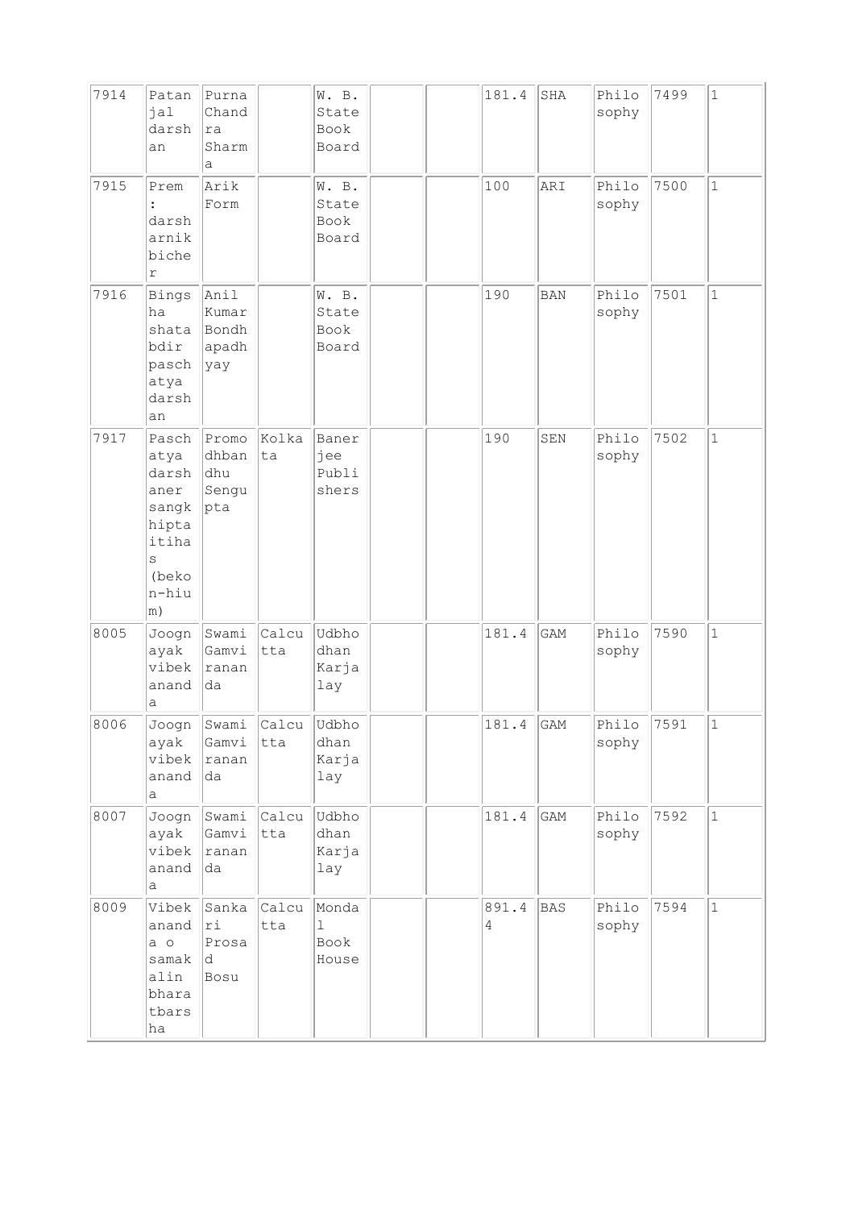| 7914 | Patanjal darshan | Purna Chandra Sharma | | W. B. State Book Board | | | 181.4 | SHA | Philosophy | 7499 | 1 |
|---|---|---|---|---|---|---|---|---|---|---|---|
| 7915 | Prem : darsharnik bicher | Arik Form | | W. B. State Book Board | | | 100 | ARI | Philosophy | 7500 | 1 |
| 7916 | Bingsha shatabdir paschatya darshan | Anil Kumar Bondhapadhyay | | W. B. State Book Board | | | 190 | BAN | Philosophy | 7501 | 1 |
| 7917 | Paschatya darshaner sangkhipta itihas (bekon-hium) | Promodhbandhu Sengupta | Kolkata | Banerjee Publishers | | | 190 | SEN | Philosophy | 7502 | 1 |
| 8005 | Joognayak vibekananda | Swami Gamviranananda | Calcutta | Udbhodhan Karjalay | | | 181.4 | GAM | Philosophy | 7590 | 1 |
| 8006 | Joognayak vibekananda | Swami Gamviranananda | Calcutta | Udbhodhan Karjalay | | | 181.4 | GAM | Philosophy | 7591 | 1 |
| 8007 | Joognayak vibekananda | Swami Gamviranananda | Calcutta | Udbhodhan Karjalay | | | 181.4 | GAM | Philosophy | 7592 | 1 |
| 8009 | Vibekananda o samakalin bharatbarsha | Sankari Prosad Bosu | Calcutta | Mondal Book House | | | 891.44 | BAS | Philosophy | 7594 | 1 |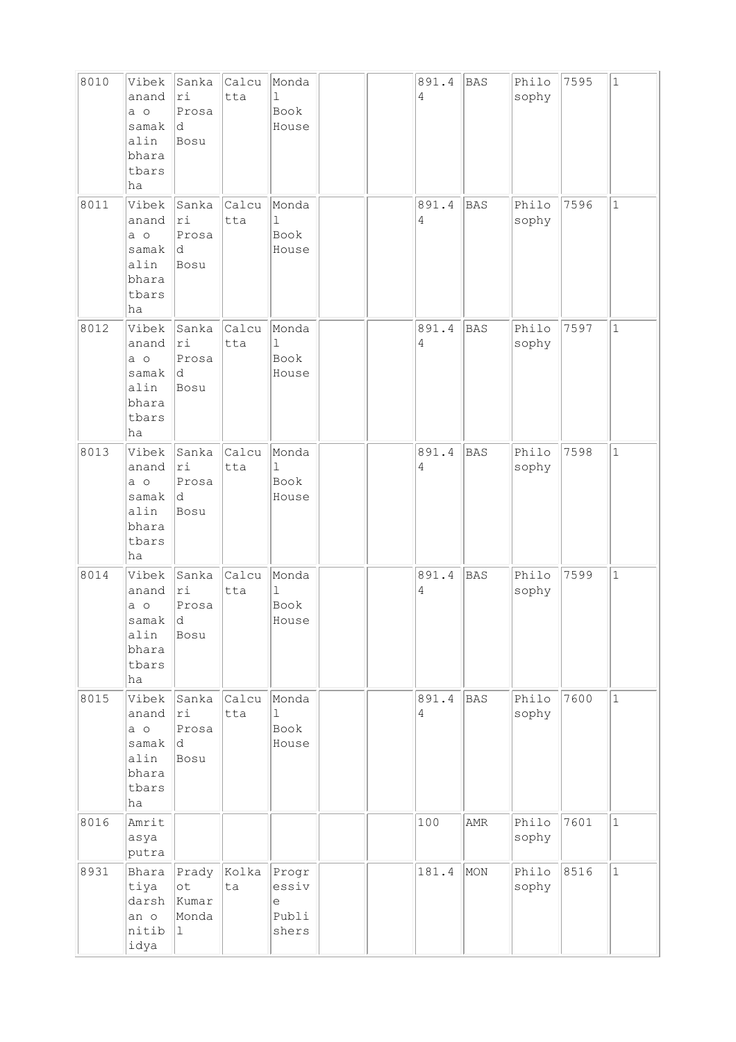| | | | | | | | | | | | |
|---|---|---|---|---|---|---|---|---|---|---|---|
| 8010 | Vibekananda o samakalin bharatbarsha | Sankari Prosad Bosu | Calcutta | Mondal Book House | | | 891.44 | BAS | Philosophy | 7595 | 1 |
| 8011 | Vibekananda o samakalin bharatbarsha | Sankari Prosad Bosu | Calcutta | Mondal Book House | | | 891.44 | BAS | Philosophy | 7596 | 1 |
| 8012 | Vibekananda o samakalin bharatbarsha | Sankari Prosad Bosu | Calcutta | Mondal Book House | | | 891.44 | BAS | Philosophy | 7597 | 1 |
| 8013 | Vibekananda o samakalin bharatbarsha | Sankari Prosad Bosu | Calcutta | Mondal Book House | | | 891.44 | BAS | Philosophy | 7598 | 1 |
| 8014 | Vibekananda o samakalin bharatbarsha | Sankari Prosad Bosu | Calcutta | Mondal Book House | | | 891.44 | BAS | Philosophy | 7599 | 1 |
| 8015 | Vibekananda o samakalin bharatbarsha | Sankari Prosad Bosu | Calcutta | Mondal Book House | | | 891.44 | BAS | Philosophy | 7600 | 1 |
| 8016 | Amritasya putra | | | | | | 100 | AMR | Philosophy | 7601 | 1 |
| 8931 | Bharatiya darshan o nitibidya | Pradyot Kumar Mondal | Kolkata | Progressive Publishers | | | 181.4 | MON | Philosophy | 8516 | 1 |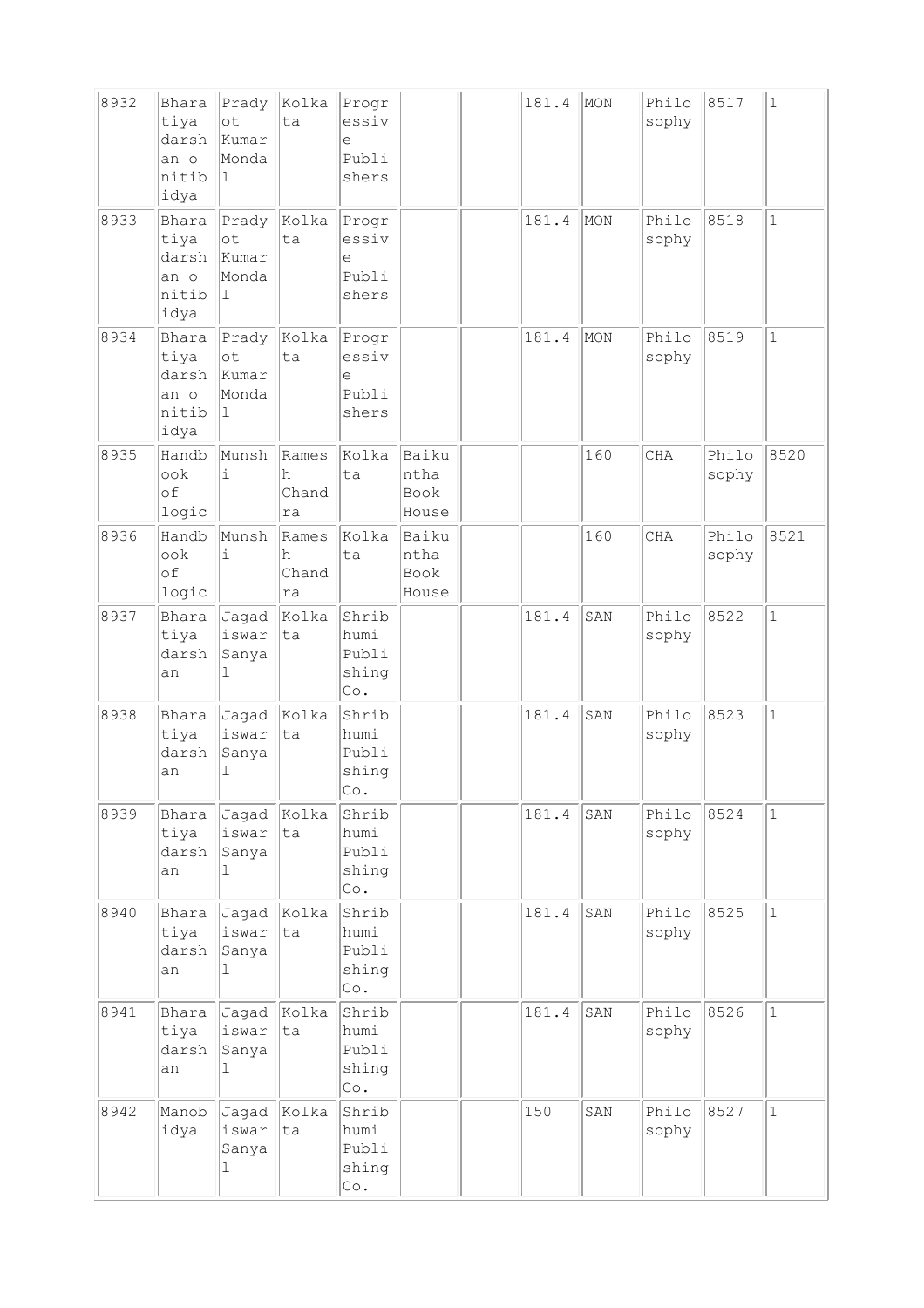| | | | | | | | | | | | |
|---|---|---|---|---|---|---|---|---|---|---|---|
| 8932 | Bharatiya darshan o nitibidya | Pradyot Kumar Mondal | Kolkata | Progressive Publishers | | | 181.4 | MON | Philosophy | 8517 | 1 |
| 8933 | Bharatiya darshan o nitibidya | Pradyot Kumar Mondal | Kolkata | Progressive Publishers | | | 181.4 | MON | Philosophy | 8518 | 1 |
| 8934 | Bharatiya darshan o nitibidya | Pradyot Kumar Mondal | Kolkata | Progressive Publishers | | | 181.4 | MON | Philosophy | 8519 | 1 |
| 8935 | Handbook of logic | Munshi | Ramesh Chandra | Kolkata | Baikuntha Book House | | | 160 | CHA | Philosophy | 8520 |
| 8936 | Handbook of logic | Munshi | Ramesh Chandra | Kolkata | Baikuntha Book House | | | 160 | CHA | Philosophy | 8521 |
| 8937 | Bharatiya darshan | Jagadiswar Sanyal | Kolkata | Shribhumi Publishing Co. | | | 181.4 | SAN | Philosophy | 8522 | 1 |
| 8938 | Bharatiya darshan | Jagadiswar Sanyal | Kolkata | Shribhumi Publishing Co. | | | 181.4 | SAN | Philosophy | 8523 | 1 |
| 8939 | Bharatiya darshan | Jagadiswar Sanyal | Kolkata | Shribhumi Publishing Co. | | | 181.4 | SAN | Philosophy | 8524 | 1 |
| 8940 | Bharatiya darshan | Jagadiswar Sanyal | Kolkata | Shribhumi Publishing Co. | | | 181.4 | SAN | Philosophy | 8525 | 1 |
| 8941 | Bharatiya darshan | Jagadiswar Sanyal | Kolkata | Shribhumi Publishing Co. | | | 181.4 | SAN | Philosophy | 8526 | 1 |
| 8942 | Manobidya | Jagadiswar Sanyal | Kolkata | Shribhumi Publishing Co. | | | 150 | SAN | Philosophy | 8527 | 1 |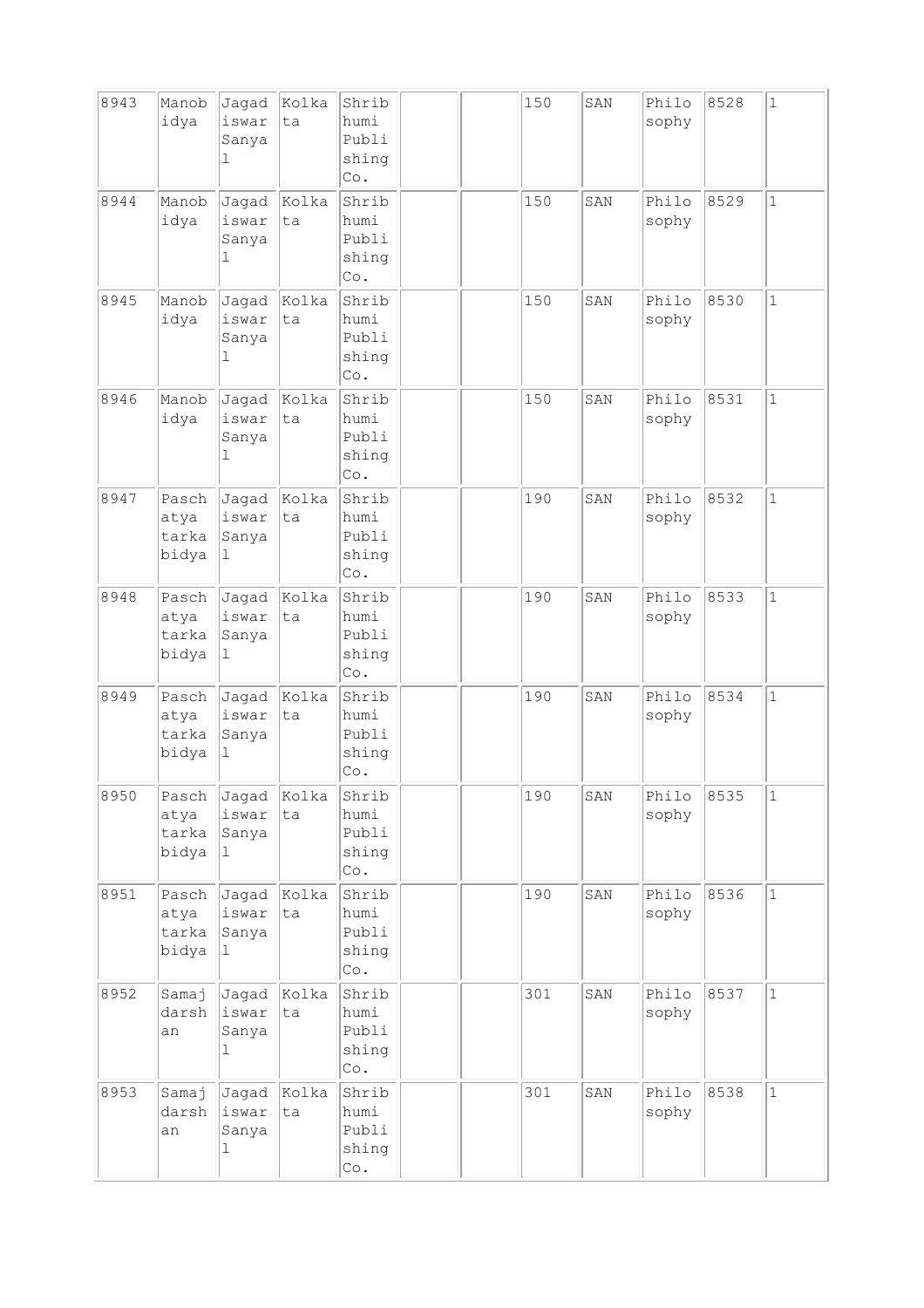| 8943 | Manobidya | Jagadiswar Sanyal | Kolkata | Shribhumi Publishing Co. | | | 150 | SAN | Philosophy | 8528 | 1 |
|---|---|---|---|---|---|---|---|---|---|---|---|
| 8944 | Manobidya | Jagadiswar Sanyal | Kolkata | Shribhumi Publishing Co. | | | 150 | SAN | Philosophy | 8529 | 1 |
| 8945 | Manobidya | Jagadiswar Sanyal | Kolkata | Shribhumi Publishing Co. | | | 150 | SAN | Philosophy | 8530 | 1 |
| 8946 | Manobidya | Jagadiswar Sanyal | Kolkata | Shribhumi Publishing Co. | | | 150 | SAN | Philosophy | 8531 | 1 |
| 8947 | Paschatya tarkabidya | Jagadiswar Sanyal | Kolkata | Shribhumi Publishing Co. | | | 190 | SAN | Philosophy | 8532 | 1 |
| 8948 | Paschatya tarkabidya | Jagadiswar Sanyal | Kolkata | Shribhumi Publishing Co. | | | 190 | SAN | Philosophy | 8533 | 1 |
| 8949 | Paschatya tarkabidya | Jagadiswar Sanyal | Kolkata | Shribhumi Publishing Co. | | | 190 | SAN | Philosophy | 8534 | 1 |
| 8950 | Paschatya tarkabidya | Jagadiswar Sanyal | Kolkata | Shribhumi Publishing Co. | | | 190 | SAN | Philosophy | 8535 | 1 |
| 8951 | Paschatya tarkabidya | Jagadiswar Sanyal | Kolkata | Shribhumi Publishing Co. | | | 190 | SAN | Philosophy | 8536 | 1 |
| 8952 | Samajdarshan | Jagadiswar Sanyal | Kolkata | Shribhumi Publishing Co. | | | 301 | SAN | Philosophy | 8537 | 1 |
| 8953 | Samajdarshan | Jagadiswar Sanyal | Kolkata | Shribhumi Publishing Co. | | | 301 | SAN | Philosophy | 8538 | 1 |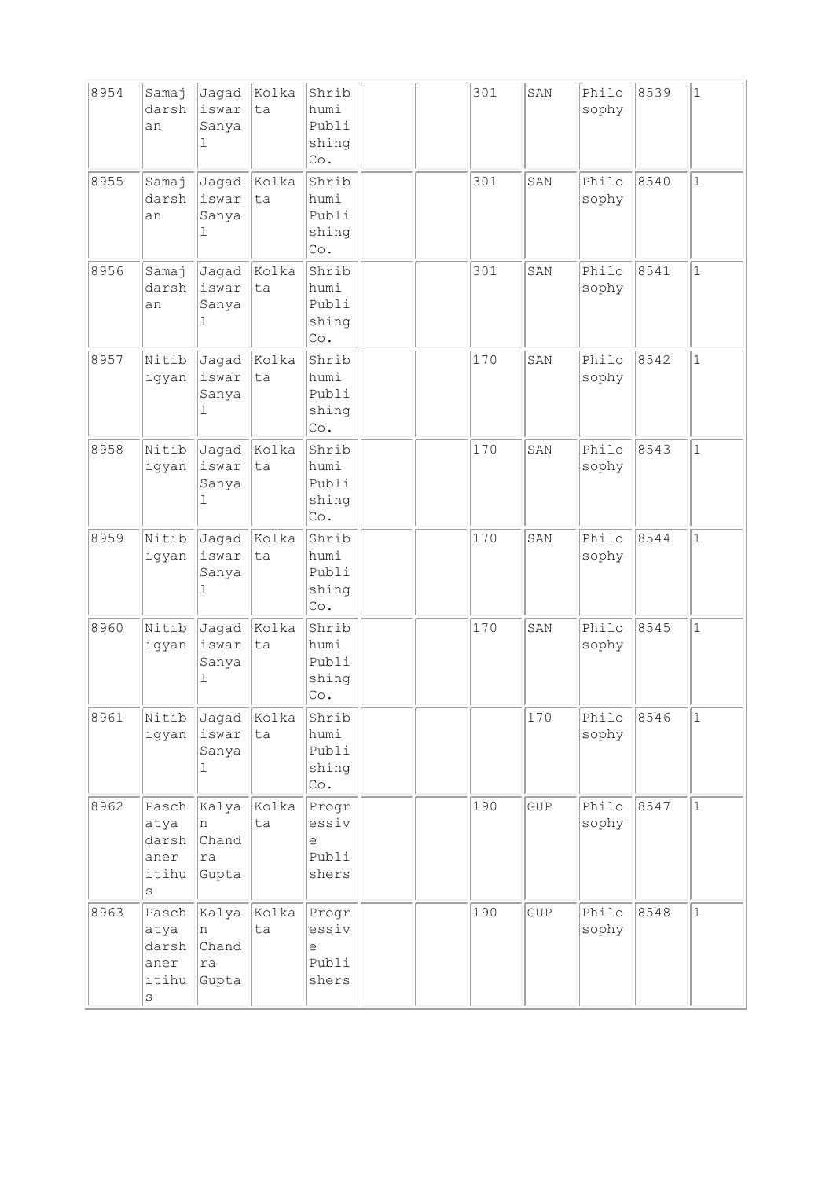| | | | | | | | | | | | |
|---|---|---|---|---|---|---|---|---|---|---|---|
| 8954 | Samajdarshan | Jagadiswar Sanyal | Kolkata | Shribhumi Publishing Co. | | | 301 | SAN | Philosophy | 8539 | 1 |
| 8955 | Samajdarshan | Jagadiswar Sanyal | Kolkata | Shribhumi Publishing Co. | | | 301 | SAN | Philosophy | 8540 | 1 |
| 8956 | Samajdarshan | Jagadiswar Sanyal | Kolkata | Shribhumi Publishing Co. | | | 301 | SAN | Philosophy | 8541 | 1 |
| 8957 | Nitibigyan | Jagadiswar Sanyal | Kolkata | Shribhumi Publishing Co. | | | 170 | SAN | Philosophy | 8542 | 1 |
| 8958 | Nitibigyan | Jagadiswar Sanyal | Kolkata | Shribhumi Publishing Co. | | | 170 | SAN | Philosophy | 8543 | 1 |
| 8959 | Nitibigyan | Jagadiswar Sanyal | Kolkata | Shribhumi Publishing Co. | | | 170 | SAN | Philosophy | 8544 | 1 |
| 8960 | Nitibigyan | Jagadiswar Sanyal | Kolkata | Shribhumi Publishing Co. | | | 170 | SAN | Philosophy | 8545 | 1 |
| 8961 | Nitibigyan | Jagadiswar Sanyal | Kolkata | Shribhumi Publishing Co. | | | | 170 | Philosophy | 8546 | 1 |
| 8962 | Paschatya darshaner itihus | Kalyan Chandra Gupta | Kolkata | Progressive Publishers | | | 190 | GUP | Philosophy | 8547 | 1 |
| 8963 | Paschatya darshaner itihus | Kalyan Chandra Gupta | Kolkata | Progressive Publishers | | | 190 | GUP | Philosophy | 8548 | 1 |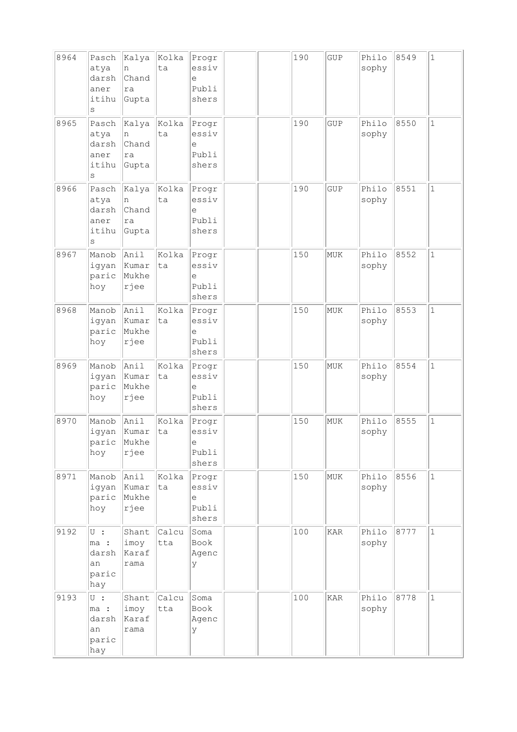| 8964 | Paschatya darshaner itihus | Kalyan Chandra Gupta | Kolkata | Progressive Publishers | | | 190 | GUP | Philosophy | 8549 | 1 |
|---|---|---|---|---|---|---|---|---|---|---|---|
| 8965 | Paschatya darshaner itihus | Kalyan Chandra Gupta | Kolkata | Progressive Publishers | | | 190 | GUP | Philosophy | 8550 | 1 |
| 8966 | Paschatya darshaner itihus | Kalyan Chandra Gupta | Kolkata | Progressive Publishers | | | 190 | GUP | Philosophy | 8551 | 1 |
| 8967 | Manobigyan parichoy | Anil Kumar Mukherjee | Kolkata | Progressive Publishers | | | 150 | MUK | Philosophy | 8552 | 1 |
| 8968 | Manobigyan parichoy | Anil Kumar Mukherjee | Kolkata | Progressive Publishers | | | 150 | MUK | Philosophy | 8553 | 1 |
| 8969 | Manobigyan parichoy | Anil Kumar Mukherjee | Kolkata | Progressive Publishers | | | 150 | MUK | Philosophy | 8554 | 1 |
| 8970 | Manobigyan parichoy | Anil Kumar Mukherjee | Kolkata | Progressive Publishers | | | 150 | MUK | Philosophy | 8555 | 1 |
| 8971 | Manobigyan parichoy | Anil Kumar Mukherjee | Kolkata | Progressive Publishers | | | 150 | MUK | Philosophy | 8556 | 1 |
| 9192 | U : ma : darshan parichay | Shantimoy Karaframa | Calcutta | Soma Book Agency | | | 100 | KAR | Philosophy | 8777 | 1 |
| 9193 | U : ma : darshan parichay | Shantimoy Karaframa | Calcutta | Soma Book Agency | | | 100 | KAR | Philosophy | 8778 | 1 |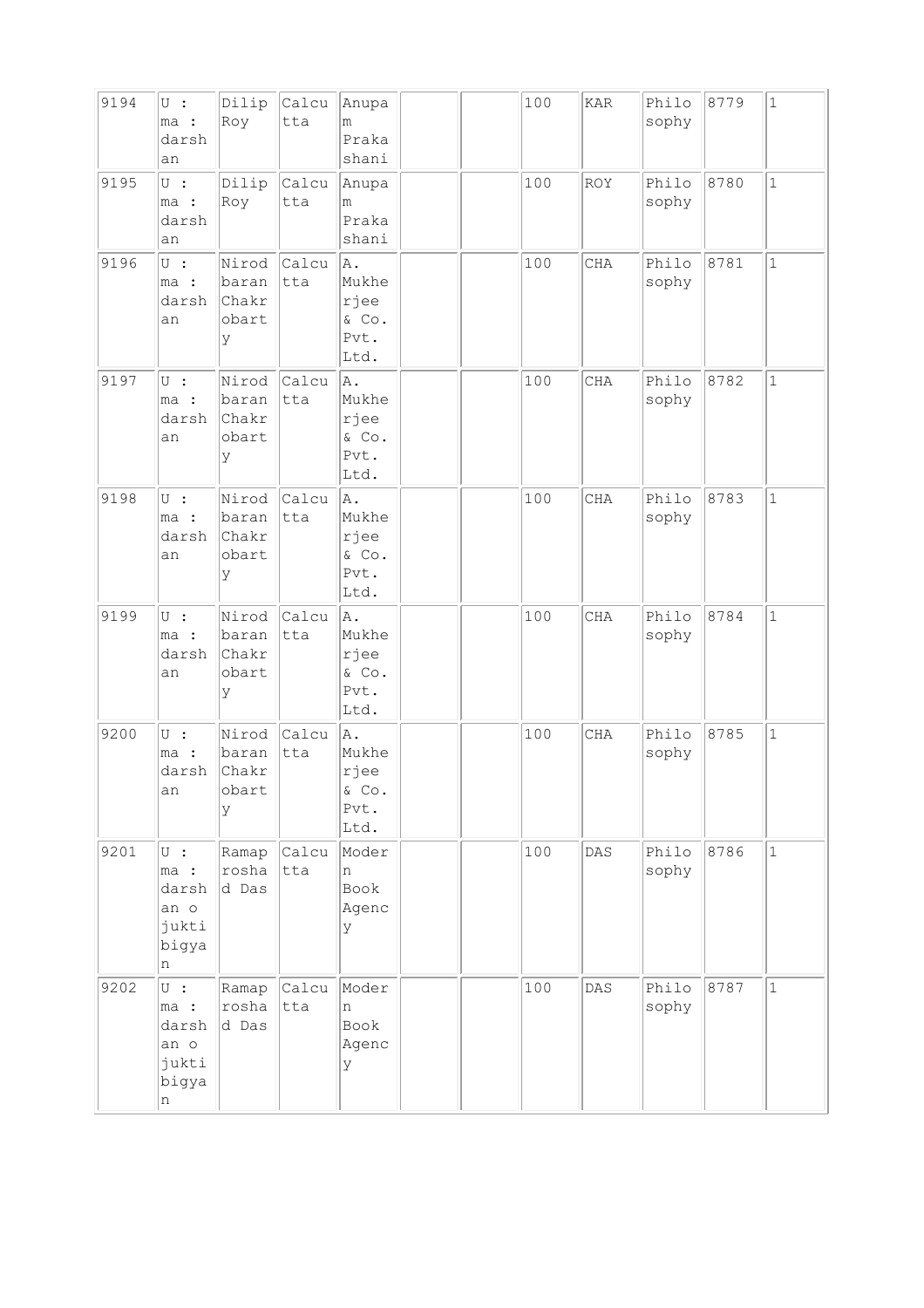| 9194 | U : ma : darshan | Dilip Roy | Calcutta | Anupam Prakashani | | | 100 | KAR | Philosophy | 8779 | 1 |
|---|---|---|---|---|---|---|---|---|---|---|---|
| 9195 | U : ma : darshan | Dilip Roy | Calcutta | Anupam Prakashani | | | 100 | ROY | Philosophy | 8780 | 1 |
| 9196 | U : ma : darshan | Nirodbaran Chakrobarty | Calcutta | A. Mukherjee & Co. Pvt. Ltd. | | | 100 | CHA | Philosophy | 8781 | 1 |
| 9197 | U : ma : darshan | Nirodbaran Chakrobarty | Calcutta | A. Mukherjee & Co. Pvt. Ltd. | | | 100 | CHA | Philosophy | 8782 | 1 |
| 9198 | U : ma : darshan | Nirodbaran Chakrobarty | Calcutta | A. Mukherjee & Co. Pvt. Ltd. | | | 100 | CHA | Philosophy | 8783 | 1 |
| 9199 | U : ma : darshan | Nirodbaran Chakrobarty | Calcutta | A. Mukherjee & Co. Pvt. Ltd. | | | 100 | CHA | Philosophy | 8784 | 1 |
| 9200 | U : ma : darshan | Nirodbaran Chakrobarty | Calcutta | A. Mukherjee & Co. Pvt. Ltd. | | | 100 | CHA | Philosophy | 8785 | 1 |
| 9201 | U : ma : darshan o juktibigyan | Ramaprosad Das | Calcutta | Modern Book Agency | | | 100 | DAS | Philosophy | 8786 | 1 |
| 9202 | U : ma : darshan o juktibigyan | Ramaprosad Das | Calcutta | Modern Book Agency | | | 100 | DAS | Philosophy | 8787 | 1 |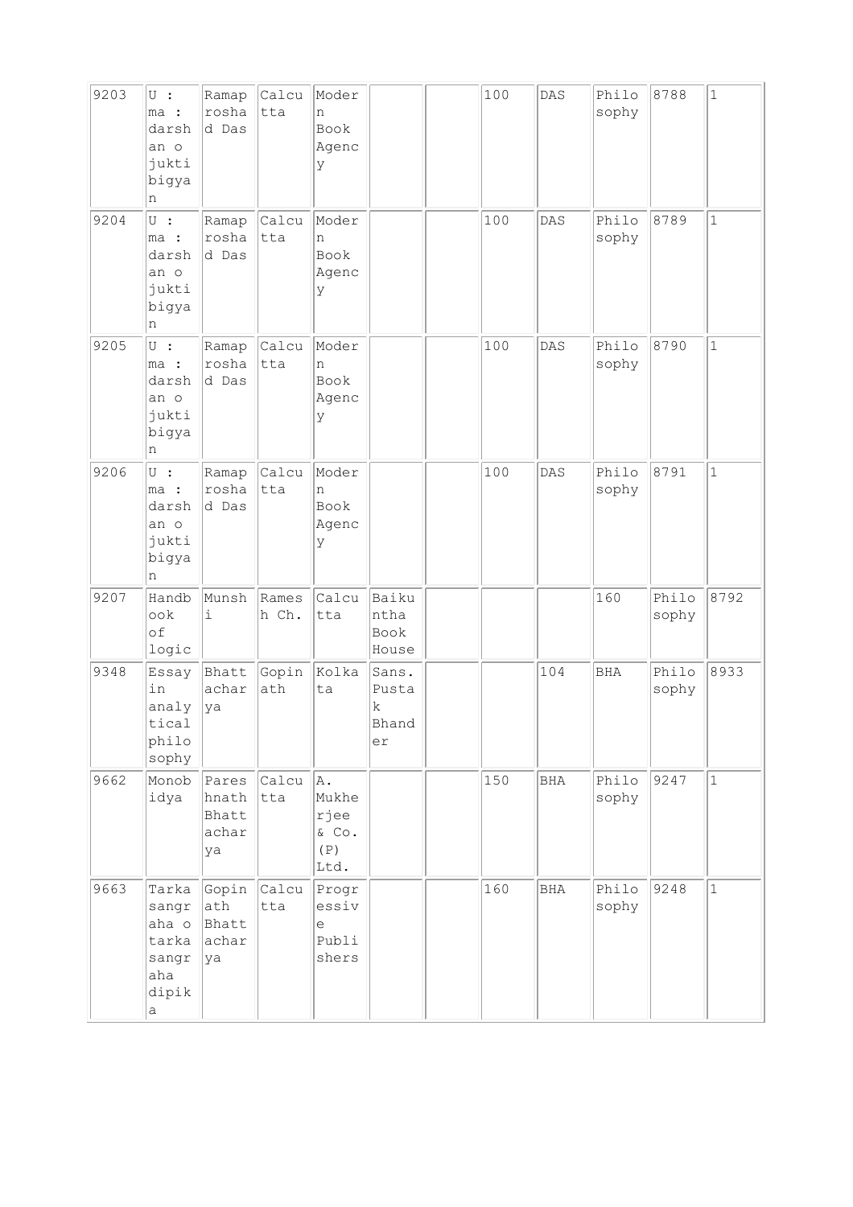| | | | | | | | | | | | |
|---|---|---|---|---|---|---|---|---|---|---|---|
| 9203 | U : ma : darshan o jukti bigyan | Ramaprosad Das | Calcutta | Modern Book Agency | | | 100 | DAS | Philosophy | 8788 | 1 |
| 9204 | U : ma : darshan o jukti bigyan | Ramaprosad Das | Calcutta | Modern Book Agency | | | 100 | DAS | Philosophy | 8789 | 1 |
| 9205 | U : ma : darshan o jukti bigyan | Ramaprosad Das | Calcutta | Modern Book Agency | | | 100 | DAS | Philosophy | 8790 | 1 |
| 9206 | U : ma : darshan o jukti bigyan | Ramaprosad Das | Calcutta | Modern Book Agency | | | 100 | DAS | Philosophy | 8791 | 1 |
| 9207 | Handbook of logic | Munshi | Ramesh Ch. | Calcutta | Baikuntha Book House | | | | 160 | Philosophy | 8792 |
| 9348 | Essay in analytical philosophy | Bhattacharya | Gopinath | Kolkata | Sans. Pustak Bhander | | | 104 | BHA | Philosophy | 8933 |
| 9662 | Monobidya | Pareshnath Bhattacharya | Calcutta | A. Mukherjee & Co. (P) Ltd. | | | 150 | BHA | Philosophy | 9247 | 1 |
| 9663 | Tarkasangraha o tarkasangraha dipika | Gopinath Bhattacharya | Calcutta | Progressive Publishers | | | 160 | BHA | Philosophy | 9248 | 1 |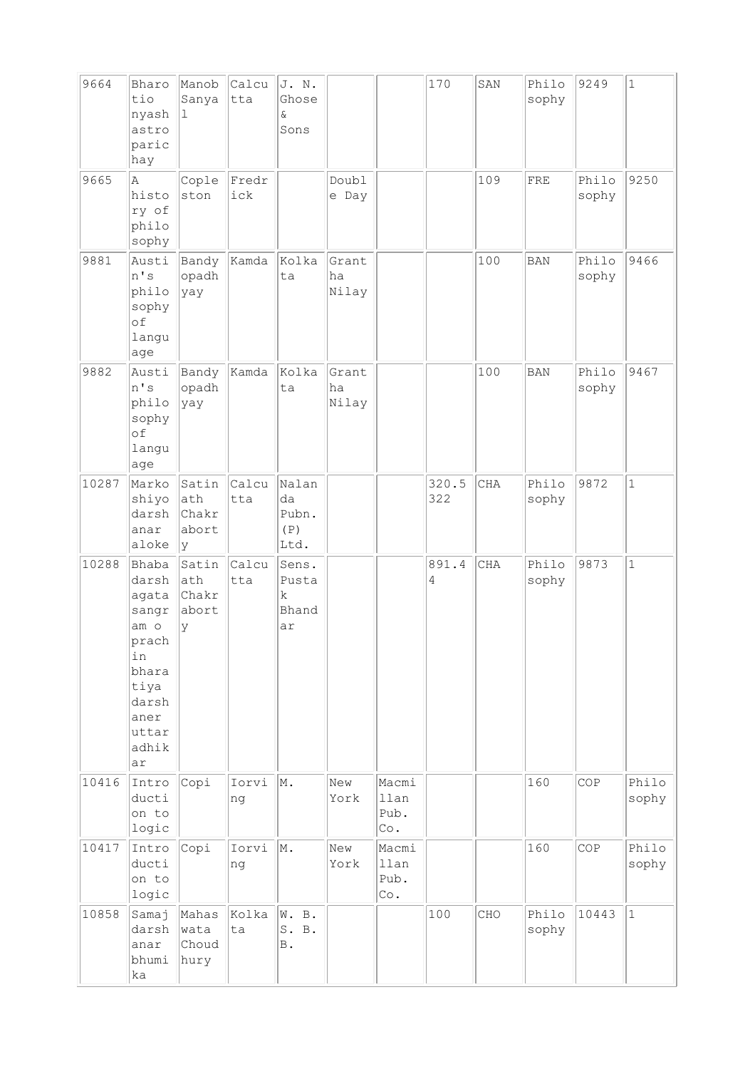| | | | | | | | | | | | |
|---|---|---|---|---|---|---|---|---|---|---|---|
| 9664 | Bharotionyash astroparichay | Manob Sanyal | Calcutta | J. N. Ghose & Sons | | | 170 | SAN | Philosophy | 9249 | 1 |
| 9665 | A history of philosophy | Copleston | Fredrick | | Double Day | | | 109 | FRE | Philosophy | 9250 |
| 9881 | Austin's philosophy of language | Bandyopadhyay | Kamda | Kolkata | Grantha Nilay | | | 100 | BAN | Philosophy | 9466 |
| 9882 | Austin's philosophy of language | Bandyopadhyay | Kamda | Kolkata | Grantha Nilay | | | 100 | BAN | Philosophy | 9467 |
| 10287 | Markoshiyo darshanar aloke | Satinath Chakraborty | Calcutta | Nalanda Pubn. (P) Ltd. | | | 320.5322 | CHA | Philosophy | 9872 | 1 |
| 10288 | Bhabadarshagata sangram o prachin bharatiya darshaner uttaradhikar | Satinath Chakraborty | Calcutta | Sens. Pustak Bhandar | | | 891.44 | CHA | Philosophy | 9873 | 1 |
| 10416 | Introduction to logic | Copi | Iorving | M. | New York | Macmillan Pub. Co. | | | 160 | COP | Philosophy |
| 10417 | Introduction to logic | Copi | Iorving | M. | New York | Macmillan Pub. Co. | | | 160 | COP | Philosophy |
| 10858 | Samajdarshanar bhumika | Mahaswata Choudhury | Kolkata | W. B. S. B. B. | | | 100 | CHO | Philosophy | 10443 | 1 |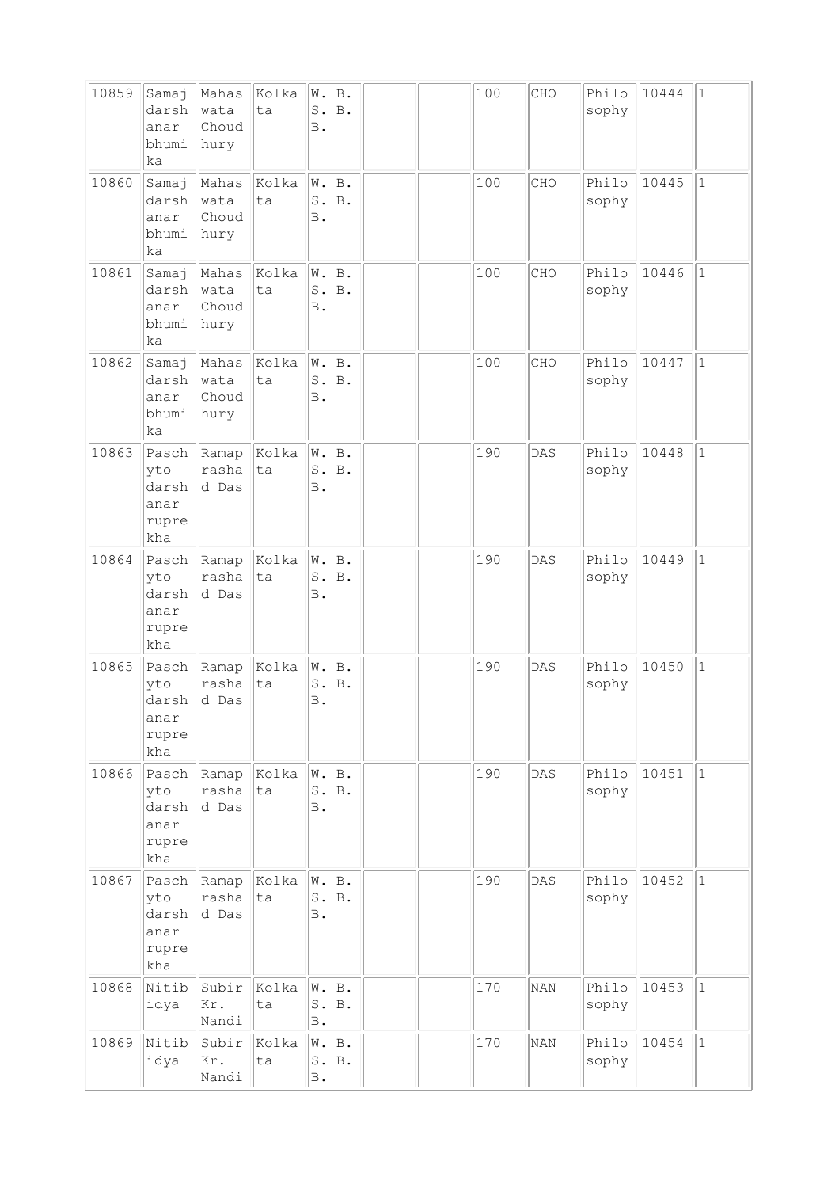| 10859 | Samajdarshanar bhumika | Mahaswata Choudhury | Kolkata | W. B. S. B. B. | | | 100 | CHO | Philosophy | 10444 | 1 |
|---|---|---|---|---|---|---|---|---|---|---|---|
| 10860 | Samajdarshanar bhumika | Mahaswata Choudhury | Kolkata | W. B. S. B. B. | | | 100 | CHO | Philosophy | 10445 | 1 |
| 10861 | Samajdarshanar bhumika | Mahaswata Choudhury | Kolkata | W. B. S. B. B. | | | 100 | CHO | Philosophy | 10446 | 1 |
| 10862 | Samajdarshanar bhumika | Mahaswata Choudhury | Kolkata | W. B. S. B. B. | | | 100 | CHO | Philosophy | 10447 | 1 |
| 10863 | Paschytodarshanar ruprekha | Ramaprashad Das | Kolkata | W. B. S. B. B. | | | 190 | DAS | Philosophy | 10448 | 1 |
| 10864 | Paschytodarshanar ruprekha | Ramaprashad Das | Kolkata | W. B. S. B. B. | | | 190 | DAS | Philosophy | 10449 | 1 |
| 10865 | Paschytodarshanar ruprekha | Ramaprashad Das | Kolkata | W. B. S. B. B. | | | 190 | DAS | Philosophy | 10450 | 1 |
| 10866 | Paschytodarshanar ruprekha | Ramaprashad Das | Kolkata | W. B. S. B. B. | | | 190 | DAS | Philosophy | 10451 | 1 |
| 10867 | Paschytodarshanar ruprekha | Ramaprashad Das | Kolkata | W. B. S. B. B. | | | 190 | DAS | Philosophy | 10452 | 1 |
| 10868 | Nitibidya | Subir Kr. Nandi | Kolkata | W. B. S. B. B. | | | 170 | NAN | Philosophy | 10453 | 1 |
| 10869 | Nitibidya | Subir Kr. Nandi | Kolkata | W. B. S. B. B. | | | 170 | NAN | Philosophy | 10454 | 1 |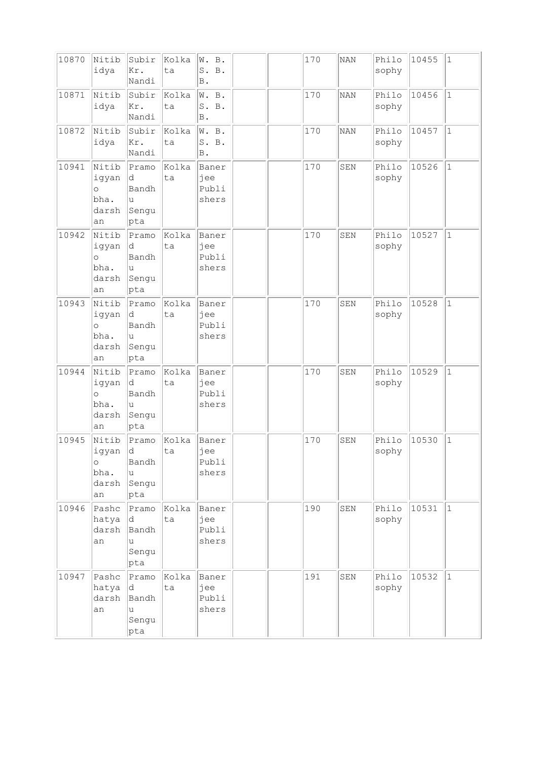| 10870 | Nitibidya | Subir Kr. Nandi | Kolkata | W. B. S. B. B. | | | 170 | NAN | Philosophy | 10455 | 1 |
|---|---|---|---|---|---|---|---|---|---|---|---|
| 10871 | Nitibidya | Subir Kr. Nandi | Kolkata | W. B. S. B. B. | | | 170 | NAN | Philosophy | 10456 | 1 |
| 10872 | Nitibidya | Subir Kr. Nandi | Kolkata | W. B. S. B. B. | | | 170 | NAN | Philosophy | 10457 | 1 |
| 10941 | Nitibigyan o bha. darshan | Pramod Bandhu Sengupta | Kolkata | Banerjee Publishers | | | 170 | SEN | Philosophy | 10526 | 1 |
| 10942 | Nitibigyan o bha. darshan | Pramod Bandhu Sengupta | Kolkata | Banerjee Publishers | | | 170 | SEN | Philosophy | 10527 | 1 |
| 10943 | Nitibigyan o bha. darshan | Pramod Bandhu Sengupta | Kolkata | Banerjee Publishers | | | 170 | SEN | Philosophy | 10528 | 1 |
| 10944 | Nitibigyan o bha. darshan | Pramod Bandhu Sengupta | Kolkata | Banerjee Publishers | | | 170 | SEN | Philosophy | 10529 | 1 |
| 10945 | Nitibigyan o bha. darshan | Pramod Bandhu Sengupta | Kolkata | Banerjee Publishers | | | 170 | SEN | Philosophy | 10530 | 1 |
| 10946 | Pashchatya darshan | Pramod Bandhu Sengupta | Kolkata | Banerjee Publishers | | | 190 | SEN | Philosophy | 10531 | 1 |
| 10947 | Pashchatya darshan | Pramod Bandhu Sengupta | Kolkata | Banerjee Publishers | | | 191 | SEN | Philosophy | 10532 | 1 |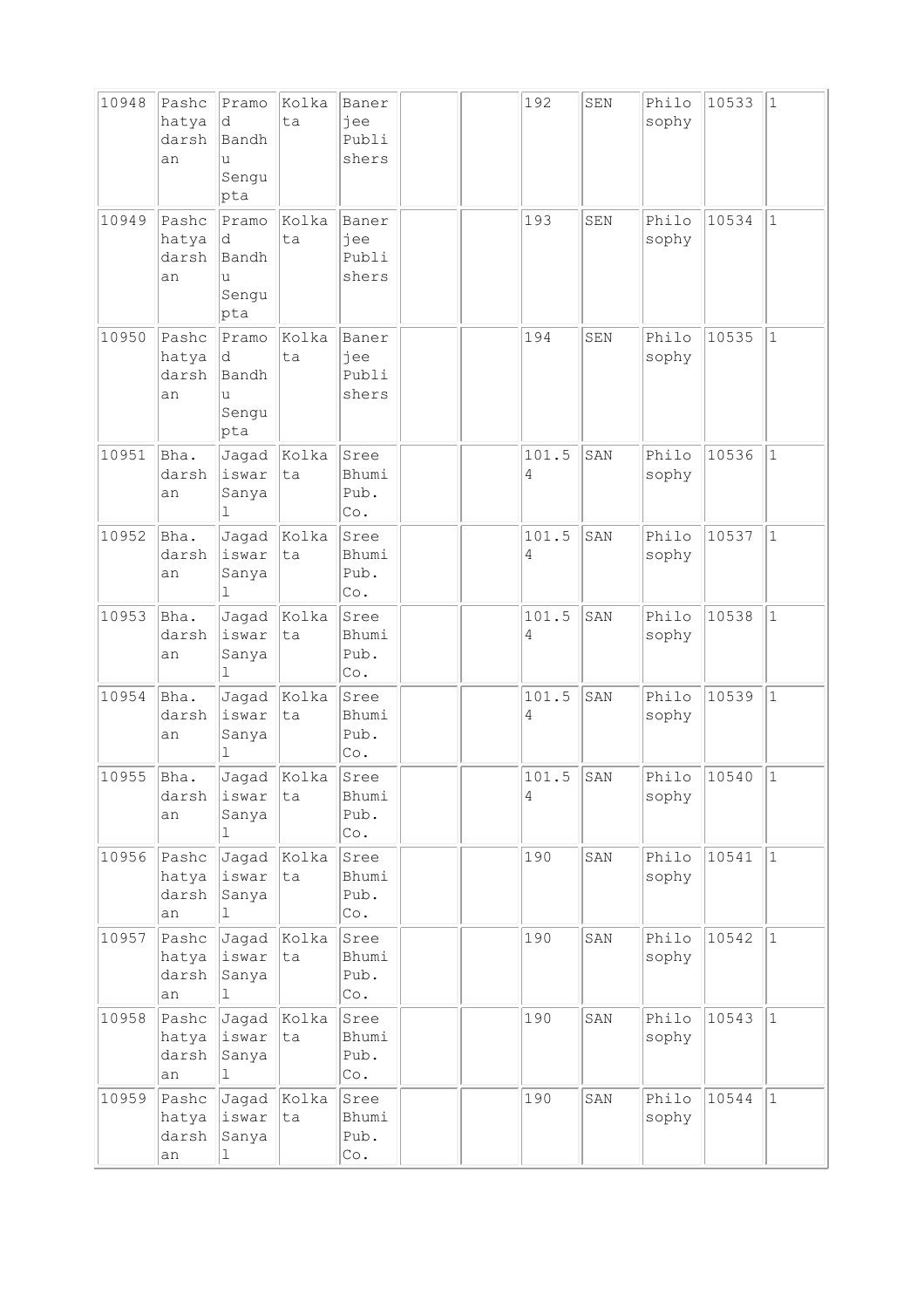| 10948 | Pashchatya darshan | Pramod Bandhu Sengupta | Kolkata | Banerjee Publishers | | | 192 | SEN | Philosophy | 10533 | 1 |
|---|---|---|---|---|---|---|---|---|---|---|---|
| 10949 | Pashchatya darshan | Pramod Bandhu Sengupta | Kolkata | Banerjee Publishers | | | 193 | SEN | Philosophy | 10534 | 1 |
| 10950 | Pashchatya darshan | Pramod Bandhu Sengupta | Kolkata | Banerjee Publishers | | | 194 | SEN | Philosophy | 10535 | 1 |
| 10951 | Bha. darshan | Jagadiswar Sanyal | Kolkata | Sree Bhumi Pub. Co. | | | 101.54 | SAN | Philosophy | 10536 | 1 |
| 10952 | Bha. darshan | Jagadiswar Sanyal | Kolkata | Sree Bhumi Pub. Co. | | | 101.54 | SAN | Philosophy | 10537 | 1 |
| 10953 | Bha. darshan | Jagadiswar Sanyal | Kolkata | Sree Bhumi Pub. Co. | | | 101.54 | SAN | Philosophy | 10538 | 1 |
| 10954 | Bha. darshan | Jagadiswar Sanyal | Kolkata | Sree Bhumi Pub. Co. | | | 101.54 | SAN | Philosophy | 10539 | 1 |
| 10955 | Bha. darshan | Jagadiswar Sanyal | Kolkata | Sree Bhumi Pub. Co. | | | 101.54 | SAN | Philosophy | 10540 | 1 |
| 10956 | Pashchatya darshan | Jagadiswar Sanyal | Kolkata | Sree Bhumi Pub. Co. | | | 190 | SAN | Philosophy | 10541 | 1 |
| 10957 | Pashchatya darshan | Jagadiswar Sanyal | Kolkata | Sree Bhumi Pub. Co. | | | 190 | SAN | Philosophy | 10542 | 1 |
| 10958 | Pashchatya darshan | Jagadiswar Sanyal | Kolkata | Sree Bhumi Pub. Co. | | | 190 | SAN | Philosophy | 10543 | 1 |
| 10959 | Pashchatya darshan | Jagadiswar Sanyal | Kolkata | Sree Bhumi Pub. Co. | | | 190 | SAN | Philosophy | 10544 | 1 |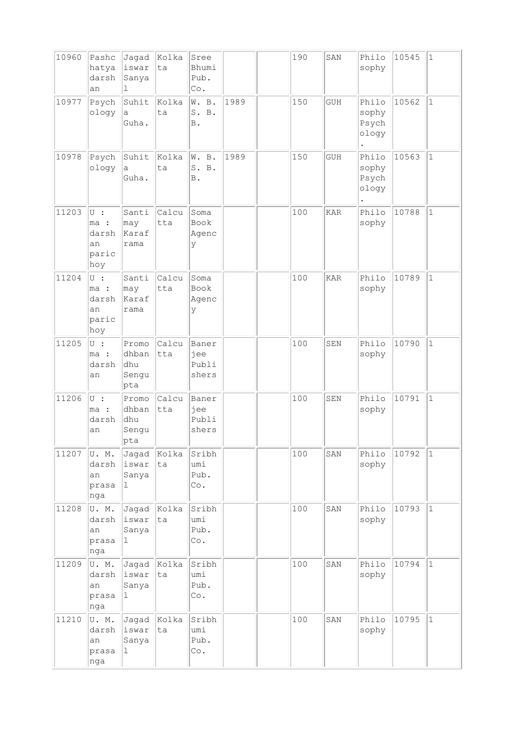| | | | | | | | | | | | |
|---|---|---|---|---|---|---|---|---|---|---|---|
| 10960 | Pashchatya darshan | Jagadiswar Sanyal | Kolkata | Sree Bhumi Pub. Co. | | | 190 | SAN | Philosophy | 10545 | 1 |
| 10977 | Psychology | Suhita Guha. | Kolkata | W. B. S. B. B. | 1989 | | 150 | GUH | Philosophy Psychology. | 10562 | 1 |
| 10978 | Psychology | Suhita Guha. | Kolkata | W. B. S. B. B. | 1989 | | 150 | GUH | Philosophy Psychology. | 10563 | 1 |
| 11203 | U : ma : darshan parichoy | Santimay Karaframa | Calcutta | Soma Book Agency | | | 100 | KAR | Philosophy | 10788 | 1 |
| 11204 | U : ma : darshan parichoy | Santimay Karaframa | Calcutta | Soma Book Agency | | | 100 | KAR | Philosophy | 10789 | 1 |
| 11205 | U : ma : darshan | Promodhbandhu Sengupta | Calcutta | Banerjee Publishers | | | 100 | SEN | Philosophy | 10790 | 1 |
| 11206 | U : ma : darshan | Promodhbandhu Sengupta | Calcutta | Banerjee Publishers | | | 100 | SEN | Philosophy | 10791 | 1 |
| 11207 | U. M. darshan prasanga | Jagadiswar Sanyal | Kolkata | Sribhumi Pub. Co. | | | 100 | SAN | Philosophy | 10792 | 1 |
| 11208 | U. M. darshan prasanga | Jagadiswar Sanyal | Kolkata | Sribhumi Pub. Co. | | | 100 | SAN | Philosophy | 10793 | 1 |
| 11209 | U. M. darshan prasanga | Jagadiswar Sanyal | Kolkata | Sribhumi Pub. Co. | | | 100 | SAN | Philosophy | 10794 | 1 |
| 11210 | U. M. darshan prasanga | Jagadiswar Sanyal | Kolkata | Sribhumi Pub. Co. | | | 100 | SAN | Philosophy | 10795 | 1 |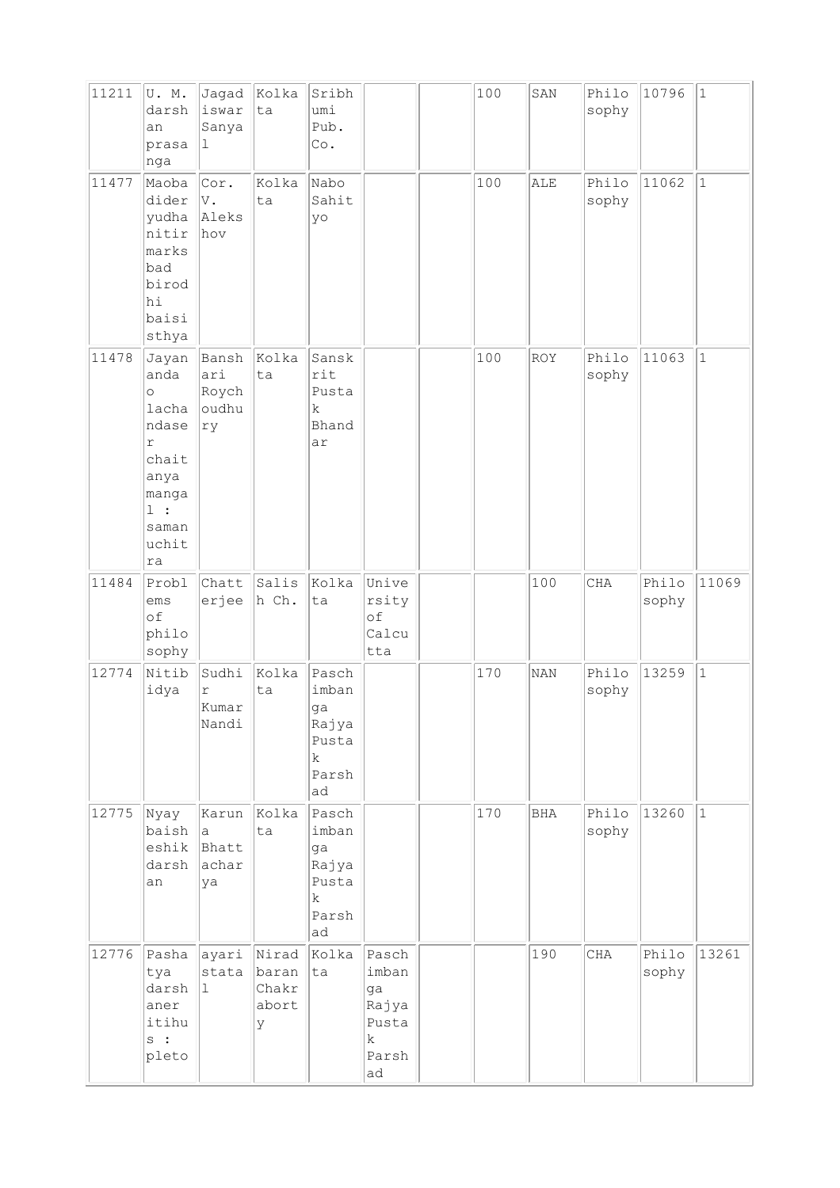| | | | | | | | | | | | |
|---|---|---|---|---|---|---|---|---|---|---|---|
| 11211 | U. M. darshan prasanga | Jagadiswar Sanyal | Kolkata | Sribhumi Pub. Co. | | | 100 | SAN | Philosophy | 10796 | 1 |
| 11477 | Maobadider yudhanitir marksbad birodhi baisisthya | Cor. V. Alekshov | Kolkata | Nabo Sahityo | | | 100 | ALE | Philosophy | 11062 | 1 |
| 11478 | Jayananda o lachandaser chaitanyamangal : samanuchitra | Banshari Roychoudhury | Kolkata | Sanskrit Pustak Bhandar | | | 100 | ROY | Philosophy | 11063 | 1 |
| 11484 | Problems of philosophy | Chatterjee | Salish Ch. | Kolkata | University of Calcutta | | | 100 | CHA | Philosophy | 11069 |
| 12774 | Nitibidya | Sudhir Kumar Nandi | Kolkata | Paschimbanga Rajya Pustak Parshad | | | 170 | NAN | Philosophy | 13259 | 1 |
| 12775 | Nyay baisheshik darshan | Karuna Bhattacharya | Kolkata | Paschimbanga Rajya Pustak Parshad | | | 170 | BHA | Philosophy | 13260 | 1 |
| 12776 | Pashatya darshaner itihus : pleto | ayaristatal | Niradbaran Chakraborty | Kolkata | Paschimbanga Rajya Pustak Parshad | | | 190 | CHA | Philosophy | 13261 |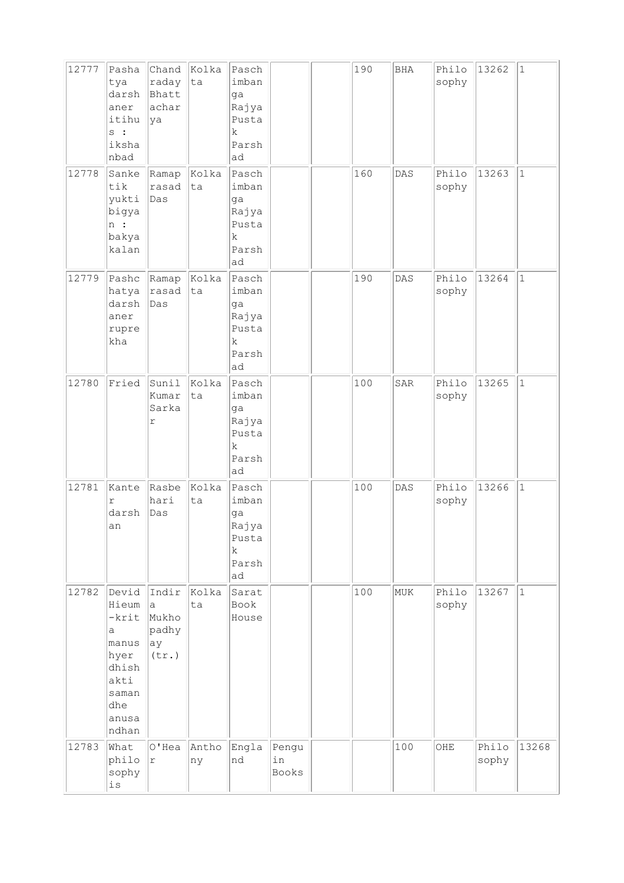| | | | | | | | | | | | |
|---|---|---|---|---|---|---|---|---|---|---|---|
| 12777 | Pashatya darshaner itihus : ikshanbad | Chandraday Bhattacharya | Kolkata | Paschimbanga Rajya Pustak Parshad | | | 190 | BHA | Philosophy | 13262 | 1 |
| 12778 | Sanketik yuktibigyan : bakyakalan | Ramaprasad Das | Kolkata | Paschimbanga Rajya Pustak Parshad | | | 160 | DAS | Philosophy | 13263 | 1 |
| 12779 | Pashchatya darshaner ruprekha | Ramaprasad Das | Kolkata | Paschimbanga Rajya Pustak Parshad | | | 190 | DAS | Philosophy | 13264 | 1 |
| 12780 | Fried | Sunil Kumar Sarkar | Kolkata | Paschimbanga Rajya Pustak Parshad | | | 100 | SAR | Philosophy | 13265 | 1 |
| 12781 | Kanter darshan | Rasbehari Das | Kolkata | Paschimbanga Rajya Pustak Parshad | | | 100 | DAS | Philosophy | 13266 | 1 |
| 12782 | Devid Hieum-krita manushyer dhishakti samandhe anusandhan | Indira Mukhopadhyay (tr.) | Kolkata | Sarat Book House | | | 100 | MUK | Philosophy | 13267 | 1 |
| 12783 | What philosophy is | O'Hear | Anthony | England | Penguin Books | | | 100 | OHE | Philosophy | 13268 |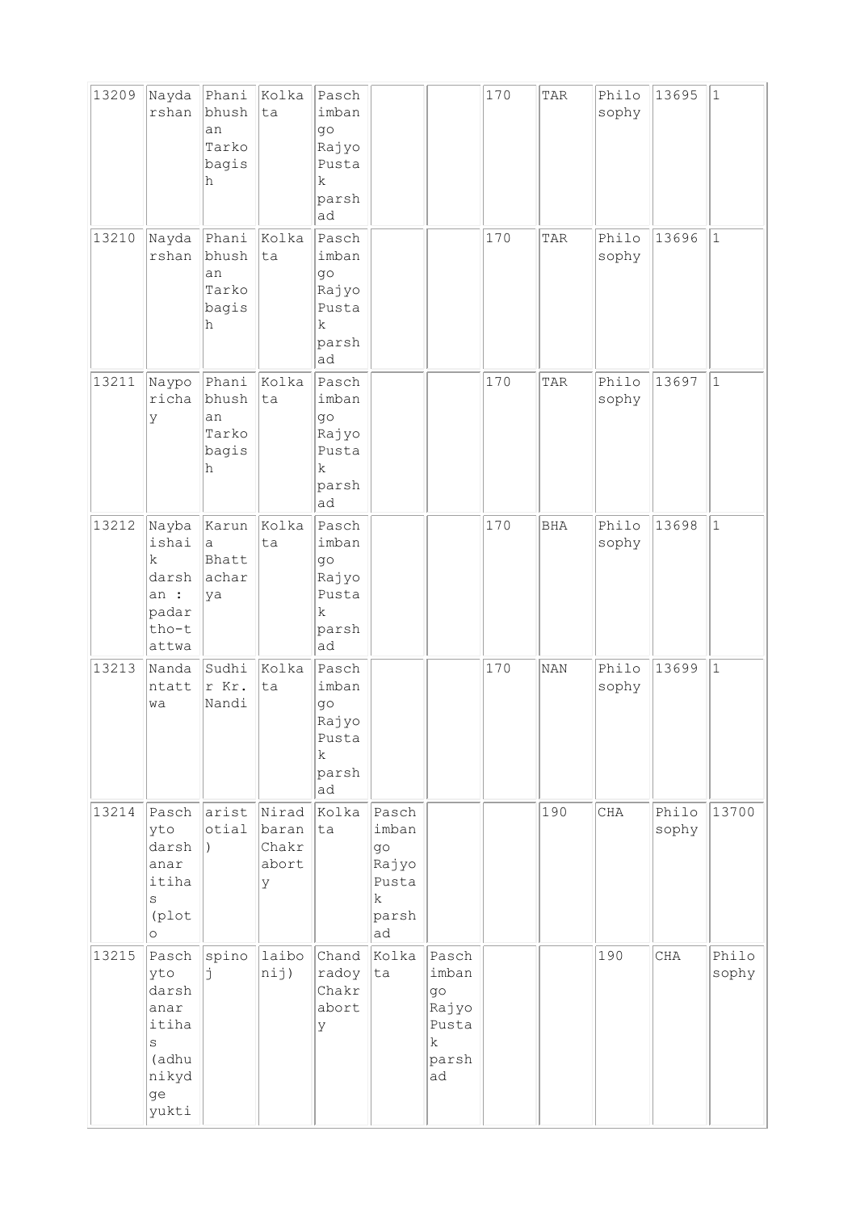| 13209 | Naydarshan | Phanibhushan Tarkobagish | Kolkata | Paschimbango Rajyo Pustak parshad | | | 170 | TAR | Philosophy | 13695 | 1 |
|---|---|---|---|---|---|---|---|---|---|---|---|
| 13210 | Naydarshan | Phanibhushan Tarkobagish | Kolkata | Paschimbango Rajyo Pustak parshad | | | 170 | TAR | Philosophy | 13696 | 1 |
| 13211 | Nayporichay | Phanibhushan Tarkobagish | Kolkata | Paschimbango Rajyo Pustak parshad | | | 170 | TAR | Philosophy | 13697 | 1 |
| 13212 | Naybaishaik darshan : padartho-tattwa | Karuna Bhattacharya | Kolkata | Paschimbango Rajyo Pustak parshad | | | 170 | BHA | Philosophy | 13698 | 1 |
| 13213 | Nandantattwa | Sudhir Kr. Nandi | Kolkata | Paschimbango Rajyo Pustak parshad | | | 170 | NAN | Philosophy | 13699 | 1 |
| 13214 | Paschyto darshanar itihas (plato | aristotial) | Niradbaran Chakraborty | Kolkata | Paschimbango Rajyo Pustak parshad | | | 190 | CHA | Philosophy | 13700 |
| 13215 | Paschyto darshanar itihas (adhunikydge yukti | spinoj | laibonij) | Chandradoy Chakraborty | Kolkata | Paschimbango Rajyo Pustak parshad | | | 190 | CHA | Philosophy |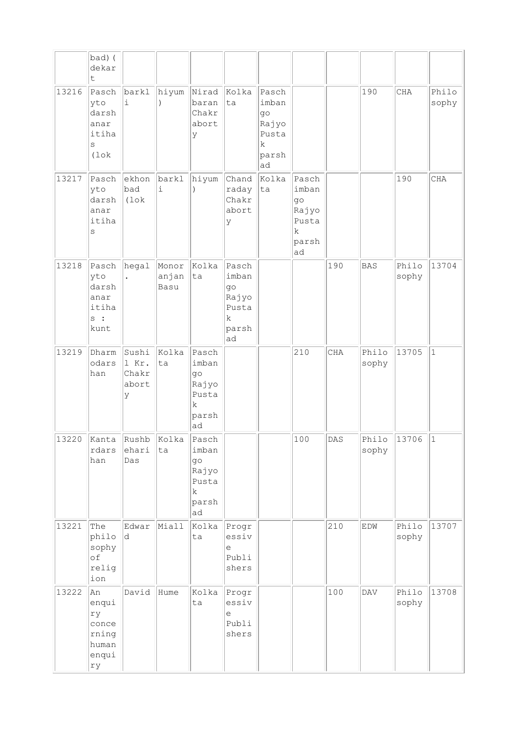|  | bad)(dekart |  |  |  |  |  |  |  |  |  |  |
|---|---|---|---|---|---|---|---|---|---|---|---|
| 13216 | Paschyto darshanar itihas (lok | barkli | hiyum) | Niradbaran Chakraborty | Kolkata | Paschimbango Rajyo Pustak parshad |  |  | 190 | CHA | Philosophy |
| 13217 | Paschyto darshanar itihas | ekhonbad (lok | barkli | hiyum) | Chandraday Chakraborty | Kolkata | Paschimbango Rajyo Pustak parshad |  |  | 190 | CHA |
| 13218 | Paschyto darshanar itihas : kunt | hegal. | Monoranjan Basu | Kolkata | Paschimbango Rajyo Pustak parshad |  |  | 190 | BAS | Philosophy | 13704 |
| 13219 | Dharmodarshan | Sushil Kr. Chakraborty | Kolkata | Paschimbango Rajyo Pustak parshad |  |  | 210 | CHA | Philosophy | 13705 | 1 |
| 13220 | Kantardarshan | Rushbehari Das | Kolkata | Paschimbango Rajyo Pustak parshad |  |  | 100 | DAS | Philosophy | 13706 | 1 |
| 13221 | The philosophy of religion | Edward | Miall | Kolkata | Progressive Publishers |  |  | 210 | EDW | Philosophy | 13707 |
| 13222 | An enquiry concerning human enquiry | David | Hume | Kolkata | Progressive Publishers |  |  | 100 | DAV | Philosophy | 13708 |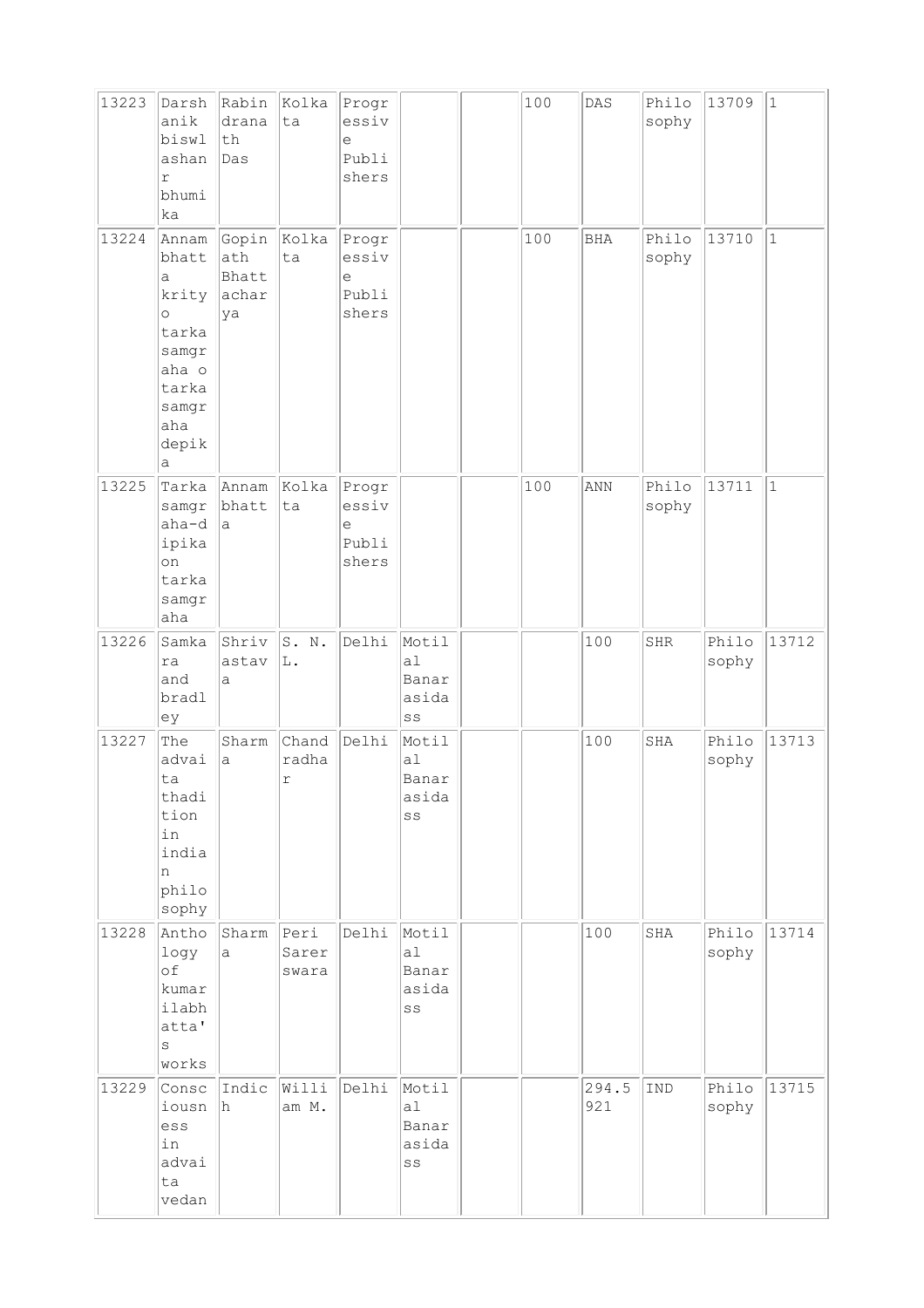| | | | | | | | | | | | |
|---|---|---|---|---|---|---|---|---|---|---|---|
| 13223 | Darshanik biswlashanr bhumika | Rabindranath Das | Kolkata | Progressive Publishers | | | 100 | DAS | Philosophy | 13709 | 1 |
| 13224 | Annambhatta krityo tarkasamgraha o tarkasamgraha depika | Gopinath Bhattacharya | Kolkata | Progressive Publishers | | | 100 | BHA | Philosophy | 13710 | 1 |
| 13225 | Tarkasamgraha-dipika on tarkasamgraha | Annambhatta | Kolkata | Progressive Publishers | | | 100 | ANN | Philosophy | 13711 | 1 |
| 13226 | Samkara and bradley | Shrivastava | S. N. L. | Delhi | Motilal Banarasidass | | | 100 | SHR | Philosophy | 13712 |
| 13227 | The advaita thadition in indian philosophy | Sharma | Chandradhar | Delhi | Motilal Banarasidass | | | 100 | SHA | Philosophy | 13713 |
| 13228 | Anthology of kumarilabhatta's works | Sharma | Peri Sarerswara | Delhi | Motilal Banarasidass | | | 100 | SHA | Philosophy | 13714 |
| 13229 | Consciousness in advaita vedan | Indich | William M. | Delhi | Motilal Banarasidass | | | 294.5921 | IND | Philosophy | 13715 |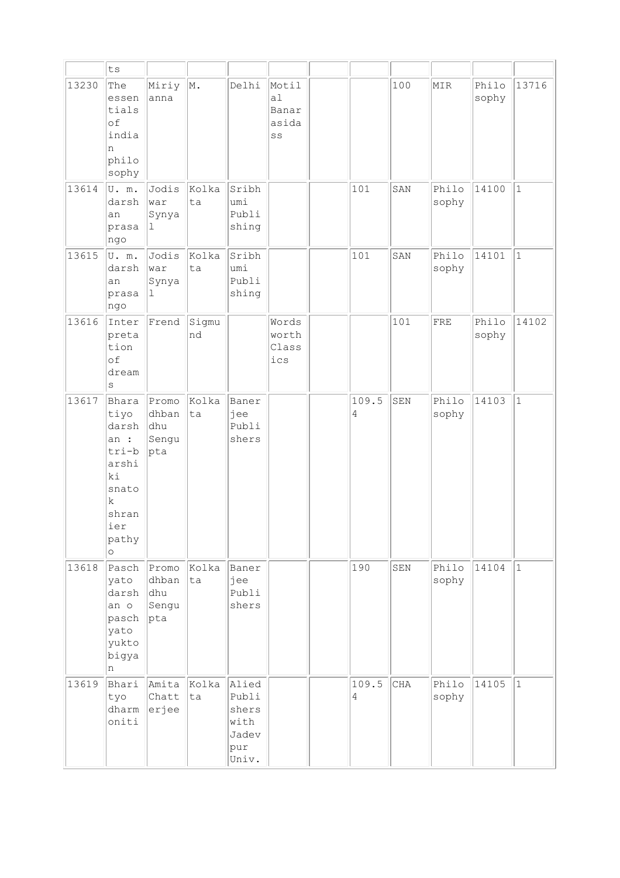| | | | | | | | | | | | |
|---|---|---|---|---|---|---|---|---|---|---|---|
| | ts | | | | | | | | | | |
| 13230 | The essentials of indian philosophy | Miriyanna | M. | Delhi | Motilal Banarasidass | | | 100 | MIR | Philosophy | 13716 |
| 13614 | U. m. darshan prasango | Jodiswar Synyal | Kolkata | Sribhumi Publishing | | | 101 | SAN | Philosophy | 14100 | 1 |
| 13615 | U. m. darshan prasango | Jodiswar Synyal | Kolkata | Sribhumi Publishing | | | 101 | SAN | Philosophy | 14101 | 1 |
| 13616 | Interpretation of dreams | Frend | Sigmund | | Wordsworth Classics | | | 101 | FRE | Philosophy | 14102 |
| 13617 | Bharatiyo darshan : tri-barshiki snatok shranier pathyo | Promodhbandhu Sengupta | Kolkata | Banerjee Publishers | | | 109.54 | SEN | Philosophy | 14103 | 1 |
| 13618 | Paschyato darshan o paschyato yuktobigyan | Promodhbandhu Sengupta | Kolkata | Banerjee Publishers | | | 190 | SEN | Philosophy | 14104 | 1 |
| 13619 | Bharityo dharmoniti | Amita Chatterjee | Kolkata | Alied Publishers with Jadevpur Univ. | | | 109.54 | CHA | Philosophy | 14105 | 1 |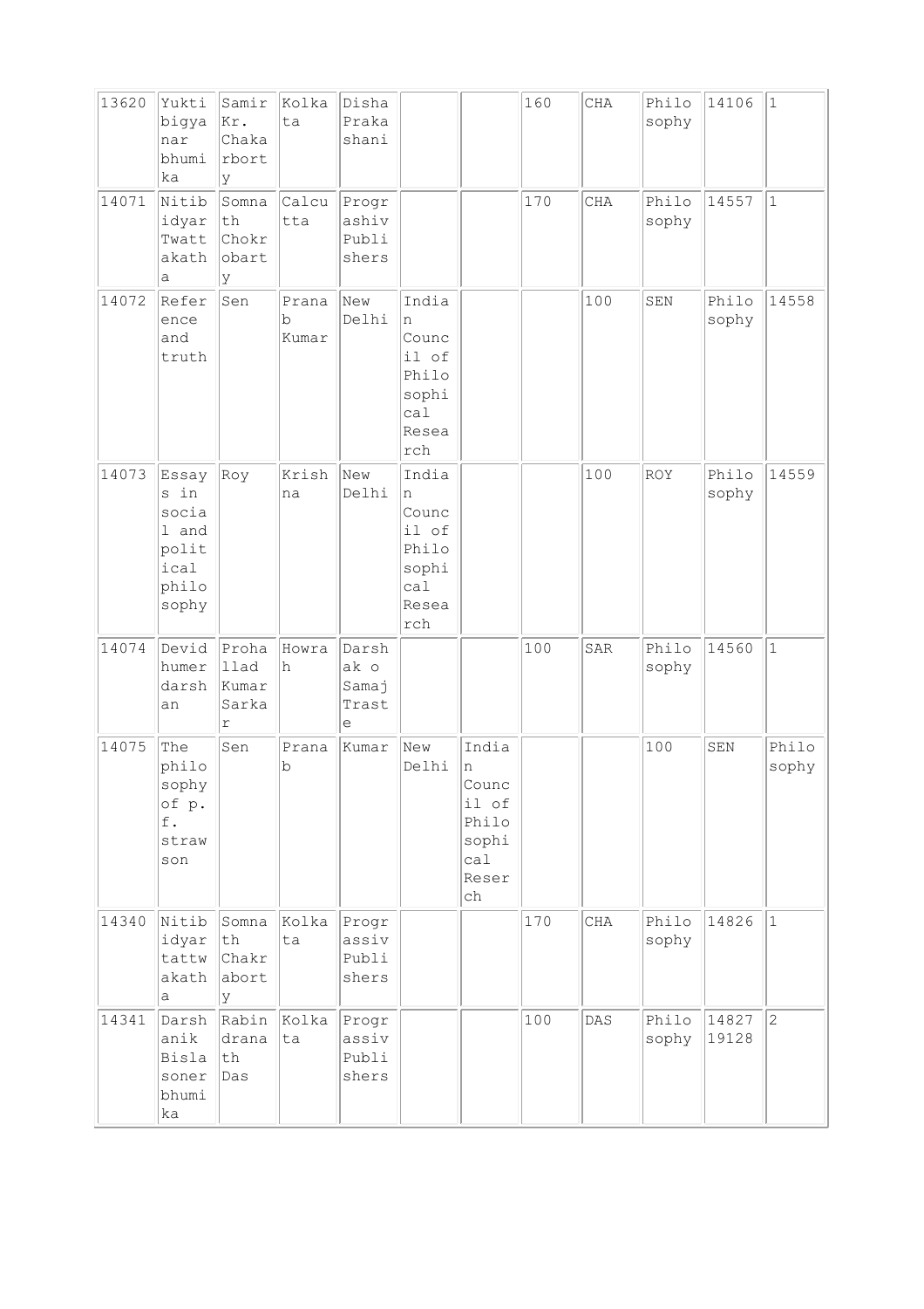| 13620 | Yuktibigyanar bhumika | Samir Kr. Chakarborty | Kolkata | Disha Prakashani | | | 160 | CHA | Philosophy | 14106 | 1 |
|---|---|---|---|---|---|---|---|---|---|---|---|
| 14071 | Nitibidyar Twattakatha | Somnath Chokrobarty | Calcutta | Prograshiv Publishers | | | 170 | CHA | Philosophy | 14557 | 1 |
| 14072 | Reference and truth | Sen | Pranab Kumar | New Delhi | Indian Council of Philosophical Research | | | 100 | SEN | Philosophy | 14558 |
| 14073 | Essays in social and political philosophy | Roy | Krishna | New Delhi | Indian Council of Philosophical Research | | | 100 | ROY | Philosophy | 14559 |
| 14074 | Devid humer darshan | Prohallad Kumar Sarkar | Howrah | Darshak o Samaj Traste | | | 100 | SAR | Philosophy | 14560 | 1 |
| 14075 | The philosophy of p. f. strawson | Sen | Pranab | Kumar | New Delhi | Indian Council of Philosophical Research | | | 100 | SEN | Philosophy |
| 14340 | Nitibidyar tattwakatha | Somnath Chakraborty | Kolkata | Prograssiv Publishers | | | 170 | CHA | Philosophy | 14826 | 1 |
| 14341 | Darshanik Bislasoner bhumika | Rabindranath Das | Kolkata | Prograssiv Publishers | | | 100 | DAS | Philosophy | 14827 19128 | 2 |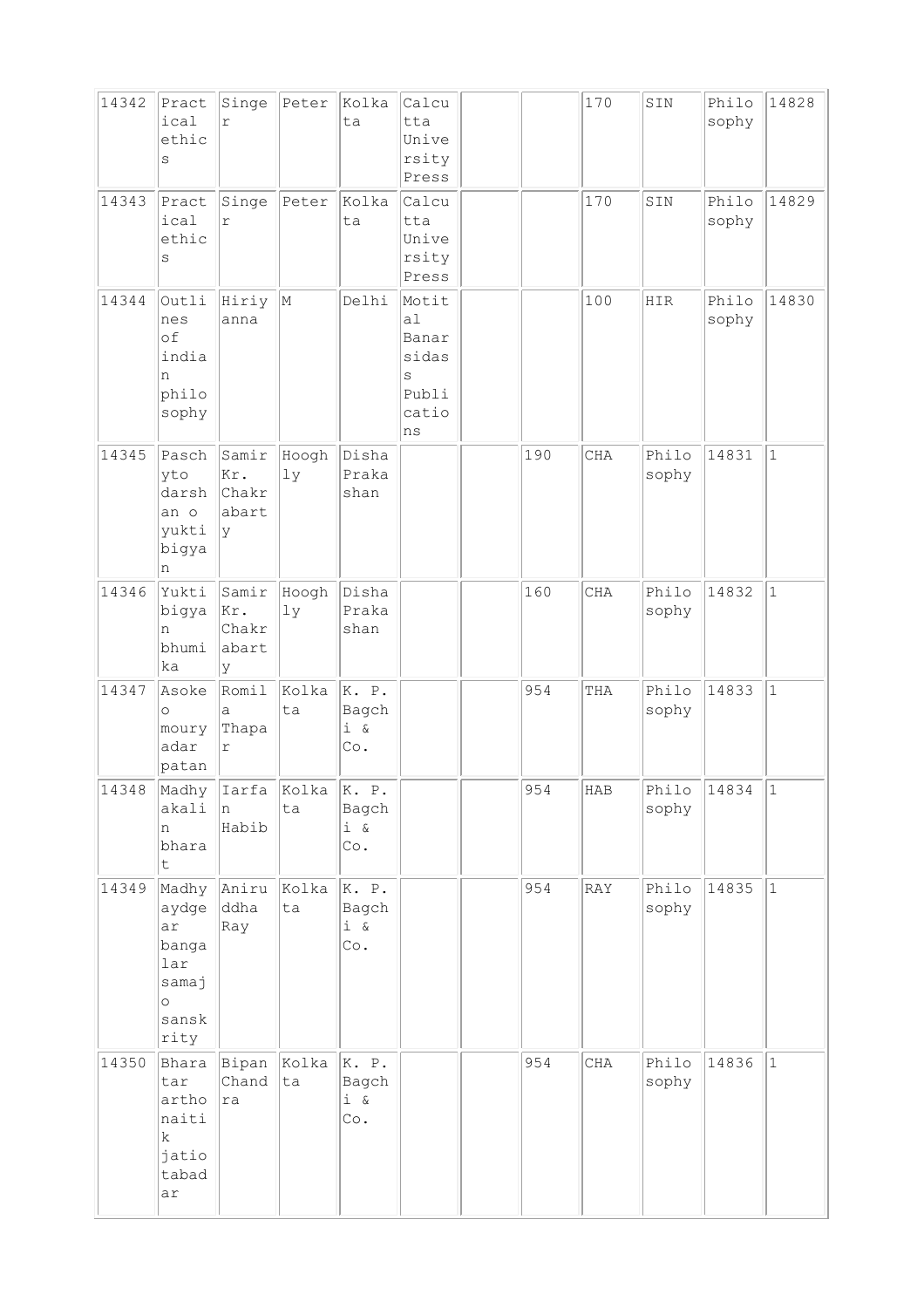| 14342 | Practical ethics | Singer | Peter | Kolkata | Calcutta University Press | | | 170 | SIN | Philosophy | 14828 |
|---|---|---|---|---|---|---|---|---|---|---|---|
| 14343 | Practical ethics | Singer | Peter | Kolkata | Calcutta University Press | | | 170 | SIN | Philosophy | 14829 |
| 14344 | Outlines of indian philosophy | Hiriyanna | M | Delhi | Motital Banarsidass Publications | | | 100 | HIR | Philosophy | 14830 |
| 14345 | Paschyto darshan o yuktibigyan | Samir Kr. Chakrabarty | Hooghly | Disha Prakashan | | | 190 | CHA | Philosophy | 14831 | 1 |
| 14346 | Yuktibigyan bhumika | Samir Kr. Chakrabarty | Hooghly | Disha Prakashan | | | 160 | CHA | Philosophy | 14832 | 1 |
| 14347 | Asoke o mouryadar patan | Romila Thapar | Kolkata | K. P. Bagchi & Co. | | | 954 | THA | Philosophy | 14833 | 1 |
| 14348 | Madhyakalin bharat | Iarfan Habib | Kolkata | K. P. Bagchi & Co. | | | 954 | HAB | Philosophy | 14834 | 1 |
| 14349 | Madhyaydgear bangalar samaj o sanskrity | Aniruddha Ray | Kolkata | K. P. Bagchi & Co. | | | 954 | RAY | Philosophy | 14835 | 1 |
| 14350 | Bharatar arthonaitik jatiotabadar | Bipan Chandra | Kolkata | K. P. Bagchi & Co. | | | 954 | CHA | Philosophy | 14836 | 1 |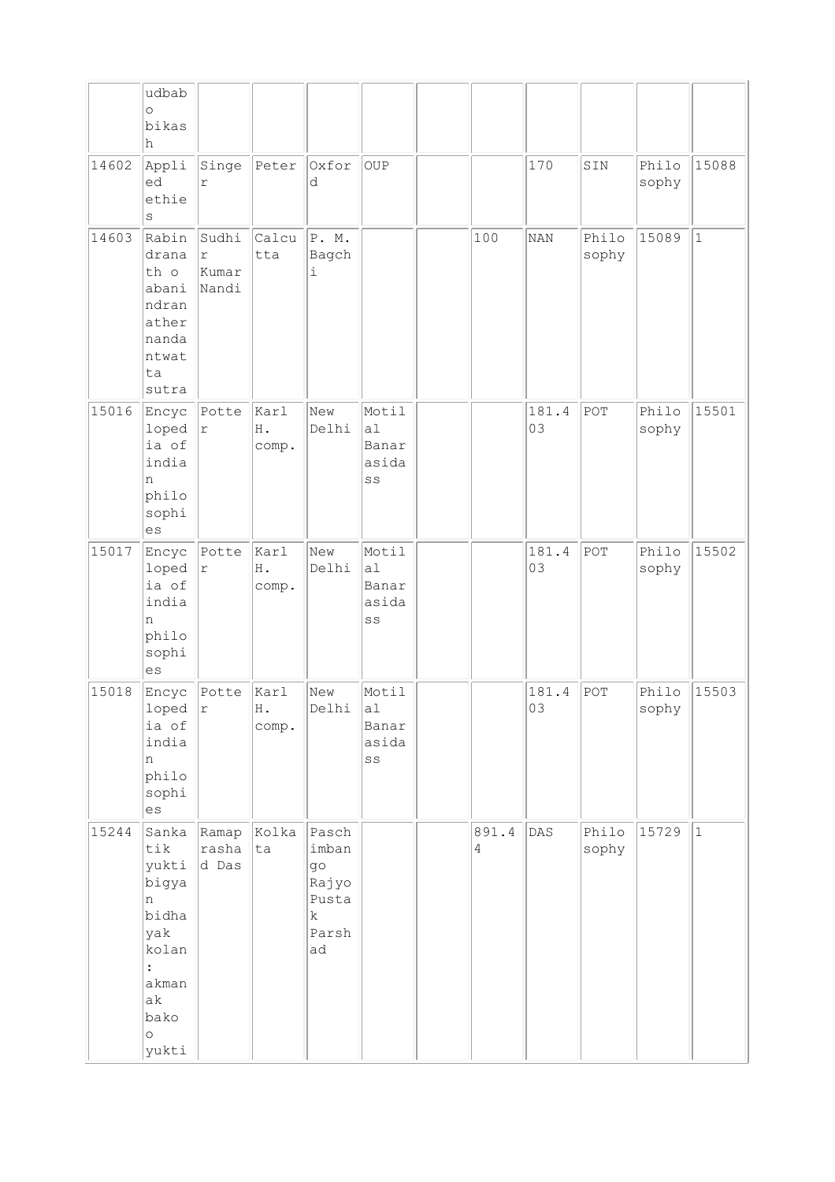| | | | | | | | | | | | |
|---|---|---|---|---|---|---|---|---|---|---|---|
| | udbabo bikash | | | | | | | | | | |
| 14602 | Applied ethics | Singer | Peter | Oxford | OUP | | | 170 | SIN | Philosophy | 15088 |
| 14603 | Rabindranath o abanindranather nandantwatta sutra | Sudhir Kumar Nandi | Calcutta | P. M. Bagchi | | | 100 | NAN | Philosophy | 15089 | 1 |
| 15016 | Encyclopedia of indian philosophies | Potter | Karl H. comp. | New Delhi | Motilal Banarasidass | | | 181.403 | POT | Philosophy | 15501 |
| 15017 | Encyclopedia of indian philosophies | Potter | Karl H. comp. | New Delhi | Motilal Banarasidass | | | 181.403 | POT | Philosophy | 15502 |
| 15018 | Encyclopedia of indian philosophies | Potter | Karl H. comp. | New Delhi | Motilal Banarasidass | | | 181.403 | POT | Philosophy | 15503 |
| 15244 | Sankatik yukti bigyan bidhayak kolan : akmanak bako o yukti | Ramaprashad Das | Kolkata | Paschimbango Rajyo Pustak Parshad | | | 891.44 | DAS | Philosophy | 15729 | 1 |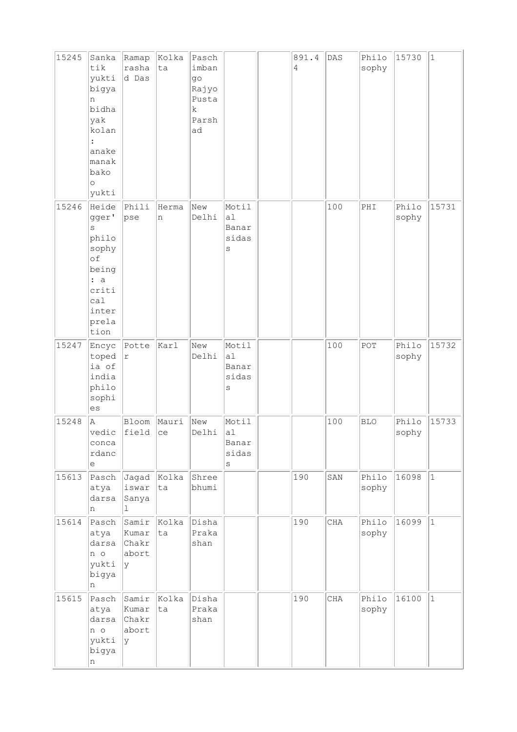| | | | | | | | | | | | |
|---|---|---|---|---|---|---|---|---|---|---|---|
| 15245 | Sankatik yukti bigyan bidhayak kolan : anakemanakbako o yukti | Ramaprasad Das | Kolkata | Paschimbango Rajyo Pustak Parshad | | | 891.44 | DAS | Philosophy | 15730 | 1 |
| 15246 | Heidegger's philosophy of being : a critical interpretation | Philipse | Herman | New Delhi | Motilal Banarsidass | | | 100 | PHI | Philosophy | 15731 |
| 15247 | Encyctopedia of india philosophies | Potter | Karl | New Delhi | Motilal Banarsidass | | | 100 | POT | Philosophy | 15732 |
| 15248 | A vedic concardance | Bloomfield | Maurice | New Delhi | Motilal Banarsidass | | | 100 | BLO | Philosophy | 15733 |
| 15613 | Paschatya darsan | Jagadiswar Sanyal | Kolkata | Shreebhumi | | | 190 | SAN | Philosophy | 16098 | 1 |
| 15614 | Paschatya darsan o yukti bigyan | Samir Kumar Chakraborty | Kolkata | Disha Prakashan | | | 190 | CHA | Philosophy | 16099 | 1 |
| 15615 | Paschatya darsan o yukti bigyan | Samir Kumar Chakraborty | Kolkata | Disha Prakashan | | | 190 | CHA | Philosophy | 16100 | 1 |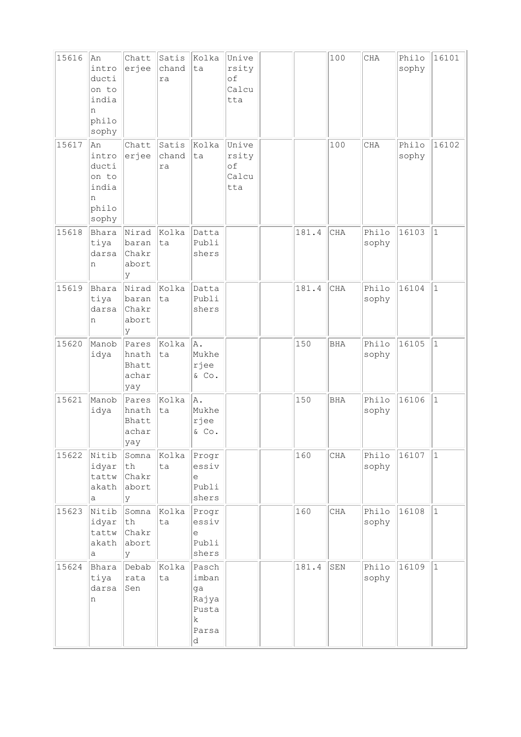| | | | | | | | | | | | |
|---|---|---|---|---|---|---|---|---|---|---|---|
| 15616 | An introduction to indian philosophy | Chatterjee | Satischandra | Kolkata | University of Calcutta | | | 100 | CHA | Philosophy | 16101 |
| 15617 | An introduction to indian philosophy | Chatterjee | Satischandra | Kolkata | University of Calcutta | | | 100 | CHA | Philosophy | 16102 |
| 15618 | Bharatiya darsan | Niradbaran Chakraborty | Kolkata | Datta Publishers | | | 181.4 | CHA | Philosophy | 16103 | 1 |
| 15619 | Bharatiya darsan | Niradbaran Chakraborty | Kolkata | Datta Publishers | | | 181.4 | CHA | Philosophy | 16104 | 1 |
| 15620 | Manobidya | Pareshnath Bhattacharyay | Kolkata | A. Mukherjee & Co. | | | 150 | BHA | Philosophy | 16105 | 1 |
| 15621 | Manobidya | Pareshnath Bhattacharyay | Kolkata | A. Mukherjee & Co. | | | 150 | BHA | Philosophy | 16106 | 1 |
| 15622 | Nitibidyar tattwakatha | Somnath Chakraborty | Kolkata | Progressive Publishers | | | 160 | CHA | Philosophy | 16107 | 1 |
| 15623 | Nitibidyar tattwakatha | Somnath Chakraborty | Kolkata | Progressive Publishers | | | 160 | CHA | Philosophy | 16108 | 1 |
| 15624 | Bharatiya darsan | Debabrata Sen | Kolkata | Paschimbanga Rajya Pustak Parsad | | | 181.4 | SEN | Philosophy | 16109 | 1 |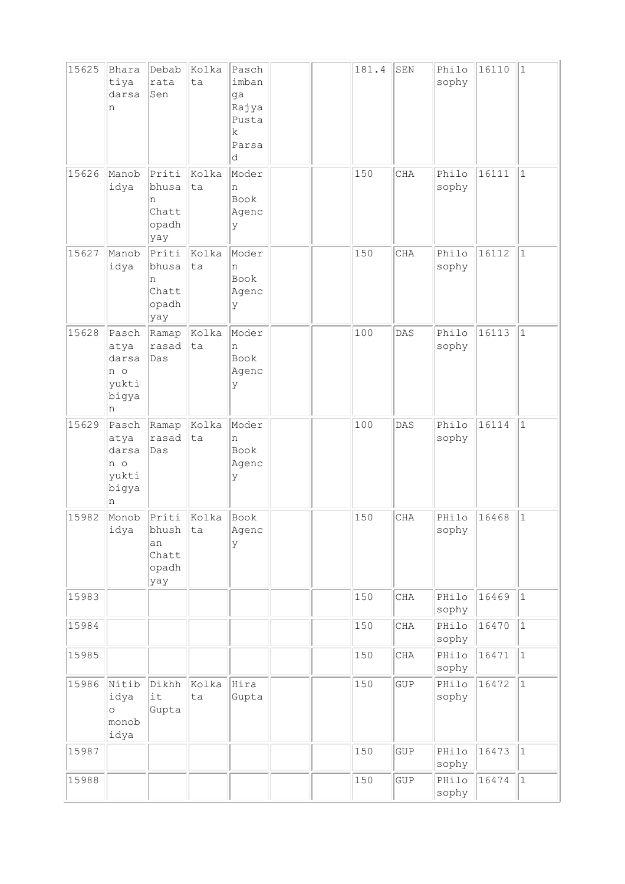| 15625 | Bharatiya darsan | Debabrata Sen | Kolkata | Paschimbanga Rajya Pustak Parsad | | | 181.4 | SEN | Philosophy | 16110 | 1 |
|---|---|---|---|---|---|---|---|---|---|---|---|
| 15626 | Manobidya | Pritibhusan Chattopadhyay | Kolkata | Modern Book Agency | | | 150 | CHA | Philosophy | 16111 | 1 |
| 15627 | Manobidya | Pritibhusan Chattopadhyay | Kolkata | Modern Book Agency | | | 150 | CHA | Philosophy | 16112 | 1 |
| 15628 | Paschatya darsan o yuktibigyan | Ramaprasad Das | Kolkata | Modern Book Agency | | | 100 | DAS | Philosophy | 16113 | 1 |
| 15629 | Paschatya darsan o yuktibigyan | Ramaprasad Das | Kolkata | Modern Book Agency | | | 100 | DAS | Philosophy | 16114 | 1 |
| 15982 | Monobidya | Pritibhushan Chattopadhyay | Kolkata | Book Agency | | | 150 | CHA | PHilosophy | 16468 | 1 |
| 15983 | | | | | | | 150 | CHA | PHilosophy | 16469 | 1 |
| 15984 | | | | | | | 150 | CHA | PHilosophy | 16470 | 1 |
| 15985 | | | | | | | 150 | CHA | PHilosophy | 16471 | 1 |
| 15986 | Nitibidya o monobidya | Dikhhit Gupta | Kolkata | Hira Gupta | | | 150 | GUP | PHilosophy | 16472 | 1 |
| 15987 | | | | | | | 150 | GUP | PHilosophy | 16473 | 1 |
| 15988 | | | | | | | 150 | GUP | PHilosophy | 16474 | 1 |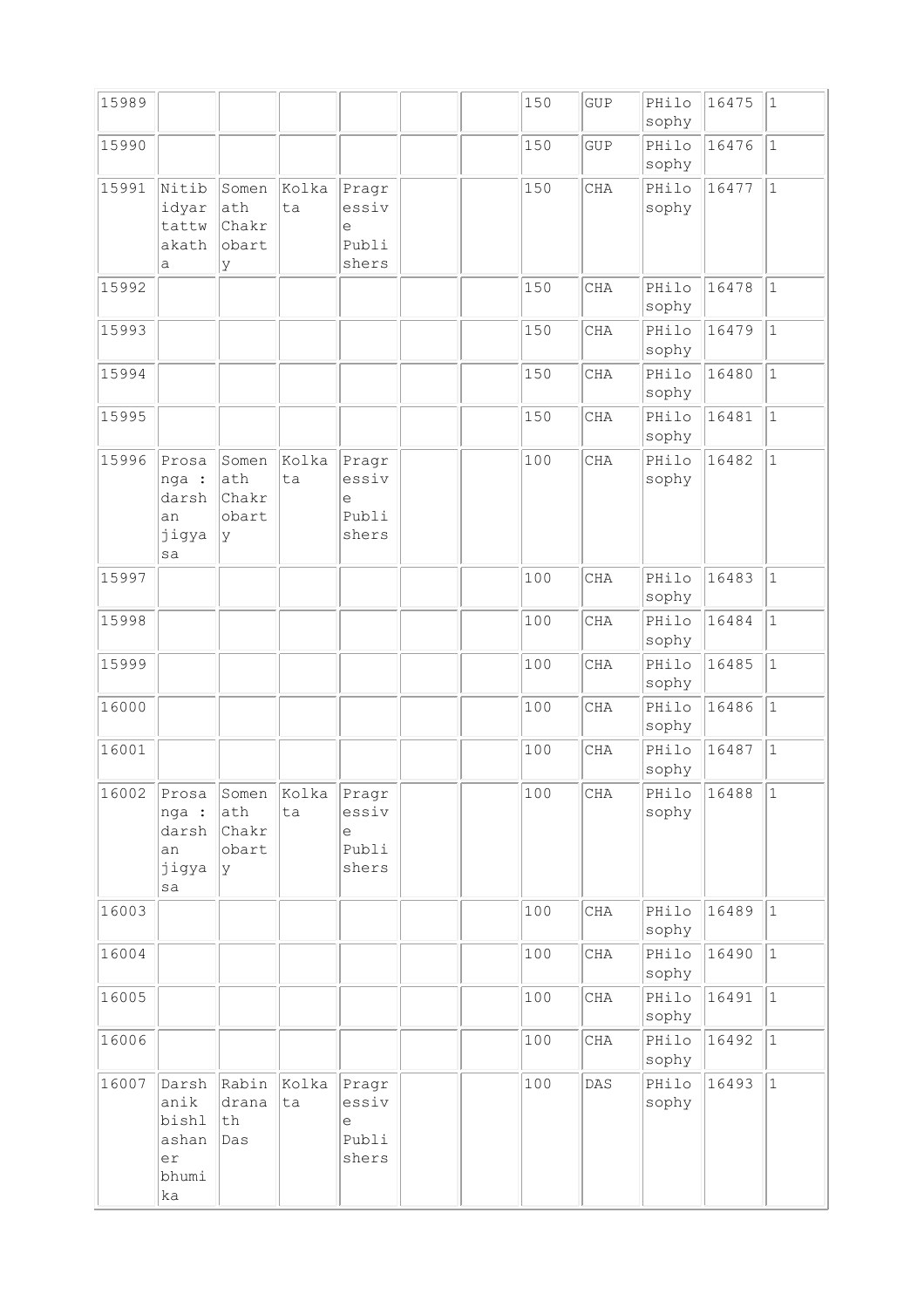| | | | | | | | | | | | |
|---|---|---|---|---|---|---|---|---|---|---|---|
| 15989 | | | | | | | 150 | GUP | PHilo sophy | 16475 | 1 |
| 15990 | | | | | | | 150 | GUP | PHilo sophy | 16476 | 1 |
| 15991 | Nitib idyar tattw akath a | Somen ath Chakr obart y | Kolka ta | Pragr essiv e Publi shers | | | 150 | CHA | PHilo sophy | 16477 | 1 |
| 15992 | | | | | | | 150 | CHA | PHilo sophy | 16478 | 1 |
| 15993 | | | | | | | 150 | CHA | PHilo sophy | 16479 | 1 |
| 15994 | | | | | | | 150 | CHA | PHilo sophy | 16480 | 1 |
| 15995 | | | | | | | 150 | CHA | PHilo sophy | 16481 | 1 |
| 15996 | Prosa nga : darsh an jigya sa | Somen ath Chakr obart y | Kolka ta | Pragr essiv e Publi shers | | | 100 | CHA | PHilo sophy | 16482 | 1 |
| 15997 | | | | | | | 100 | CHA | PHilo sophy | 16483 | 1 |
| 15998 | | | | | | | 100 | CHA | PHilo sophy | 16484 | 1 |
| 15999 | | | | | | | 100 | CHA | PHilo sophy | 16485 | 1 |
| 16000 | | | | | | | 100 | CHA | PHilo sophy | 16486 | 1 |
| 16001 | | | | | | | 100 | CHA | PHilo sophy | 16487 | 1 |
| 16002 | Prosa nga : darsh an jigya sa | Somen ath Chakr obart y | Kolka ta | Pragr essiv e Publi shers | | | 100 | CHA | PHilo sophy | 16488 | 1 |
| 16003 | | | | | | | 100 | CHA | PHilo sophy | 16489 | 1 |
| 16004 | | | | | | | 100 | CHA | PHilo sophy | 16490 | 1 |
| 16005 | | | | | | | 100 | CHA | PHilo sophy | 16491 | 1 |
| 16006 | | | | | | | 100 | CHA | PHilo sophy | 16492 | 1 |
| 16007 | Darsh anik bishl ashan er bhumi ka | Rabin drana th Das | Kolka ta | Pragr essiv e Publi shers | | | 100 | DAS | PHilo sophy | 16493 | 1 |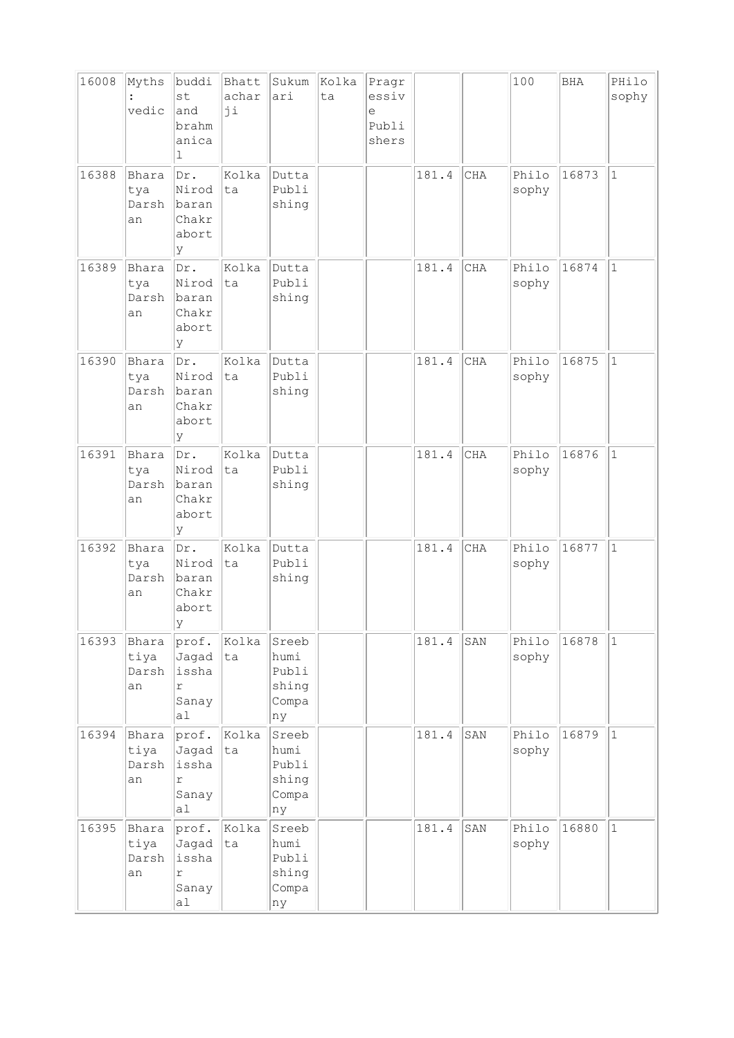| | | | | | | | | | | | |
|---|---|---|---|---|---|---|---|---|---|---|---|
| 16008 | Myths : vedic | buddhist and brahmanical | Bhattacharji | Sukumari | Kolkata | Pragressive Publishers | | | 100 | BHA | PHilosophy |
| 16388 | Bharatya Darshan | Dr. Nirodbaran Chakraborty | Kolkata | Dutta Publishing | | | 181.4 | CHA | Philosophy | 16873 | 1 |
| 16389 | Bharatya Darshan | Dr. Nirodbaran Chakraborty | Kolkata | Dutta Publishing | | | 181.4 | CHA | Philosophy | 16874 | 1 |
| 16390 | Bharatya Darshan | Dr. Nirodbaran Chakraborty | Kolkata | Dutta Publishing | | | 181.4 | CHA | Philosophy | 16875 | 1 |
| 16391 | Bharatya Darshan | Dr. Nirodbaran Chakraborty | Kolkata | Dutta Publishing | | | 181.4 | CHA | Philosophy | 16876 | 1 |
| 16392 | Bharatya Darshan | Dr. Nirodbaran Chakraborty | Kolkata | Dutta Publishing | | | 181.4 | CHA | Philosophy | 16877 | 1 |
| 16393 | Bharatiya Darshan | prof. Jagadisshar Sanayal | Kolkata | Sreebhumi Publishing Company | | | 181.4 | SAN | Philosophy | 16878 | 1 |
| 16394 | Bharatiya Darshan | prof. Jagadisshar Sanayal | Kolkata | Sreebhumi Publishing Company | | | 181.4 | SAN | Philosophy | 16879 | 1 |
| 16395 | Bharatiya Darshan | prof. Jagadisshar Sanayal | Kolkata | Sreebhumi Publishing Company | | | 181.4 | SAN | Philosophy | 16880 | 1 |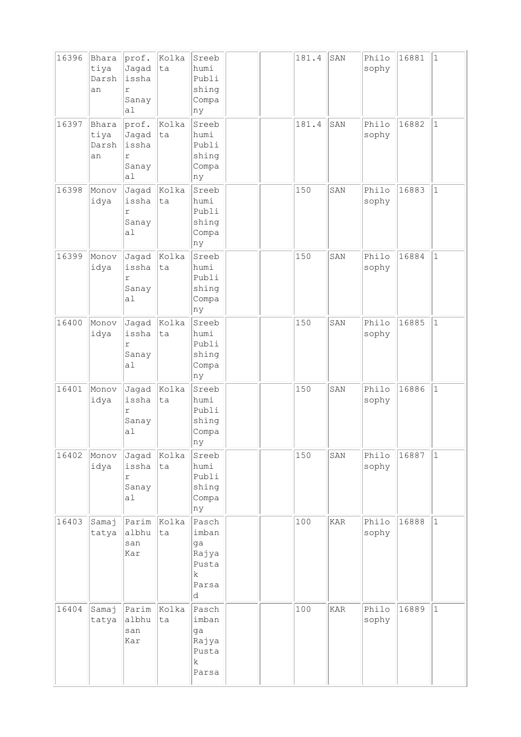| 16396 | Bharatiya Darshan | prof. Jagadisshar Sanayal | Kolkata | Sreebhumi Publishing Company | | | 181.4 | SAN | Philosophy | 16881 | 1 |
|---|---|---|---|---|---|---|---|---|---|---|---|
| 16397 | Bharatiya Darshan | prof. Jagadisshar Sanayal | Kolkata | Sreebhumi Publishing Company | | | 181.4 | SAN | Philosophy | 16882 | 1 |
| 16398 | Monovidya | Jagadisshar Sanayal | Kolkata | Sreebhumi Publishing Company | | | 150 | SAN | Philosophy | 16883 | 1 |
| 16399 | Monovidya | Jagadisshar Sanayal | Kolkata | Sreebhumi Publishing Company | | | 150 | SAN | Philosophy | 16884 | 1 |
| 16400 | Monovidya | Jagadisshar Sanayal | Kolkata | Sreebhumi Publishing Company | | | 150 | SAN | Philosophy | 16885 | 1 |
| 16401 | Monovidya | Jagadisshar Sanayal | Kolkata | Sreebhumi Publishing Company | | | 150 | SAN | Philosophy | 16886 | 1 |
| 16402 | Monovidya | Jagadisshar Sanayal | Kolkata | Sreebhumi Publishing Company | | | 150 | SAN | Philosophy | 16887 | 1 |
| 16403 | Samajtatya | Parimalbhusan Kar | Kolkata | Paschimbanga Rajya Pustak Parsad | | | 100 | KAR | Philosophy | 16888 | 1 |
| 16404 | Samajtatya | Parimalbhusan Kar | Kolkata | Paschimbanga Rajya Pustak Parsa | | | 100 | KAR | Philosophy | 16889 | 1 |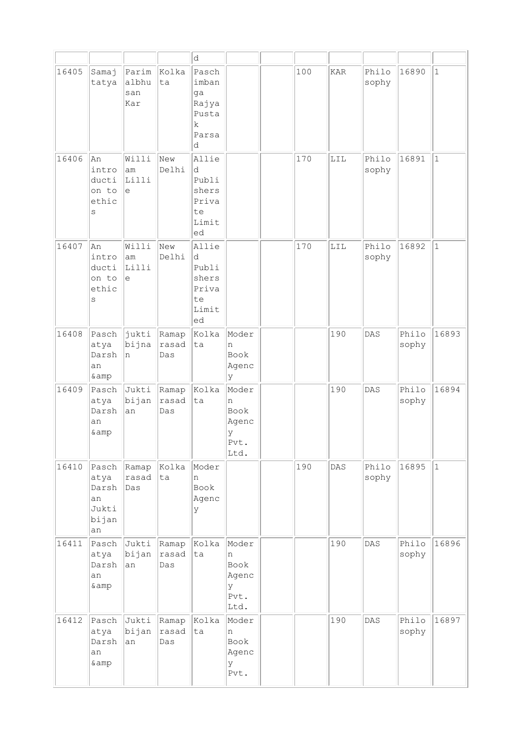| | | | | d | | | | | | | |
|---|---|---|---|---|---|---|---|---|---|---|---|
| 16405 | Samajtatya | Parimalbhusan Kar | Kolkata | Paschimbanga Rajya Pustak Parsad | | | 100 | KAR | Philosophy | 16890 | 1 |
| 16406 | An introduction to ethics | William Lillie | New Delhi | Allied Publishers Private Limited | | | 170 | LIL | Philosophy | 16891 | 1 |
| 16407 | An introduction to ethics | William Lillie | New Delhi | Allied Publishers Private Limited | | | 170 | LIL | Philosophy | 16892 | 1 |
| 16408 | Paschatya Darshan &amp | jukti bijnan | Ramaprasad Das | Kolkata | Modern Book Agency | | | 190 | DAS | Philosophy | 16893 |
| 16409 | Paschatya Darshan &amp | Jukti bijanan | Ramaprasad Das | Kolkata | Modern Book Agency Pvt. Ltd. | | | 190 | DAS | Philosophy | 16894 |
| 16410 | Paschatya Darshan Juktibijanan | Ramaprasad Das | Kolkata | Modern Book Agency | | | 190 | DAS | Philosophy | 16895 | 1 |
| 16411 | Paschatya Darshan &amp | Jukti bijanan | Ramaprasad Das | Kolkata | Modern Book Agency Pvt. Ltd. | | | 190 | DAS | Philosophy | 16896 |
| 16412 | Paschatya Darshan &amp | Jukti bijanan | Ramaprasad Das | Kolkata | Modern Book Agency Pvt. | | | 190 | DAS | Philosophy | 16897 |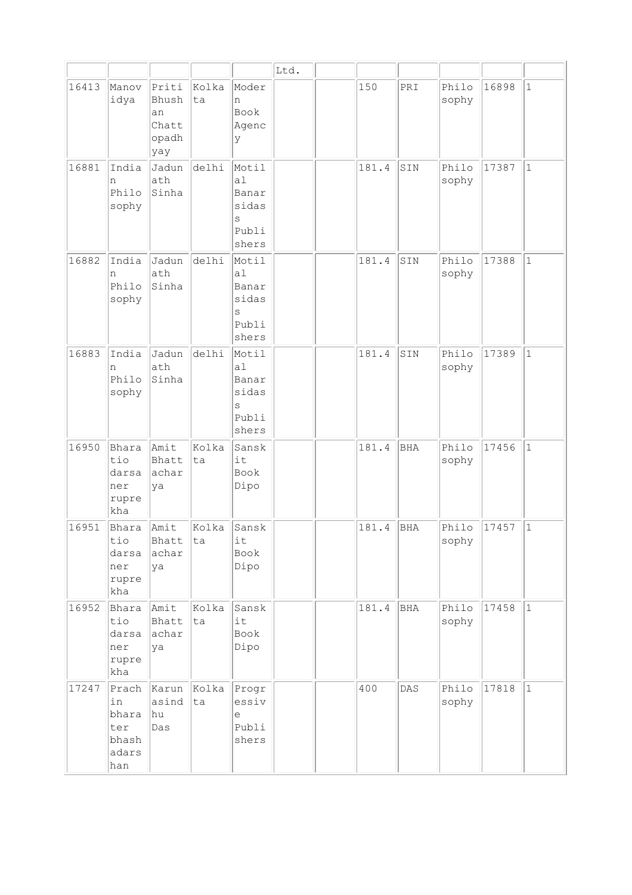| | | | | | Ltd. | | | | | | |
|---|---|---|---|---|---|---|---|---|---|---|---|
| 16413 | Manovidya | Priti Bhushan Chattopadhyay | Kolkata | Modern Book Agency | | | 150 | PRI | Philosophy | 16898 | 1 |
| 16881 | Indian Philosophy | Jadunath Sinha | delhi | Motilal Banarsidass Publishers | | | 181.4 | SIN | Philosophy | 17387 | 1 |
| 16882 | Indian Philosophy | Jadunath Sinha | delhi | Motilal Banarsidass Publishers | | | 181.4 | SIN | Philosophy | 17388 | 1 |
| 16883 | Indian Philosophy | Jadunath Sinha | delhi | Motilal Banarsidass Publishers | | | 181.4 | SIN | Philosophy | 17389 | 1 |
| 16950 | Bharatio darsaner ruprekha | Amit Bhattacharya | Kolkata | Sanskit Book Dipo | | | 181.4 | BHA | Philosophy | 17456 | 1 |
| 16951 | Bharatio darsaner ruprekha | Amit Bhattacharya | Kolkata | Sanskit Book Dipo | | | 181.4 | BHA | Philosophy | 17457 | 1 |
| 16952 | Bharatio darsaner ruprekha | Amit Bhattacharya | Kolkata | Sanskit Book Dipo | | | 181.4 | BHA | Philosophy | 17458 | 1 |
| 17247 | Prachin bharater bhashadarshan | Karunasindhu Das | Kolkata | Progressive Publishers | | | 400 | DAS | Philosophy | 17818 | 1 |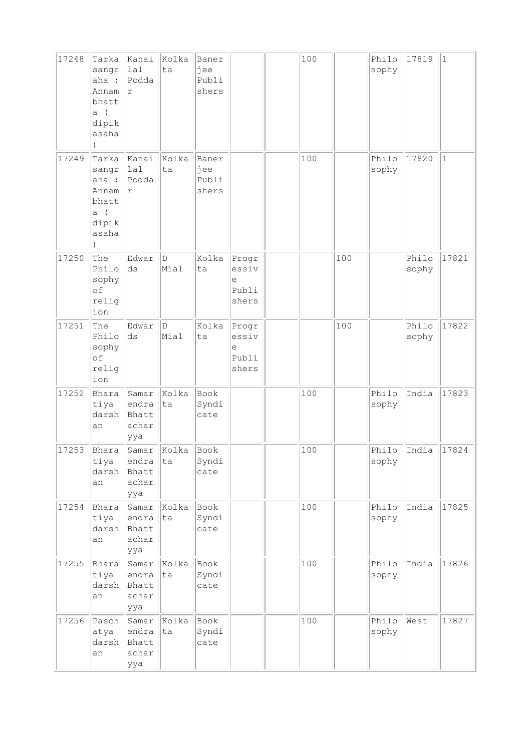| | | | | | | | | | | | |
|---|---|---|---|---|---|---|---|---|---|---|---|
| 17248 | Tarkasangraha : Annambhatta ( dipikasaha ) | Kanailal Poddar | Kolkata | Banerjee Publishers | | | 100 | | Philosophy | 17819 | 1 |
| 17249 | Tarkasangraha : Annambhatta ( dipikasaha ) | Kanailal Poddar | Kolkata | Banerjee Publishers | | | 100 | | Philosophy | 17820 | 1 |
| 17250 | The Philosophy of religion | Edwards | D Mial | Kolkata | Progressive Publishers | | | 100 | | Philosophy | 17821 |
| 17251 | The Philosophy of religion | Edwards | D Mial | Kolkata | Progressive Publishers | | | 100 | | Philosophy | 17822 |
| 17252 | Bharatiya darshan | Samarendra Bhattacharyya | Kolkata | Book Syndicate | | | 100 | | Philosophy | India | 17823 |
| 17253 | Bharatiya darshan | Samarendra Bhattacharyya | Kolkata | Book Syndicate | | | 100 | | Philosophy | India | 17824 |
| 17254 | Bharatiya darshan | Samarendra Bhattacharyya | Kolkata | Book Syndicate | | | 100 | | Philosophy | India | 17825 |
| 17255 | Bharatiya darshan | Samarendra Bhattacharyya | Kolkata | Book Syndicate | | | 100 | | Philosophy | India | 17826 |
| 17256 | Paschatya darshan | Samarendra Bhattacharyya | Kolkata | Book Syndicate | | | 100 | | Philosophy | West | 17827 |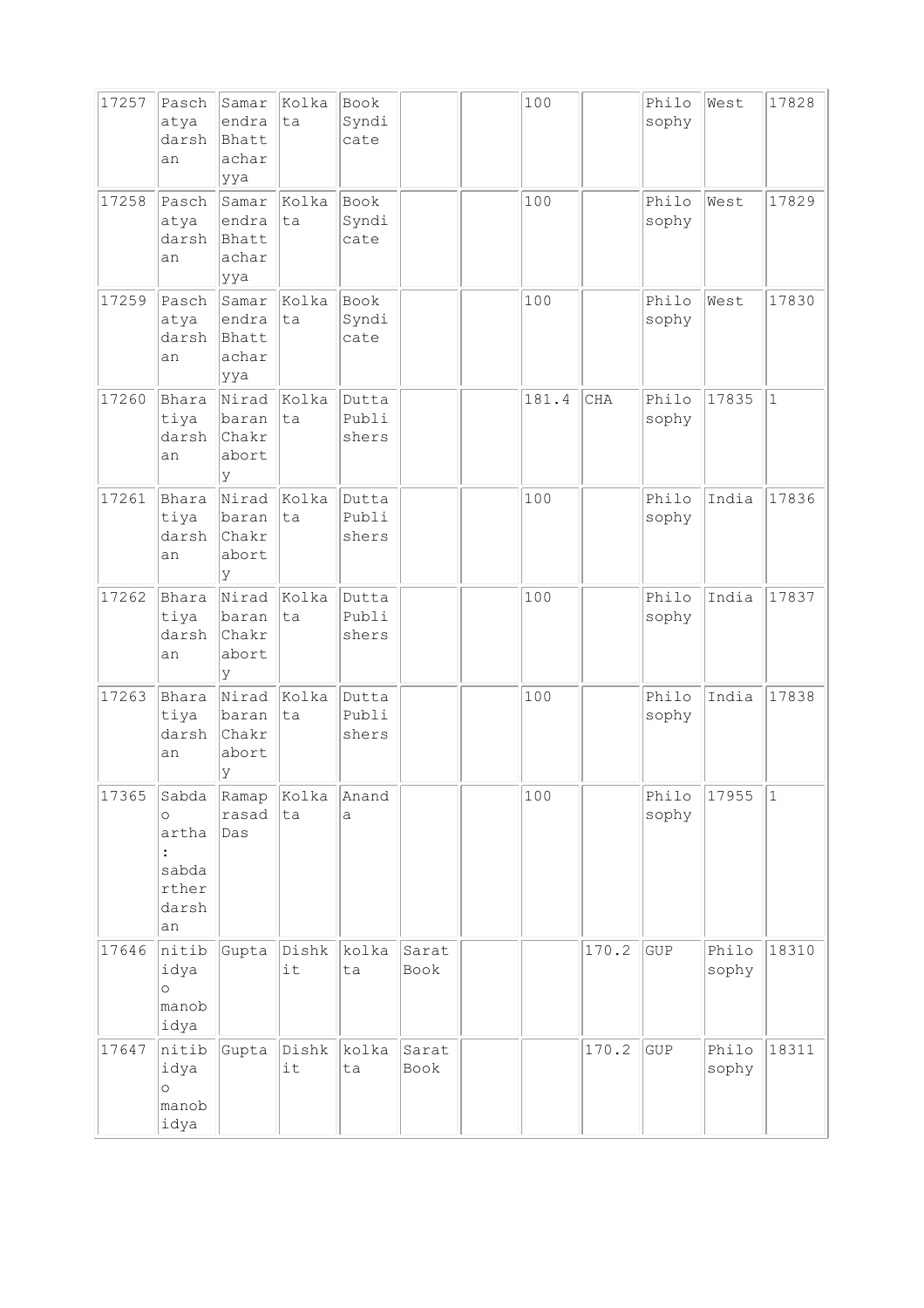| | | | | | | | | | | | |
|---|---|---|---|---|---|---|---|---|---|---|---|
| 17257 | Paschatya darshan | Samarendra Bhattacharyya | Kolkata | Book Syndicate | | | 100 | | Philosophy | West | 17828 |
| 17258 | Paschatya darshan | Samarendra Bhattacharyya | Kolkata | Book Syndicate | | | 100 | | Philosophy | West | 17829 |
| 17259 | Paschatya darshan | Samarendra Bhattacharyya | Kolkata | Book Syndicate | | | 100 | | Philosophy | West | 17830 |
| 17260 | Bharatiya darshan | Niradbaran Chakraborty | Kolkata | Dutta Publishers | | | 181.4 | CHA | Philosophy | 17835 | 1 |
| 17261 | Bharatiya darshan | Niradbaran Chakraborty | Kolkata | Dutta Publishers | | | 100 | | Philosophy | India | 17836 |
| 17262 | Bharatiya darshan | Niradbaran Chakraborty | Kolkata | Dutta Publishers | | | 100 | | Philosophy | India | 17837 |
| 17263 | Bharatiya darshan | Niradbaran Chakraborty | Kolkata | Dutta Publishers | | | 100 | | Philosophy | India | 17838 |
| 17365 | Sabda o artha : sabdarther darshan | Ramaprasad Das | Kolkata | Ananda | | | 100 | | Philosophy | 17955 | 1 |
| 17646 | nitibidya o manobidya | Gupta | Dishkit | kolkata | Sarat Book | | | 170.2 | GUP | Philosophy | 18310 |
| 17647 | nitibidya o manobidya | Gupta | Dishkit | kolkata | Sarat Book | | | 170.2 | GUP | Philosophy | 18311 |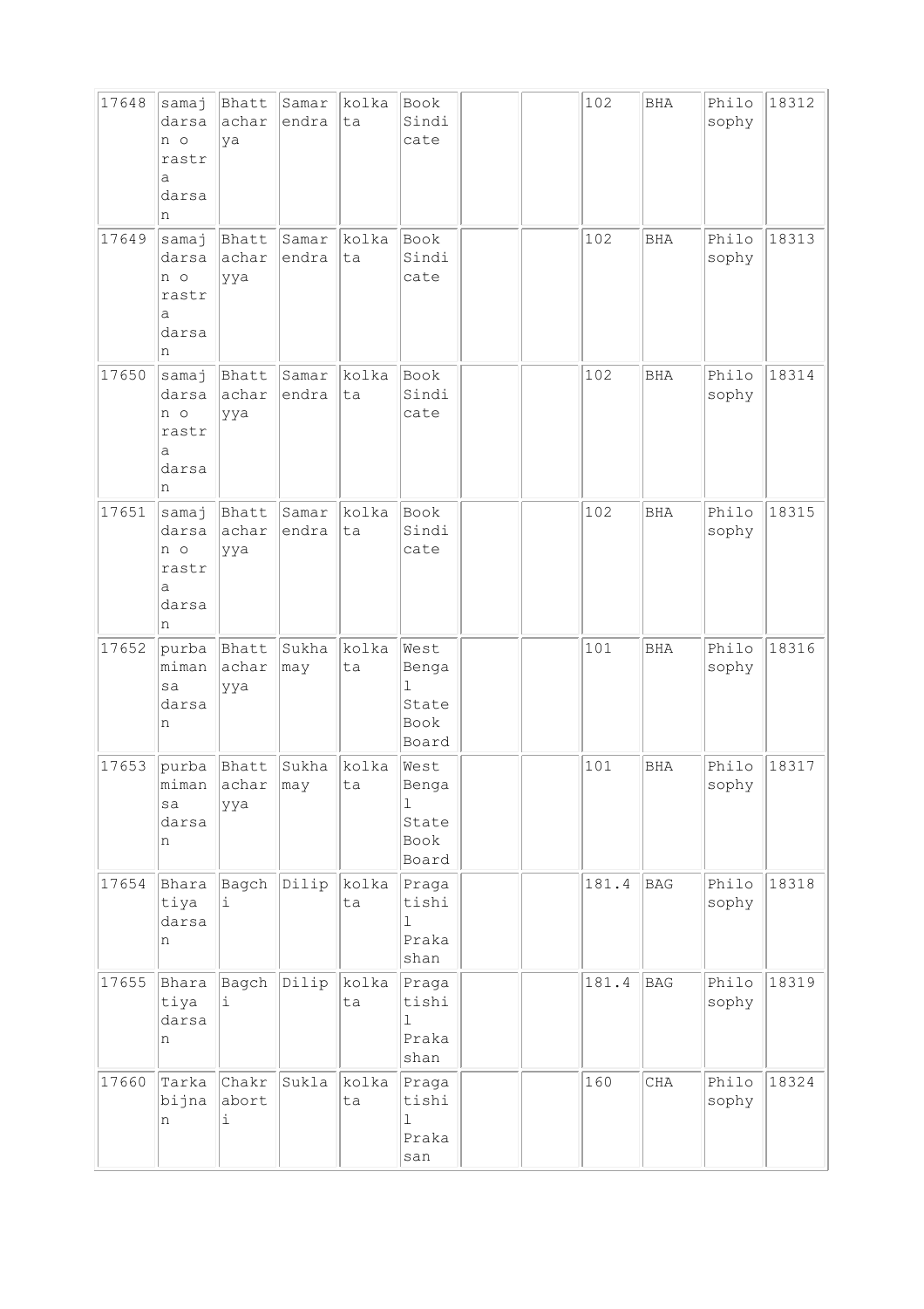| 17648 | samaj darsan o rastra darsan | Bhattacharya | Samarendra | kolkata | Book Sindicate | | | 102 | BHA | Philosophy | 18312 |
|---|---|---|---|---|---|---|---|---|---|---|---|
| 17649 | samaj darsan o rastra darsan | Bhattacharyya | Samarendra | kolkata | Book Sindicate | | | 102 | BHA | Philosophy | 18313 |
| 17650 | samaj darsan o rastra darsan | Bhattacharyya | Samarendra | kolkata | Book Sindicate | | | 102 | BHA | Philosophy | 18314 |
| 17651 | samaj darsan o rastra darsan | Bhattacharyya | Samarendra | kolkata | Book Sindicate | | | 102 | BHA | Philosophy | 18315 |
| 17652 | purba mimansa darsan | Bhattacharyya | Sukhamay | kolkata | West Bengal State Book Board | | | 101 | BHA | Philosophy | 18316 |
| 17653 | purba mimansa darsan | Bhattacharyya | Sukhamay | kolkata | West Bengal State Book Board | | | 101 | BHA | Philosophy | 18317 |
| 17654 | Bharatiya darsan | Bagchi | Dilip | kolkata | Pragatishil Prakashan | | | 181.4 | BAG | Philosophy | 18318 |
| 17655 | Bharatiya darsan | Bagchi | Dilip | kolkata | Pragatishil Prakashan | | | 181.4 | BAG | Philosophy | 18319 |
| 17660 | Tarka bijnan | Chakraborti | Sukla | kolkata | Pragatishil Prakasan | | | 160 | CHA | Philosophy | 18324 |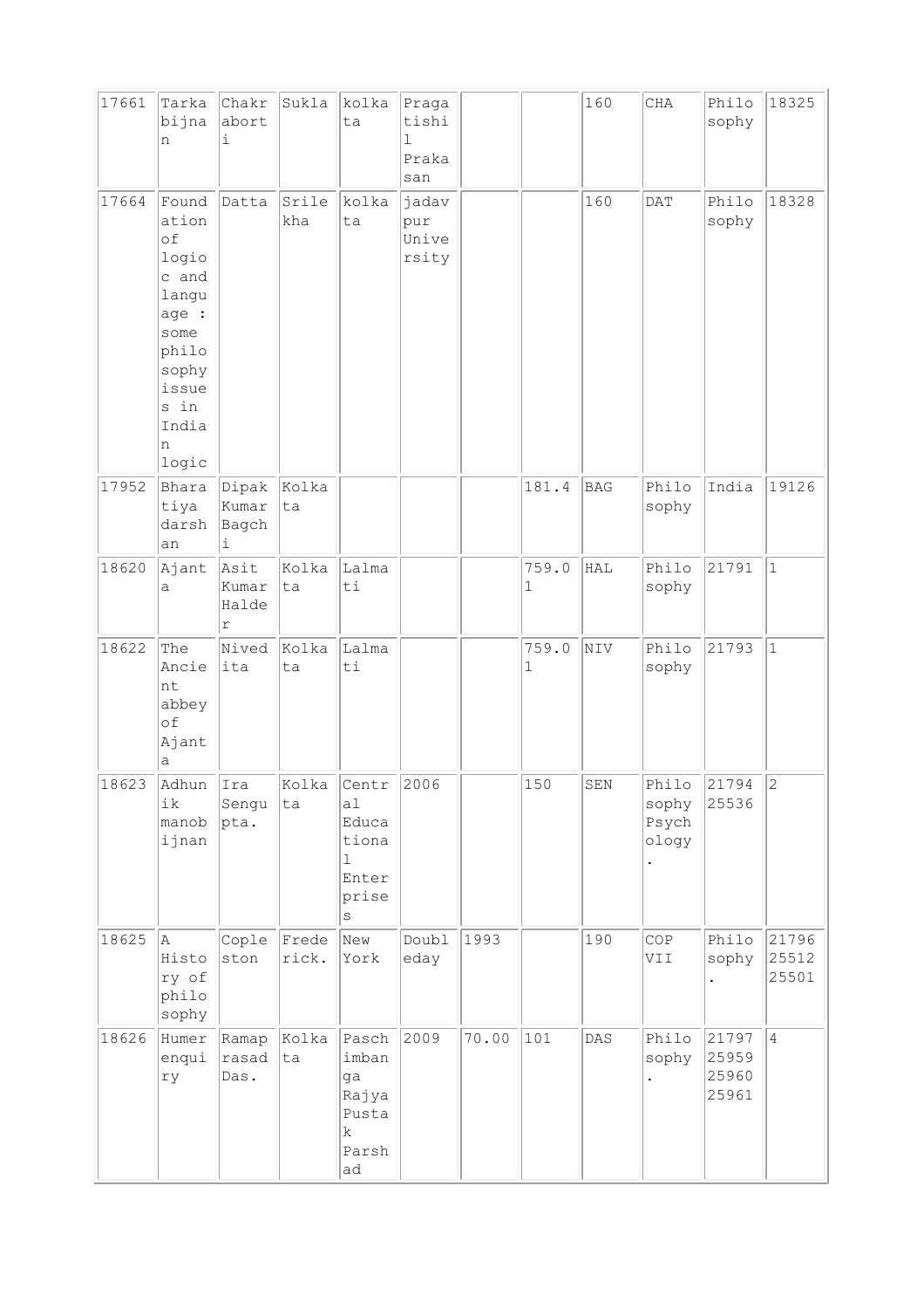| | | | | | | | | | | | |
|---|---|---|---|---|---|---|---|---|---|---|---|
| 17661 | Tarkabijnan | Chakraborti | Sukla | kolkata | Pragatishil Prakasan | | | 160 | CHA | Philosophy | 18325 |
| 17664 | Foundation of logioc and language : some philosophy issues in Indian logic | Datta | Srilekha | kolkata | jadavpur University | | | 160 | DAT | Philosophy | 18328 |
| 17952 | Bharatiya darshan | Dipak Kumar Bagchi | Kolkata | | | | 181.4 | BAG | Philosophy | India | 19126 |
| 18620 | Ajanta | Asit Kumar Halder | Kolkata | Lalmati | | | 759.01 | HAL | Philosophy | 21791 | 1 |
| 18622 | The Ancient abbey of Ajanta | Nivedita | Kolkata | Lalmati | | | 759.01 | NIV | Philosophy | 21793 | 1 |
| 18623 | Adhunik manobijnan | Ira Sengupta. | Kolkata | Central Educational Enterprises | 2006 | | 150 | SEN | Philosophy Psychology. | 21794 25536 | 2 |
| 18625 | A History of philosophy | Copleston | Frederick. | New York | Doubleday | 1993 | | 190 | COP VII | Philosophy. | 21796 25512 25501 |
| 18626 | Humer enquiry | Ramaprasad Das. | Kolkata | Paschimbanga Rajya Pustak Parshad | 2009 | 70.00 | 101 | DAS | Philosophy. | 21797 25959 25960 25961 | 4 |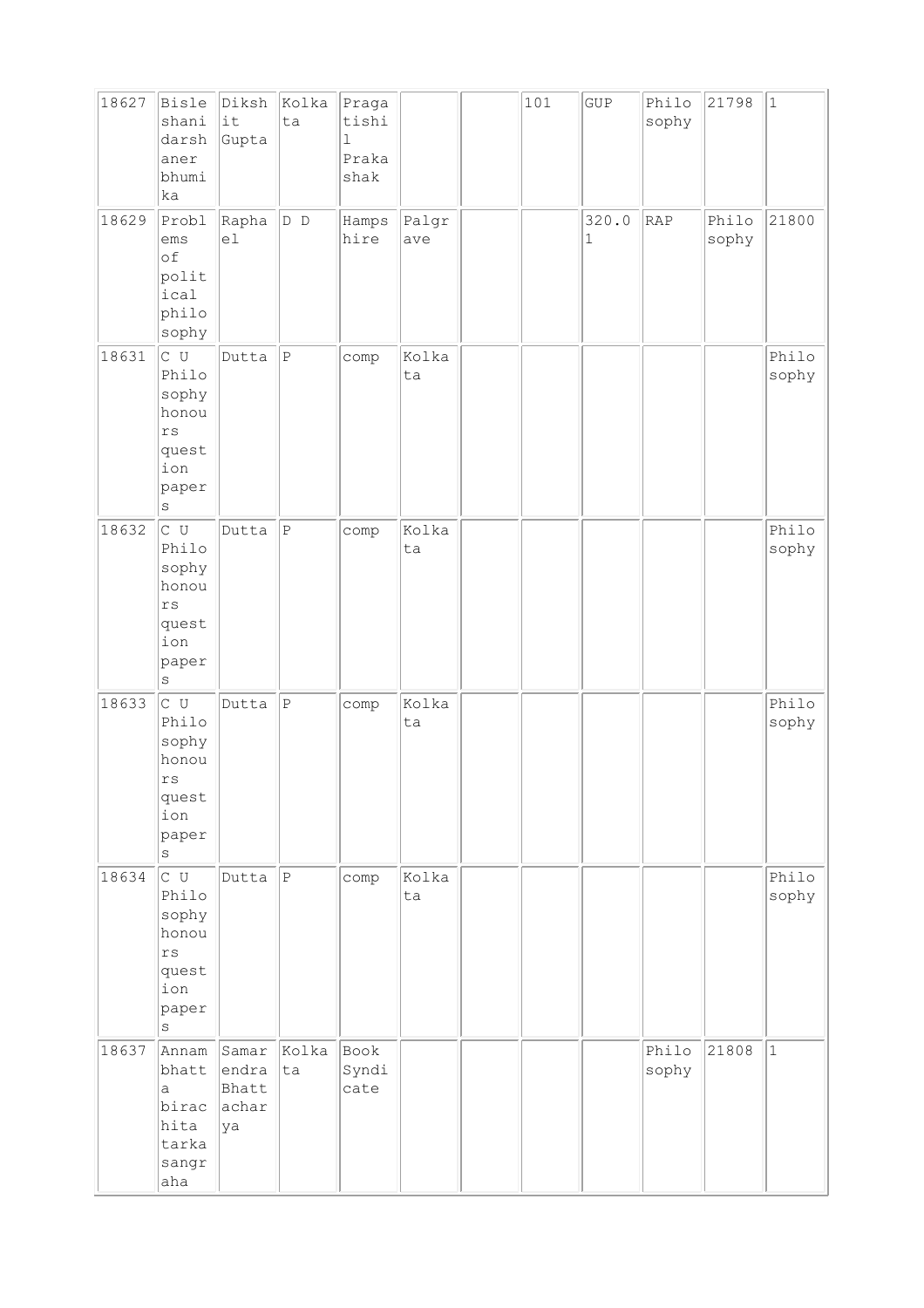| | | | | | | | | | | | |
|---|---|---|---|---|---|---|---|---|---|---|---|
| 18627 | Bisleshani darshaner bhumika | Dikshit Gupta | Kolkata | Pragatishil Prakashak | | | 101 | GUP | Philosophy | 21798 | 1 |
| 18629 | Problems of political philosophy | Raphael | D D | Hampshire | Palgrave | | | 320.01 | RAP | Philosophy | 21800 |
| 18631 | C U Philosophy honours question papers | Dutta | P | comp | Kolkata | | | | | | Philosophy |
| 18632 | C U Philosophy honours question papers | Dutta | P | comp | Kolkata | | | | | | Philosophy |
| 18633 | C U Philosophy honours question papers | Dutta | P | comp | Kolkata | | | | | | Philosophy |
| 18634 | C U Philosophy honours question papers | Dutta | P | comp | Kolkata | | | | | | Philosophy |
| 18637 | Annambhatta biracita tarkasangraha | Samarendra Bhattacharya | Kolkata | Book Syndicate | | | | | Philosophy | 21808 | 1 |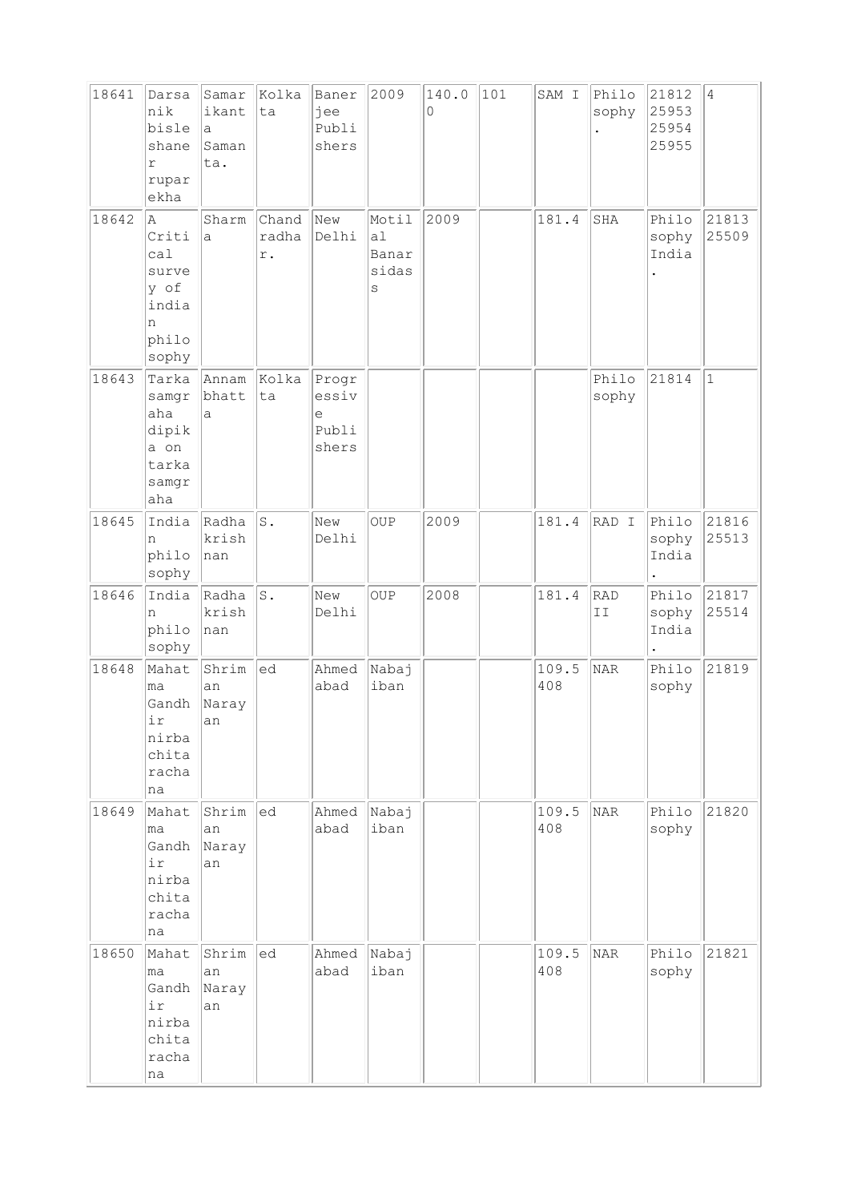| | | | | | | | | | | | |
|---|---|---|---|---|---|---|---|---|---|---|---|
| 18641 | Darsanik bisleshaner ruparekha | Samarikanta Samanta. | Kolkata | Banerjee Publishers | 2009 | 140.00 | 101 | SAM I | Philosophy. | 21812 25953 25954 25955 | 4 |
| 18642 | A Critical survey of indian philosophy | Sharma | Chandradhar. | New Delhi | Motilal Banarsidass | 2009 | | 181.4 | SHA | Philosophy India. | 21813 25509 |
| 18643 | Tarka samgraha dipika on tarka samgraha | Annambhatta | Kolkata | Progressive Publishers | | | | | Philosophy | 21814 | 1 |
| 18645 | Indian philosophy | Radhakrishnan | S. | New Delhi | OUP | 2009 | | 181.4 | RAD I | Philosophy India. | 21816 25513 |
| 18646 | Indian philosophy | Radhakrishnan | S. | New Delhi | OUP | 2008 | | 181.4 | RAD II | Philosophy India. | 21817 25514 |
| 18648 | Mahatma Gandhir nirbachita rachana | Shriman Narayan | ed | Ahmedabad | Nabajiban | | | 109.5408 | NAR | Philosophy | 21819 |
| 18649 | Mahatma Gandhir nirbachita rachana | Shriman Narayan | ed | Ahmedabad | Nabajiban | | | 109.5408 | NAR | Philosophy | 21820 |
| 18650 | Mahatma Gandhir nirbachita rachana | Shriman Narayan | ed | Ahmedabad | Nabajiban | | | 109.5408 | NAR | Philosophy | 21821 |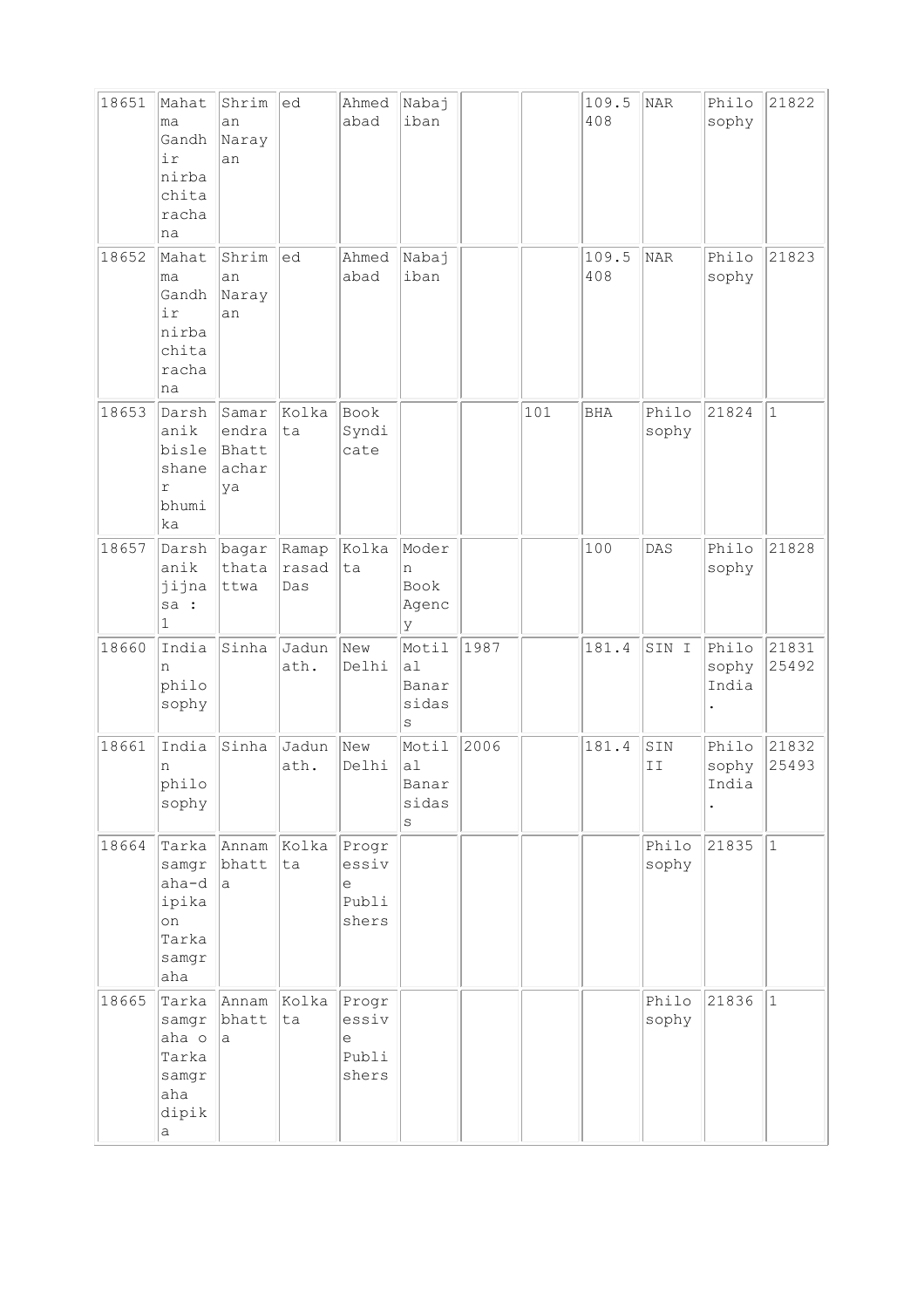| | | | | | | | | | | | |
|---|---|---|---|---|---|---|---|---|---|---|---|
| 18651 | Mahatma Gandhir nirbachita rachana | Shriman Narayan | ed | Ahmedabad | Nabajiban | | | 109.5408 | NAR | Philosophy | 21822 |
| 18652 | Mahatma Gandhir nirbachita rachana | Shriman Narayan | ed | Ahmedabad | Nabajiban | | | 109.5408 | NAR | Philosophy | 21823 |
| 18653 | Darshanik bisleshaner bhumika | Samarendra Bhattacharya | Kolkata | Book Syndicate | | | 101 | BHA | Philosophy | 21824 | 1 |
| 18657 | Darshanik jijnasa : 1 | bagarthatattwa | Ramaprasad Das | Kolkata | Modern Book Agency | | | 100 | DAS | Philosophy | 21828 |
| 18660 | Indian philosophy | Sinha | Jadunath. | New Delhi | Motilal Banarsidass | 1987 | | 181.4 | SIN I | Philosophy India. | 21831 25492 |
| 18661 | Indian philosophy | Sinha | Jadunath. | New Delhi | Motilal Banarsidass | 2006 | | 181.4 | SIN II | Philosophy India. | 21832 25493 |
| 18664 | Tarkasamgraha-dipika on Tarkasamgraha | Annambhatta | Kolkata | Progressive Publishers | | | | | Philosophy | 21835 | 1 |
| 18665 | Tarkasamgraha o Tarkasamgraha dipika | Annambhatta | Kolkata | Progressive Publishers | | | | | Philosophy | 21836 | 1 |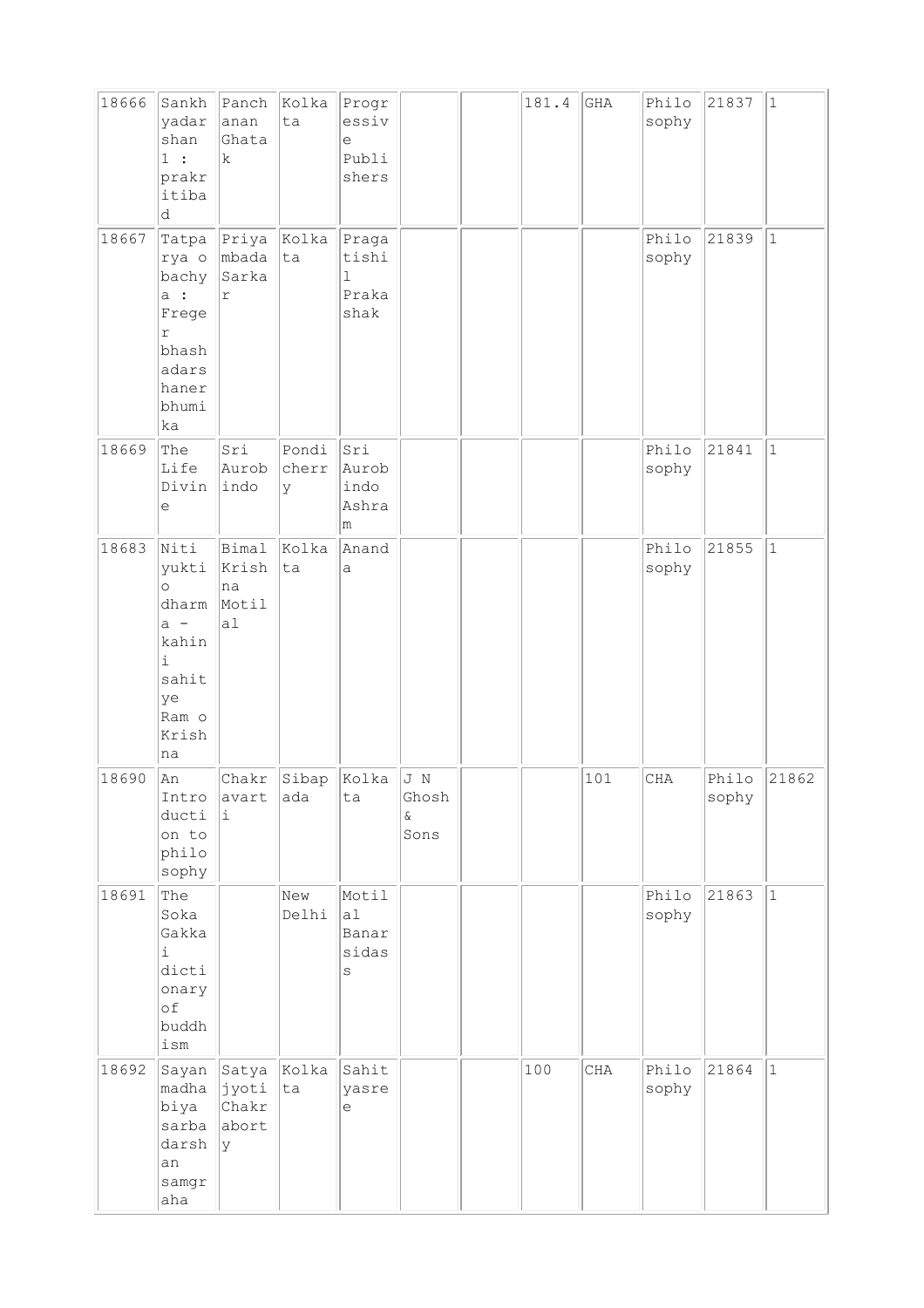| | | | | | | | | | | | |
|---|---|---|---|---|---|---|---|---|---|---|---|
| 18666 | Sankhyadarshan 1 : prakritibad | Panchanan Ghatak | Kolkata | Progressive Publishers | | | 181.4 | GHA | Philosophy | 21837 | 1 |
| 18667 | Tatparya o bachya : Freger bhashadarshaner bhumika | Priyambada Sarkar | Kolkata | Pragatishil Prakashak | | | | | Philosophy | 21839 | 1 |
| 18669 | The Life Divine | Sri Aurobindo | Pondicherry | Sri Aurobindo Ashram | | | | | Philosophy | 21841 | 1 |
| 18683 | Niti yukti o dharma - kahini sahitye Ram o Krishna | Bimal Krishna Motilal | Kolkata | Ananda | | | | | Philosophy | 21855 | 1 |
| 18690 | An Introduction to philosophy | Chakravarti | Sibapada | Kolkata | J N Ghosh & Sons | | | 101 | CHA | Philosophy | 21862 |
| 18691 | The Soka Gakkai dictionary of buddhism | | New Delhi | Motilal Banarsidass | | | | | Philosophy | 21863 | 1 |
| 18692 | Sayanmadhabiya sarbadarshan samgraha | Satyajyoti Chakraborty | Kolkata | Sahityasree | | | 100 | CHA | Philosophy | 21864 | 1 |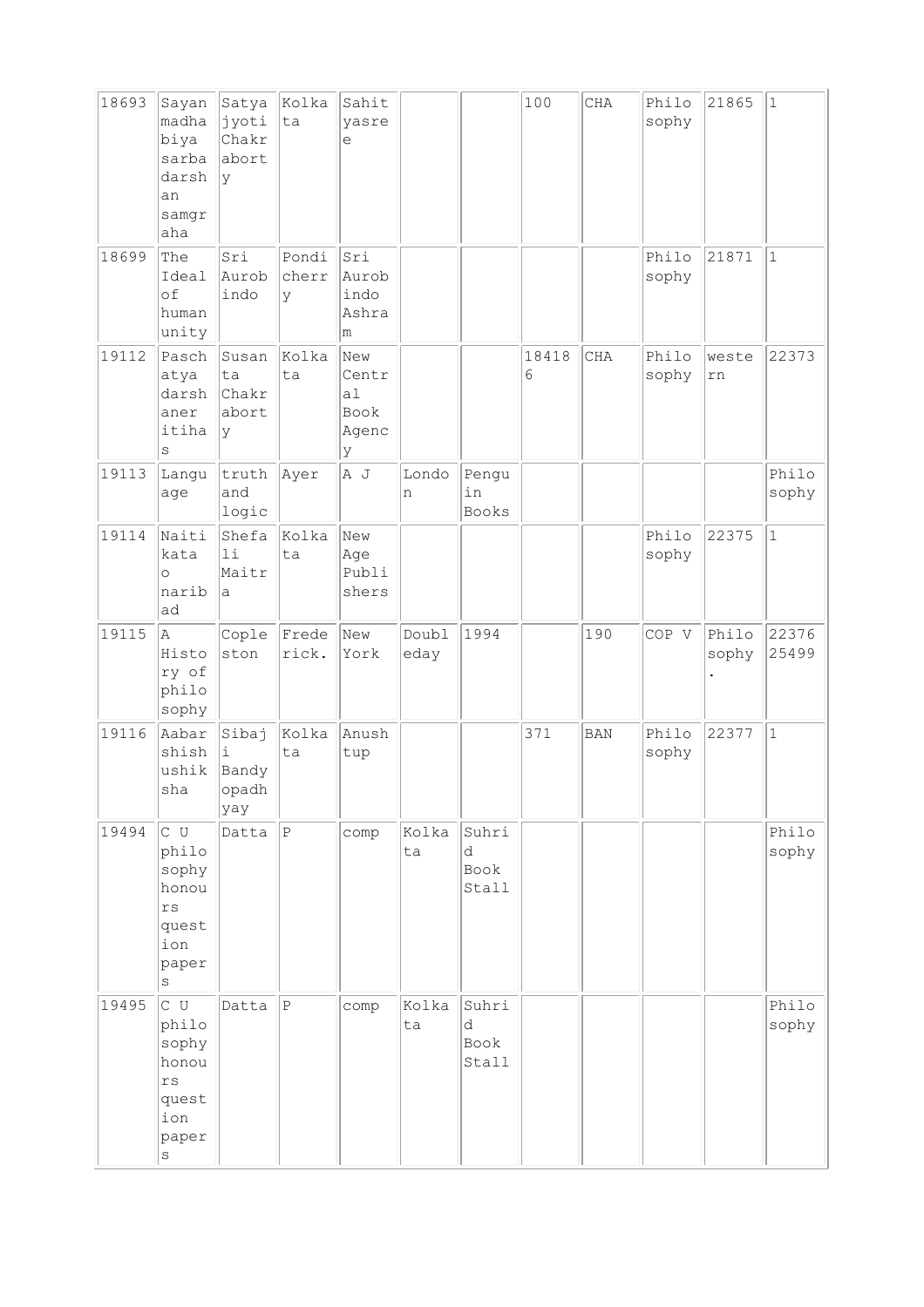| 18693 | Sayanmadhabiya sarbadarshan samgraha | Satyajyoti Chakraborty | Kolkata | Sahityasree | | | 100 | CHA | Philosophy | 21865 | 1 |
|---|---|---|---|---|---|---|---|---|---|---|---|
| 18699 | The Ideal of human unity | Sri Aurobindo | Pondicherry | Sri Aurobindo Ashram | | | | | Philosophy | 21871 | 1 |
| 19112 | Paschatya darshaner itihas | Susanta Chakraborty | Kolkata | New Central Book Agency | | | 184186 | CHA | Philosophy | western | 22373 |
| 19113 | Language | truth and logic | Ayer | A J | London | Penguin Books | | | | | Philosophy |
| 19114 | Naitikata o naribad | Shefali Maitra | Kolkata | New Age Publishers | | | | | Philosophy | 22375 | 1 |
| 19115 | A History of philosophy | Copleston | Frederick. | New York | Doubleday | 1994 | | 190 | COP V | Philosophy. | 22376 25499 |
| 19116 | Aabarshish ushiksha | Sibaji Bandyopadhyay | Kolkata | Anushtup | | | 371 | BAN | Philosophy | 22377 | 1 |
| 19494 | C U philosophy honours question papers | Datta | P | comp | Kolkata | Suhrid Book Stall | | | | | Philosophy |
| 19495 | C U philosophy honours question papers | Datta | P | comp | Kolkata | Suhrid Book Stall | | | | | Philosophy |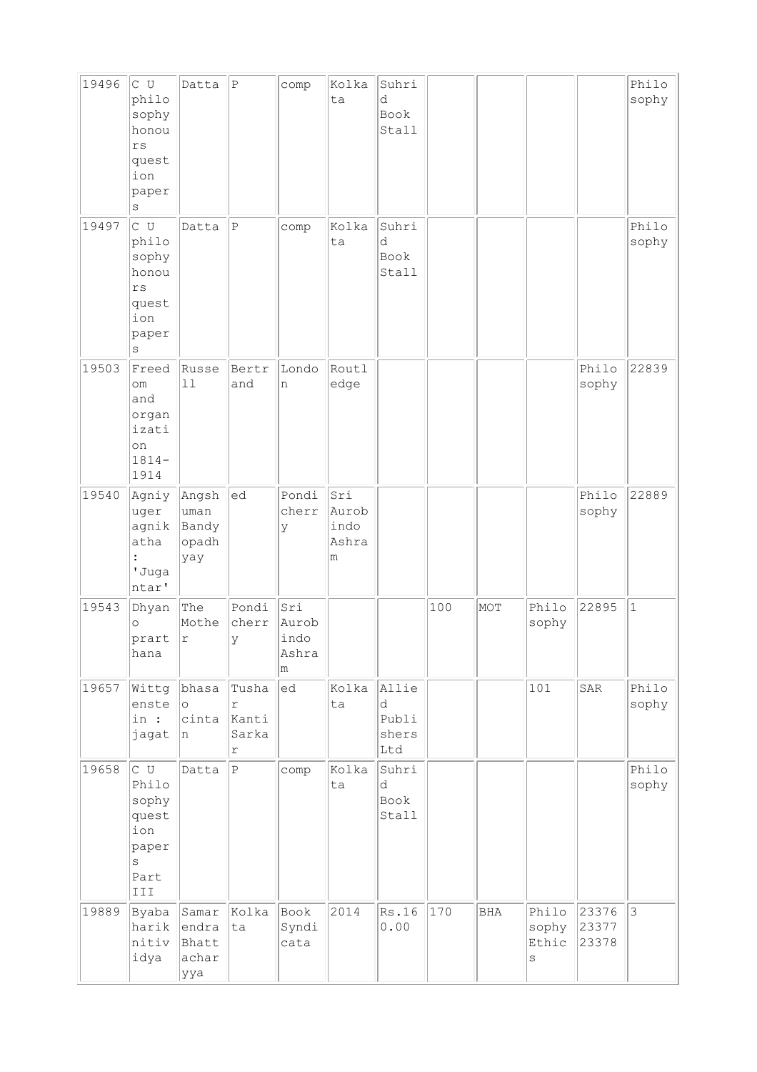| 19496 | C U philosophy honours question papers | Datta | P | comp | Kolkata | Suhrid Book Stall | | | | | Philosophy |
|---|---|---|---|---|---|---|---|---|---|---|---|
| 19497 | C U philosophy honours question papers | Datta | P | comp | Kolkata | Suhrid Book Stall | | | | | Philosophy |
| 19503 | Freedom and organization 1814-1914 | Russell | Bertrand | London | Routledge | | | | | Philosophy | 22839 |
| 19540 | Agniyuger agnikatha : 'Jugantar' | Angshuman Bandyopadhyay | ed | Pondicherry | Sri Aurobindo Ashram | | | | | Philosophy | 22889 |
| 19543 | Dhyano prarthana | The Mother | Pondicherry | Sri Aurobindo Ashram | | | 100 | MOT | Philosophy | 22895 | 1 |
| 19657 | Wittgenstein : jagat | bhasao cintan | Tushar Kanti Sarkar | ed | Kolkata | Allied Publishers Ltd | | | 101 | SAR | Philosophy |
| 19658 | C U Philosophy question papers Part III | Datta | P | comp | Kolkata | Suhrid Book Stall | | | | | Philosophy |
| 19889 | Byabaharik nitividya | Samarendra Bhattacharyya | Kolkata | Book Syndicata | 2014 | Rs.160.00 | 170 | BHA | Philosophy Ethics | 23376 23377 23378 | 3 |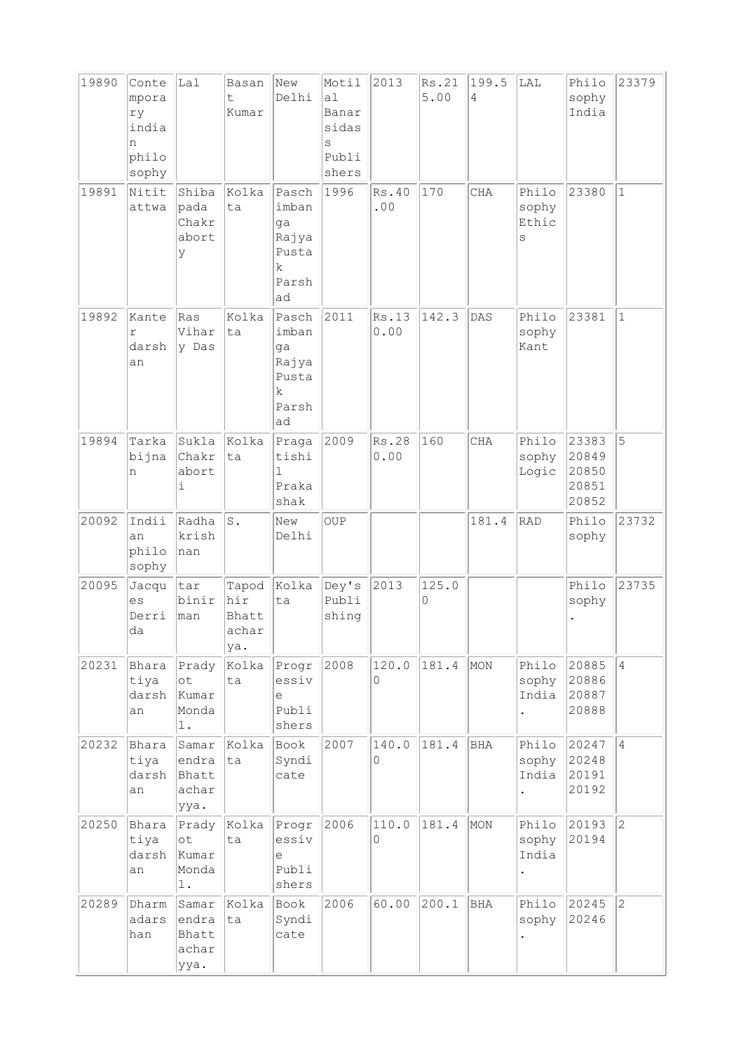| | | | | | | | | | | | |
|---|---|---|---|---|---|---|---|---|---|---|---|
| 19890 | Contemporary indian philosophy | Lal | Basant Kumar | New Delhi | Motilal Banarsidass Publishers | 2013 | Rs.215.00 | 199.54 | LAL | Philosophy India | 23379 |
| 19891 | Nitittwa | Shibapada Chakraborty | Kolkata | Paschimbanga Rajya Pustak Parshad | 1996 | Rs.40.00 | 170 | CHA | Philosophy Ethics | 23380 | 1 |
| 19892 | Kanter darshan | Ras Vihary Das | Kolkata | Paschimbanga Rajya Pustak Parshad | 2011 | Rs.130.00 | 142.3 | DAS | Philosophy Kant | 23381 | 1 |
| 19894 | Tarkabijnan | Sukla Chakraborti | Kolkata | Pragatishil Prakashak | 2009 | Rs.280.00 | 160 | CHA | Philosophy Logic | 23383 20849 20850 20851 20852 | 5 |
| 20092 | Indiian philosophy | Radhakrishnan | S. | New Delhi | OUP | | | 181.4 | RAD | Philosophy | 23732 |
| 20095 | Jacques Derrida | tarbinirman | Tapodhir Bhattacharya. | Kolkata | Dey's Publishing | 2013 | 125.00 | | | Philosophy. | 23735 |
| 20231 | Bharatiya darshan | Pradyot Kumar Mondal. | Kolkata | Progressive Publishers | 2008 | 120.00 | 181.4 | MON | Philosophy India. | 20885 20886 20887 20888 | 4 |
| 20232 | Bharatiya darshan | Samarendra Bhattacharyya. | Kolkata | Book Syndicate | 2007 | 140.00 | 181.4 | BHA | Philosophy India. | 20247 20248 20191 20192 | 4 |
| 20250 | Bharatiya darshan | Pradyot Kumar Mondal. | Kolkata | Progressive Publishers | 2006 | 110.00 | 181.4 | MON | Philosophy India. | 20193 20194 | 2 |
| 20289 | Dharmadarshan | Samarendra Bhattacharyya. | Kolkata | Book Syndicate | 2006 | 60.00 | 200.1 | BHA | Philosophy. | 20245 20246 | 2 |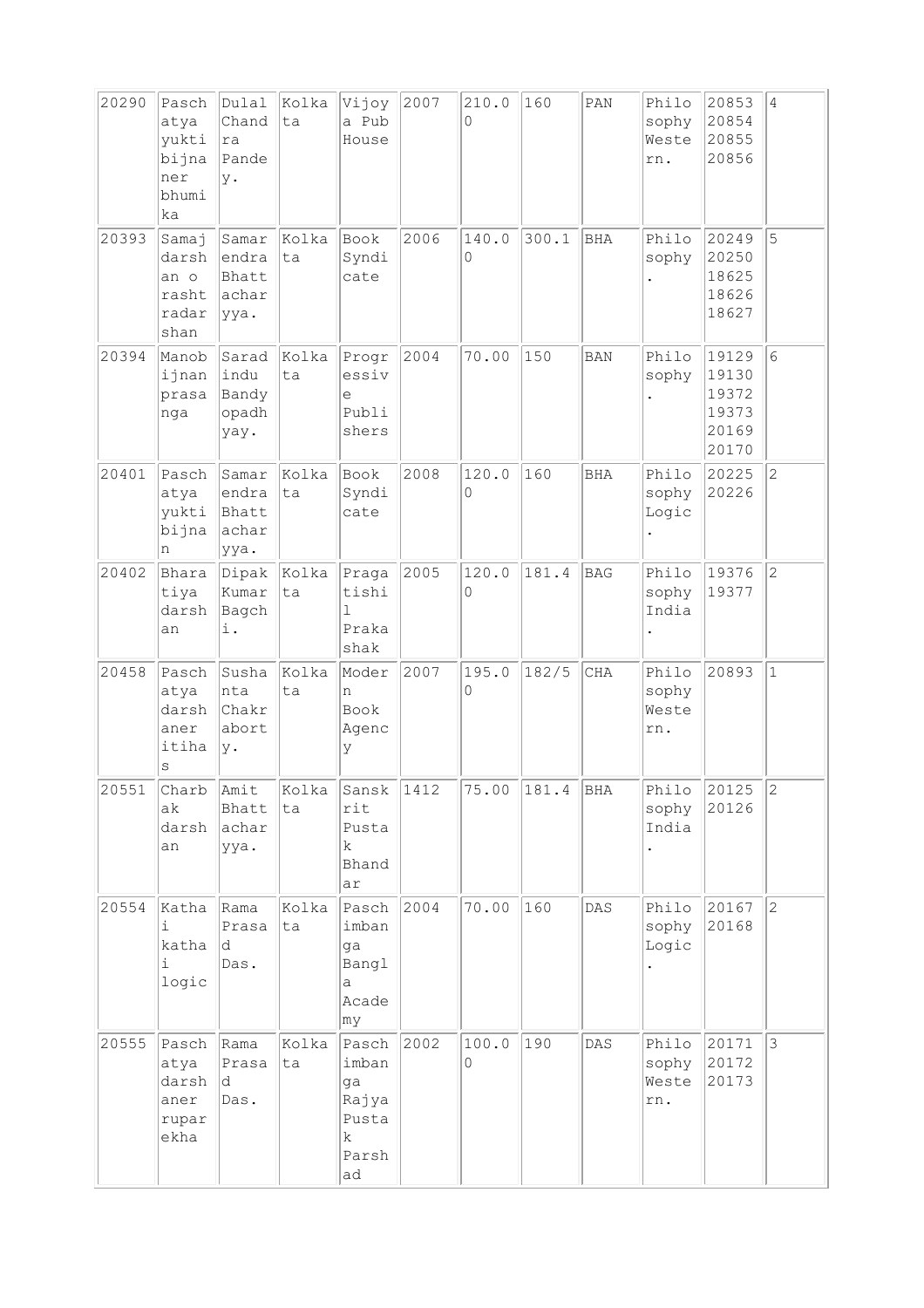| 20290 | Paschatya yuktibijnaner bhumika | Dulal Chandra Pandey. | Kolkata | Vijoya Pub House | 2007 | 210.00 | 160 | PAN | Philosophy Western. | 20853 20854 20855 20856 | 4 |
|---|---|---|---|---|---|---|---|---|---|---|---|
| 20393 | Samajdarshan o rashtradarshan | Samarendra Bhattacharyya. | Kolkata | Book Syndicate | 2006 | 140.00 | 300.1 | BHA | Philosophy. | 20249 20250 18625 18626 18627 | 5 |
| 20394 | Manobijnan prasanga | Saradindu Bandyopadhyay. | Kolkata | Progressive Publishers | 2004 | 70.00 | 150 | BAN | Philosophy. | 19129 19130 19372 19373 20169 20170 | 6 |
| 20401 | Paschatya yuktibijnan | Samarendra Bhattacharyya. | Kolkata | Book Syndicate | 2008 | 120.00 | 160 | BHA | Philosophy Logic. | 20225 20226 | 2 |
| 20402 | Bharatiya darshan | Dipak Kumar Bagchi. | Kolkata | Pragatishil Prakashak | 2005 | 120.00 | 181.4 | BAG | Philosophy India. | 19376 19377 | 2 |
| 20458 | Paschatya darshaner itihas | Sushanta Chakraborty. | Kolkata | Modern Book Agency | 2007 | 195.00 | 182/5 | CHA | Philosophy Western. | 20893 | 1 |
| 20551 | Charbak darshan | Amit Bhattacharyya. | Kolkata | Sanskrit Pustak Bhandar | 1412 | 75.00 | 181.4 | BHA | Philosophy India. | 20125 20126 | 2 |
| 20554 | Kathai kathai logic | Rama Prasad Das. | Kolkata | Paschimanga Bangla Academy | 2004 | 70.00 | 160 | DAS | Philosophy Logic. | 20167 20168 | 2 |
| 20555 | Paschatya darshaner ruparekha | Rama Prasad Das. | Kolkata | Paschimanga Rajya Pustak Parshad | 2002 | 100.00 | 190 | DAS | Philosophy Western. | 20171 20172 20173 | 3 |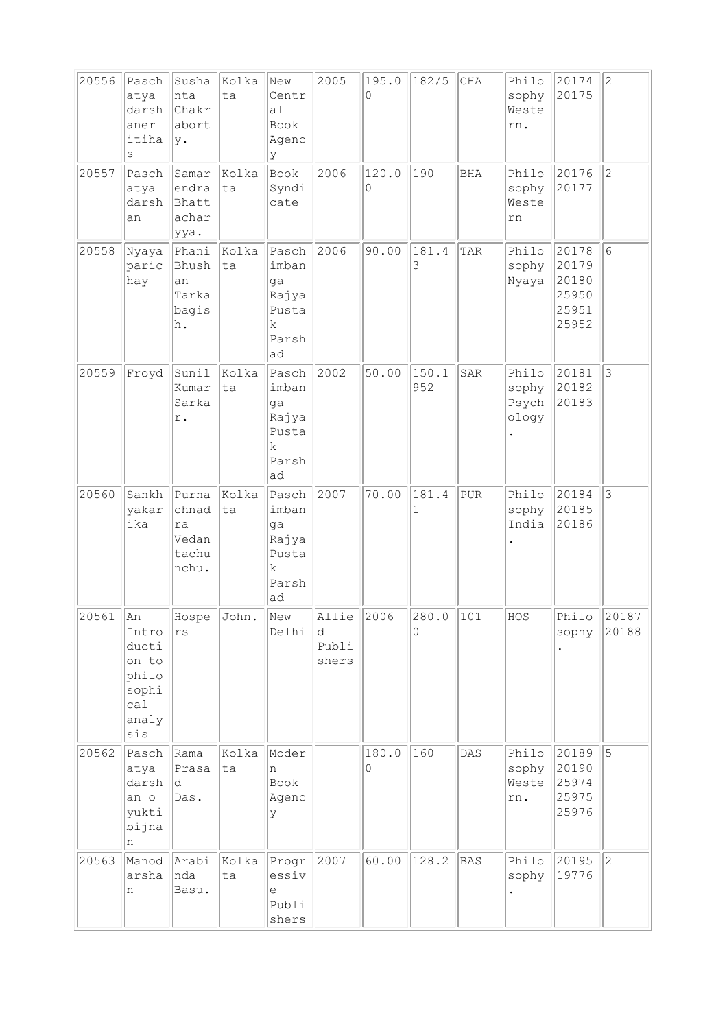| 20556 | Paschatya darshaner itihas | Sushanta Chakraborty. | Kolkata | New Central Book Agency | 2005 | 195.00 | 182/5 | CHA | Philosophy Western. | 20174 20175 | 2 |
|---|---|---|---|---|---|---|---|---|---|---|---|
| 20557 | Paschatya darshan | Samarendra Bhattacharyya. | Kolkata | Book Syndicate | 2006 | 120.00 | 190 | BHA | Philosophy Western | 20176 20177 | 2 |
| 20558 | Nyayaparichay | Phani Bhushan Tarkabagish. | Kolkata | Paschimbanga Rajya Pustak Parshad | 2006 | 90.00 | 181.43 | TAR | Philosophy Nyaya | 20178 20179 20180 25950 25951 25952 | 6 |
| 20559 | Froyd | Sunil Kumar Sarkar. | Kolkata | Paschimbanga Rajya Pustak Parshad | 2002 | 50.00 | 150.1952 | SAR | Philosophy Psychology. | 20181 20182 20183 | 3 |
| 20560 | Sankhyakarika | Purnachnadra Vedantachunchu. | Kolkata | Paschimbanga Rajya Pustak Parshad | 2007 | 70.00 | 181.41 | PUR | Philosophy India. | 20184 20185 20186 | 3 |
| 20561 | An Introduction to philosophical analysis | Hospers | John. | New Delhi | Allied Publishers | 2006 | 280.00 | 101 | HOS | Philosophy. | 20187 20188 |
| 20562 | Paschatya darshan o yuktibijnan | Rama Prasad Das. | Kolkata | Modern Book Agency | | 180.00 | 160 | DAS | Philosophy Western. | 20189 20190 25974 25975 25976 | 5 |
| 20563 | Manodarshan | Arabinda Basu. | Kolkata | Progressive Publishers | 2007 | 60.00 | 128.2 | BAS | Philosophy. | 20195 19776 | 2 |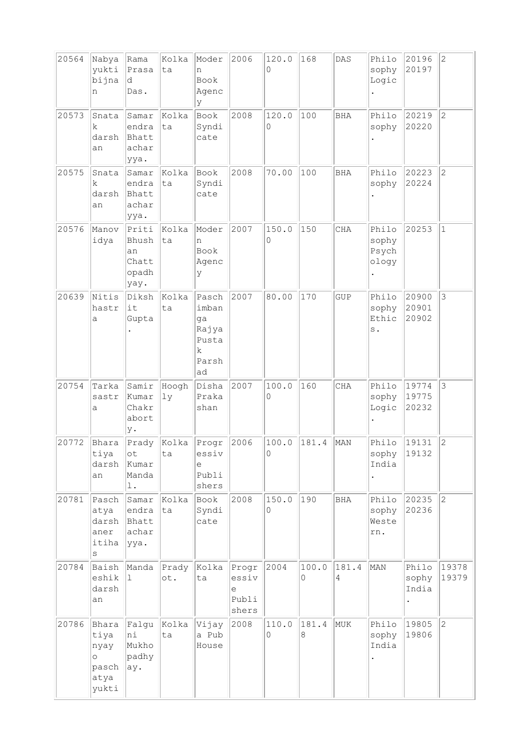| | | | | | | | | | | | |
|---|---|---|---|---|---|---|---|---|---|---|---|
| 20564 | Nabyayuktibijnan | Rama Prasad Das. | Kolkata | Modern Book Agency | 2006 | 120.00 | 168 | DAS | Philosophy Logic. | 20196 20197 | 2 |
| 20573 | Snatak darshan | Samarendra Bhattacharyya. | Kolkata | Book Syndicate | 2008 | 120.00 | 100 | BHA | Philosophy. | 20219 20220 | 2 |
| 20575 | Snatak darshan | Samarendra Bhattacharyya. | Kolkata | Book Syndicate | 2008 | 70.00 | 100 | BHA | Philosophy. | 20223 20224 | 2 |
| 20576 | Manovidya | Priti Bhushan Chattopadhyay. | Kolkata | Modern Book Agency | 2007 | 150.00 | 150 | CHA | Philosophy Psychology. | 20253 | 1 |
| 20639 | Nitishastra | Dikshit Gupta. | Kolkata | Paschimbanga Rajya Pustak Parshad | 2007 | 80.00 | 170 | GUP | Philosophy Ethics. | 20900 20901 20902 | 3 |
| 20754 | Tarkasastra | Samir Kumar Chakraborty. | Hooghly | Disha Prakashan | 2007 | 100.00 | 160 | CHA | Philosophy Logic. | 19774 19775 20232 | 3 |
| 20772 | Bharatiya darshan | Pradyot Kumar Mandal. | Kolkata | Progressive Publishers | 2006 | 100.00 | 181.4 | MAN | Philosophy India. | 19131 19132 | 2 |
| 20781 | Paschatya darshaner itihas | Samarendra Bhattacharyya. | Kolkata | Book Syndicate | 2008 | 150.00 | 190 | BHA | Philosophy Western. | 20235 20236 | 2 |
| 20784 | Baisheshik darshan | Mandal | Pradyot. | Kolkata | Progressive Publishers | 2004 | 100.00 | 181.44 | MAN | Philosophy India. | 19378 19379 |
| 20786 | Bharatiya nyay o paschatya yukti | Falguni Mukhopadhyay. | Kolkata | Vijaya Pub House | 2008 | 110.00 | 181.48 | MUK | Philosophy India. | 19805 19806 | 2 |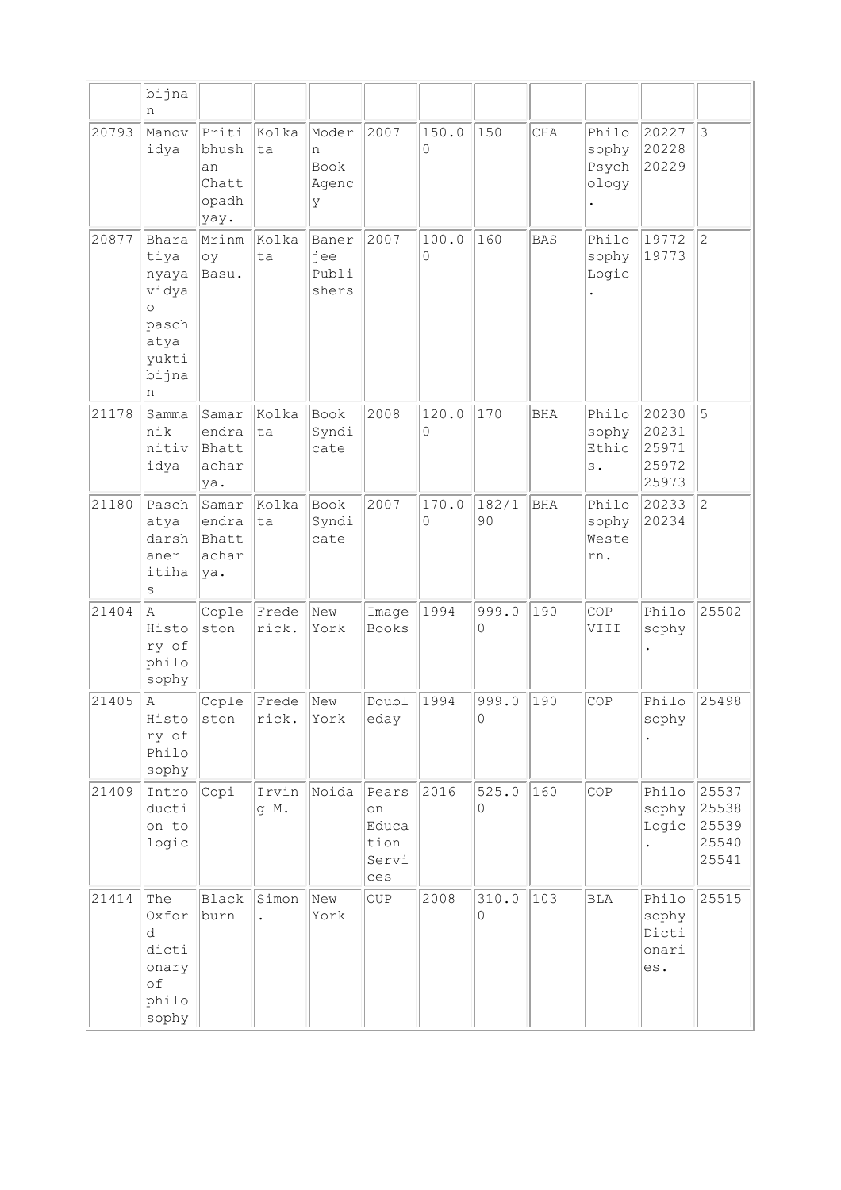|  |  |  |  |  |  |  |  |  |  |  |  |
|---|---|---|---|---|---|---|---|---|---|---|---|
|  | bijnan |  |  |  |  |  |  |  |  |  |  |
| 20793 | Manovidya | Pritibhushan Chattopadhyay. | Kolkata | Modern Book Agency | 2007 | 150.00 | 150 | CHA | Philosophy Psychology. | 20227 20228 20229 | 3 |
| 20877 | Bharatiya nyaya vidya o paschatya yukti bijnan | Mrinmoy Basu. | Kolkata | Banerjee Publishers | 2007 | 100.00 | 160 | BAS | Philosophy Logic. | 19772 19773 | 2 |
| 21178 | Sammanik nitividya | Samarendra Bhattacharya. | Kolkata | Book Syndicate | 2008 | 120.00 | 170 | BHA | Philosophy Ethics. | 20230 20231 25971 25972 25973 | 5 |
| 21180 | Paschatya darshaner itihas | Samarendra Bhattacharya. | Kolkata | Book Syndicate | 2007 | 170.00 | 182/190 | BHA | Philosophy Western. | 20233 20234 | 2 |
| 21404 | A History of philosophy | Copleston | Frederick. | New York | Image Books | 1994 | 999.00 | 190 | COP VIII | Philosophy. | 25502 |
| 21405 | A History of Philosophy | Copleston | Frederick. | New York | Doubleday | 1994 | 999.00 | 190 | COP | Philosophy. | 25498 |
| 21409 | Introduction to logic | Copi | Irving M. | Noida | Pearson Education Services | 2016 | 525.00 | 160 | COP | Philosophy Logic. | 25537 25538 25539 25540 25541 |
| 21414 | The Oxford dictionary of philosophy | Blackburn | Simon. | New York | OUP | 2008 | 310.00 | 103 | BLA | Philosophy Dictionaries. | 25515 |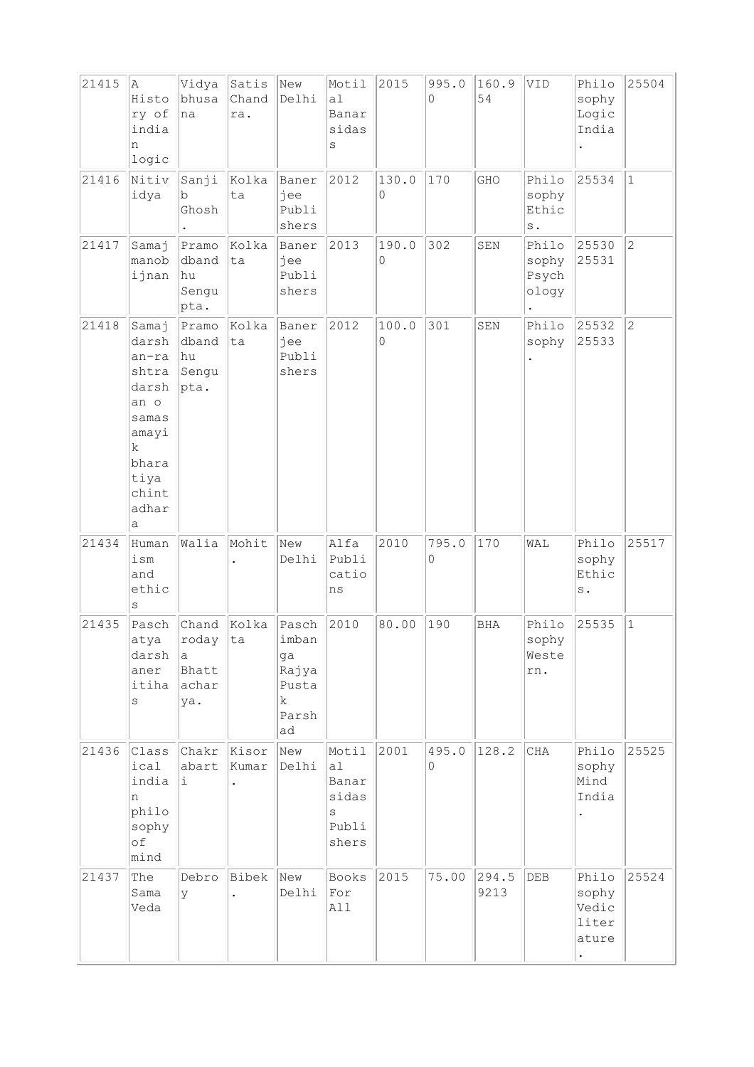| 21415 | A History of indian logic | Vidyabhusana | Satis Chandra. | New Delhi | Motilal Banarsidass | 2015 | 995.00 | 160.954 | VID | Philosophy Logic India. | 25504 |
|---|---|---|---|---|---|---|---|---|---|---|---|
| 21416 | Nitividya | Sanjib Ghosh. | Kolkata | Banerjee Publishers | 2012 | 130.00 | 170 | GHO | Philosophy Ethics. | 25534 | 1 |
| 21417 | Samajmanobijnan | Pramodbandhu Sengupta. | Kolkata | Banerjee Publishers | 2013 | 190.00 | 302 | SEN | Philosophy Psychology. | 25530 25531 | 2 |
| 21418 | Samajdarshan-rashtradarshan o samasamayik bharatiya chintadhara | Pramodbandhu Sengupta. | Kolkata | Banerjee Publishers | 2012 | 100.00 | 301 | SEN | Philosophy. | 25532 25533 | 2 |
| 21434 | Humanism and ethics | Walia | Mohit. | New Delhi | Alfa Publications | 2010 | 795.00 | 170 | WAL | Philosophy Ethics. | 25517 |
| 21435 | Paschatya darshaner itihas | Chandroday a Bhattacharya. | Kolkata | Paschimbanga Rajya Pustak Parshad | 2010 | 80.00 | 190 | BHA | Philosophy Western. | 25535 | 1 |
| 21436 | Classical indian philosophy of mind | Chakrabarti | Kisor Kumar. | New Delhi | Motilal Banarsidass Publishers | 2001 | 495.00 | 128.2 | CHA | Philosophy Mind India. | 25525 |
| 21437 | The Sama Veda | Debroy | Bibek. | New Delhi | Books For All | 2015 | 75.00 | 294.59213 | DEB | Philosophy Vedic literature. | 25524 |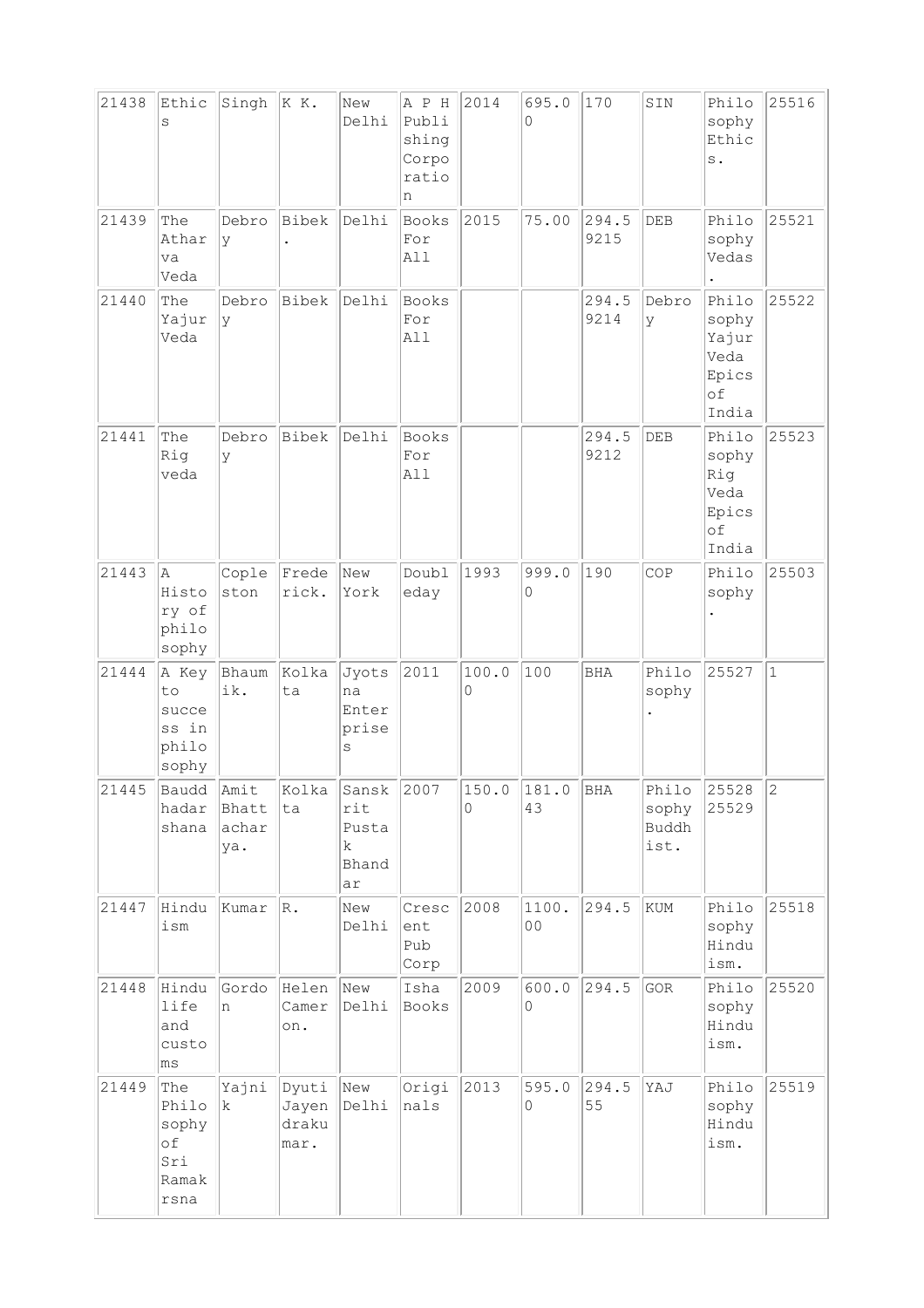| 21438 | Ethics | Singh | K K. | New Delhi | A P H Publishing Corporation | 2014 | 695.00 | 170 | SIN | Philosophy Ethics. | 25516 |
|---|---|---|---|---|---|---|---|---|---|---|---|
| 21439 | The Atharva Veda | Debroy | Bibek . | Delhi | Books For All | 2015 | 75.00 | 294.59215 | DEB | Philosophy Vedas . | 25521 |
| 21440 | The Yajur Veda | Debroy | Bibek | Delhi | Books For All | | | 294.59214 | Debroy | Philosophy Yajur Veda Epics of India | 25522 |
| 21441 | The Rig veda | Debroy | Bibek | Delhi | Books For All | | | 294.59212 | DEB | Philosophy Rig Veda Epics of India | 25523 |
| 21443 | A History of philosophy | Copleston | Frederick. | New York | Doubleday | 1993 | 999.00 | 190 | COP | Philosophy . | 25503 |
| 21444 | A Key to success in philosophy | Bhaumik. | Kolkata | Jyotsna Enterprises | 2011 | 100.00 | 100 | BHA | Philosophy . | 25527 | 1 |
| 21445 | Bauddhadarshana | Amit Bhattacharya. | Kolkata | Sanskrit Pustak Bhandar | 2007 | 150.00 | 181.043 | BHA | Philosophy Buddhist. | 25528 25529 | 2 |
| 21447 | Hinduism | Kumar | R. | New Delhi | Crescent Pub Corp | 2008 | 1100.00 | 294.5 | KUM | Philosophy Hinduism. | 25518 |
| 21448 | Hindu life and customs | Gordon | Helen Cameron. | New Delhi | Isha Books | 2009 | 600.00 | 294.5 | GOR | Philosophy Hinduism. | 25520 |
| 21449 | The Philosophy of Sri Ramakrsna | Yajnik | Dyuti Jayendrakumar. | New Delhi | Originals | 2013 | 595.00 | 294.555 | YAJ | Philosophy Hinduism. | 25519 |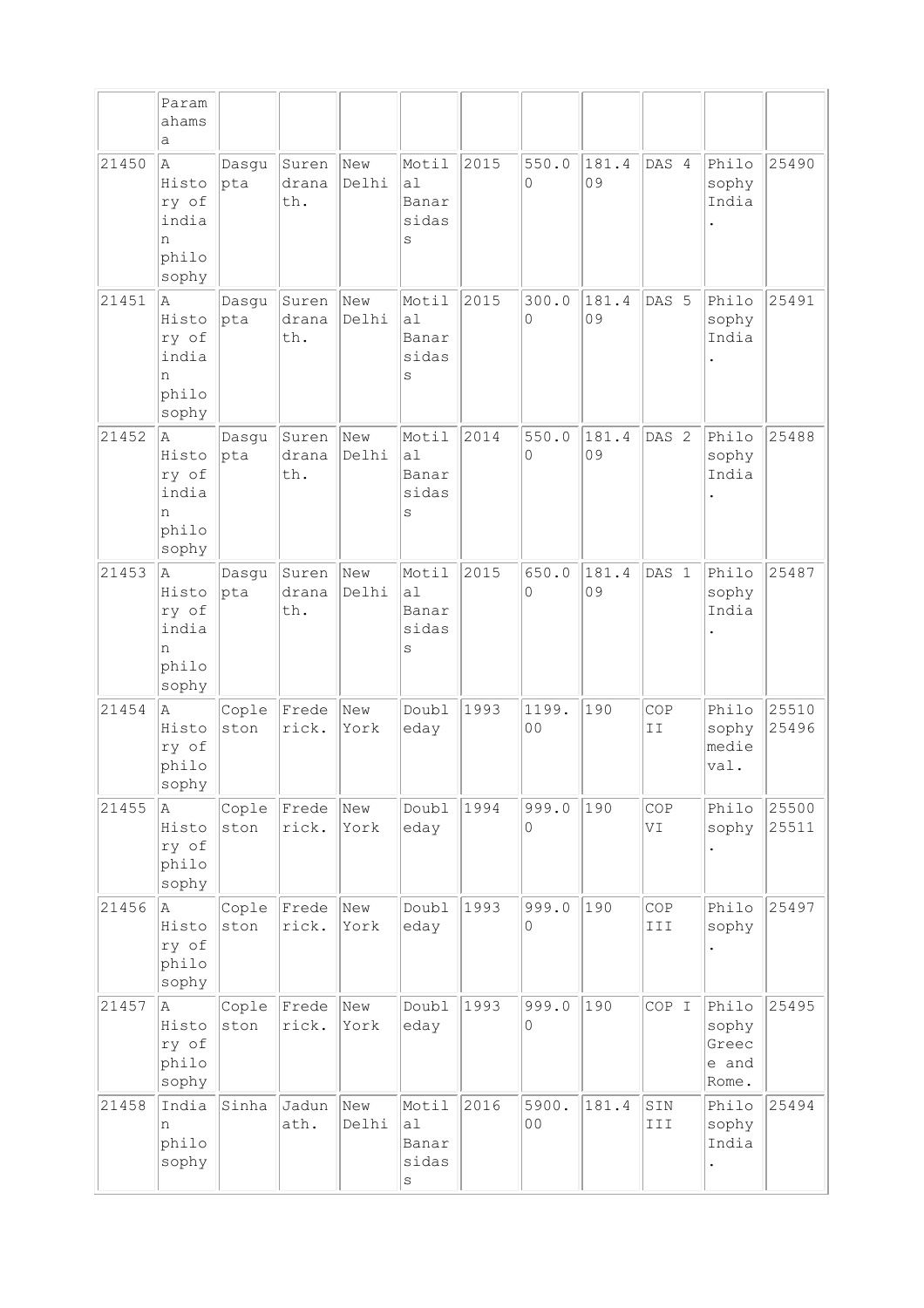| | Paramahamsa | | | | | | | | | | |
|---|---|---|---|---|---|---|---|---|---|---|---|
| 21450 | A History of indian philosophy | Dasgupta | Surendranath. | New Delhi | Motilal Banarsidass | 2015 | 550.00 | 181.409 | DAS 4 | Philosophy India. | 25490 |
| 21451 | A History of indian philosophy | Dasgupta | Surendranath. | New Delhi | Motilal Banarsidass | 2015 | 300.00 | 181.409 | DAS 5 | Philosophy India. | 25491 |
| 21452 | A History of indian philosophy | Dasgupta | Surendranath. | New Delhi | Motilal Banarsidass | 2014 | 550.00 | 181.409 | DAS 2 | Philosophy India. | 25488 |
| 21453 | A History of indian philosophy | Dasgupta | Surendranath. | New Delhi | Motilal Banarsidass | 2015 | 650.00 | 181.409 | DAS 1 | Philosophy India. | 25487 |
| 21454 | A History of philosophy | Copleston | Frederick. | New York | Doubleday | 1993 | 1199.00 | 190 | COP II | Philosophy medieval. | 25510 25496 |
| 21455 | A History of philosophy | Copleston | Frederick. | New York | Doubleday | 1994 | 999.00 | 190 | COP VI | Philosophy. | 25500 25511 |
| 21456 | A History of philosophy | Copleston | Frederick. | New York | Doubleday | 1993 | 999.00 | 190 | COP III | Philosophy. | 25497 |
| 21457 | A History of philosophy | Copleston | Frederick. | New York | Doubleday | 1993 | 999.00 | 190 | COP I | Philosophy Greece and Rome. | 25495 |
| 21458 | Indian philosophy | Sinha | Jadunath. | New Delhi | Motilal Banarsidass | 2016 | 5900.00 | 181.4 | SIN III | Philosophy India. | 25494 |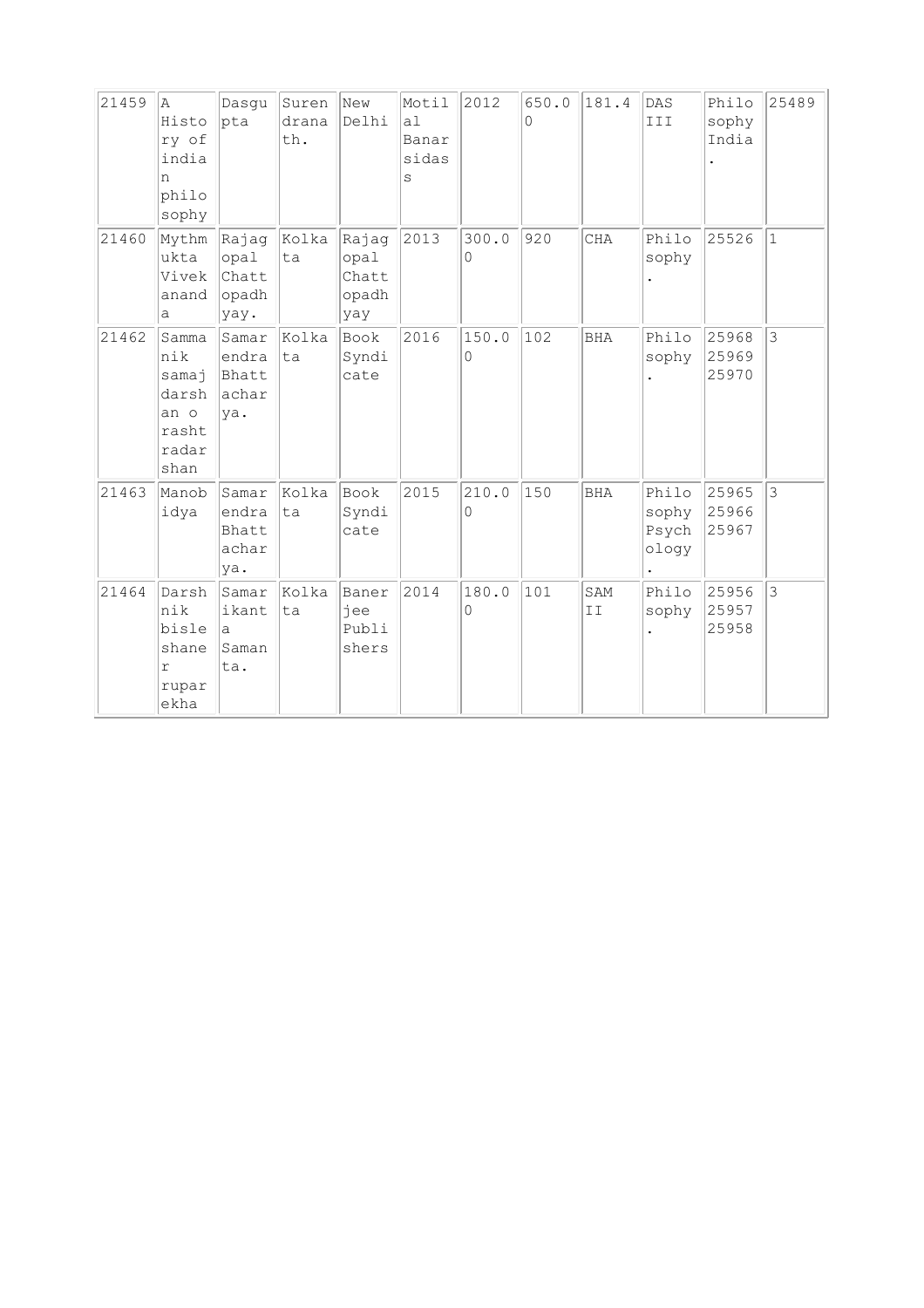| | | | | | | | | | | | |
|---|---|---|---|---|---|---|---|---|---|---|---|
| 21459 | A History of indian philosophy | Dasgupta | Surendranath. | New Delhi | Motilal Banarsidass | 2012 | 650.00 | 181.4 | DAS III | Philosophy India. | 25489 |
| 21460 | Mythmukta Vivekananda | Rajagopal Chattopadhyay. | Kolkata | Rajagopal Chattopadhyay | 2013 | 300.00 | 920 | CHA | Philosophy. | 25526 | 1 |
| 21462 | Sammanik samaj darshan o rashtradarshan | Samarendra Bhattacharya. | Kolkata | Book Syndicate | 2016 | 150.00 | 102 | BHA | Philosophy. | 25968 25969 25970 | 3 |
| 21463 | Manobidya | Samarendra Bhattacharya. | Kolkata | Book Syndicate | 2015 | 210.00 | 150 | BHA | Philosophy Psychology. | 25965 25966 25967 | 3 |
| 21464 | Darshnik bisleshaner ruparekha | Samarikanta Samanta. | Kolkata | Banerjee Publishers | 2014 | 180.00 | 101 | SAM II | Philosophy. | 25956 25957 25958 | 3 |